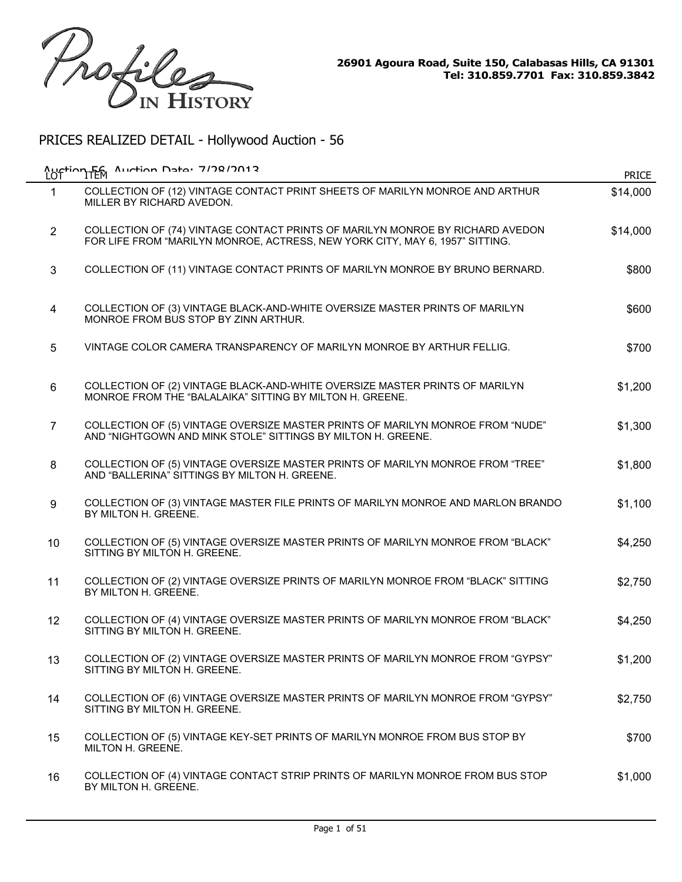Profiles IN HISTORY

**26901 Agoura Road, Suite 150, Calabasas Hills, CA 91301**
**Tel: 310.859.7701 Fax: 310.859.3842**

## PRICES REALIZED DETAIL - Hollywood Auction - 56

Auction 56 Auction Date: 7/28/2013

| LOT | ITEM | PRICE |
|---|---|---|
| 1 | COLLECTION OF (12) VINTAGE CONTACT PRINT SHEETS OF MARILYN MONROE AND ARTHUR MILLER BY RICHARD AVEDON. | $14,000 |
| 2 | COLLECTION OF (74) VINTAGE CONTACT PRINTS OF MARILYN MONROE BY RICHARD AVEDON FOR LIFE FROM "MARILYN MONROE, ACTRESS, NEW YORK CITY, MAY 6, 1957" SITTING. | $14,000 |
| 3 | COLLECTION OF (11) VINTAGE CONTACT PRINTS OF MARILYN MONROE BY BRUNO BERNARD. | $800 |
| 4 | COLLECTION OF (3) VINTAGE BLACK-AND-WHITE OVERSIZE MASTER PRINTS OF MARILYN MONROE FROM BUS STOP BY ZINN ARTHUR. | $600 |
| 5 | VINTAGE COLOR CAMERA TRANSPARENCY OF MARILYN MONROE BY ARTHUR FELLIG. | $700 |
| 6 | COLLECTION OF (2) VINTAGE BLACK-AND-WHITE OVERSIZE MASTER PRINTS OF MARILYN MONROE FROM THE "BALALAIKA" SITTING BY MILTON H. GREENE. | $1,200 |
| 7 | COLLECTION OF (5) VINTAGE OVERSIZE MASTER PRINTS OF MARILYN MONROE FROM "NUDE" AND "NIGHTGOWN AND MINK STOLE" SITTINGS BY MILTON H. GREENE. | $1,300 |
| 8 | COLLECTION OF (5) VINTAGE OVERSIZE MASTER PRINTS OF MARILYN MONROE FROM "TREE" AND "BALLERINA" SITTINGS BY MILTON H. GREENE. | $1,800 |
| 9 | COLLECTION OF (3) VINTAGE MASTER FILE PRINTS OF MARILYN MONROE AND MARLON BRANDO BY MILTON H. GREENE. | $1,100 |
| 10 | COLLECTION OF (5) VINTAGE OVERSIZE MASTER PRINTS OF MARILYN MONROE FROM "BLACK" SITTING BY MILTON H. GREENE. | $4,250 |
| 11 | COLLECTION OF (2) VINTAGE OVERSIZE PRINTS OF MARILYN MONROE FROM "BLACK" SITTING BY MILTON H. GREENE. | $2,750 |
| 12 | COLLECTION OF (4) VINTAGE OVERSIZE MASTER PRINTS OF MARILYN MONROE FROM "BLACK" SITTING BY MILTON H. GREENE. | $4,250 |
| 13 | COLLECTION OF (2) VINTAGE OVERSIZE MASTER PRINTS OF MARILYN MONROE FROM "GYPSY" SITTING BY MILTON H. GREENE. | $1,200 |
| 14 | COLLECTION OF (6) VINTAGE OVERSIZE MASTER PRINTS OF MARILYN MONROE FROM "GYPSY" SITTING BY MILTON H. GREENE. | $2,750 |
| 15 | COLLECTION OF (5) VINTAGE KEY-SET PRINTS OF MARILYN MONROE FROM BUS STOP BY MILTON H. GREENE. | $700 |
| 16 | COLLECTION OF (4) VINTAGE CONTACT STRIP PRINTS OF MARILYN MONROE FROM BUS STOP BY MILTON H. GREENE. | $1,000 |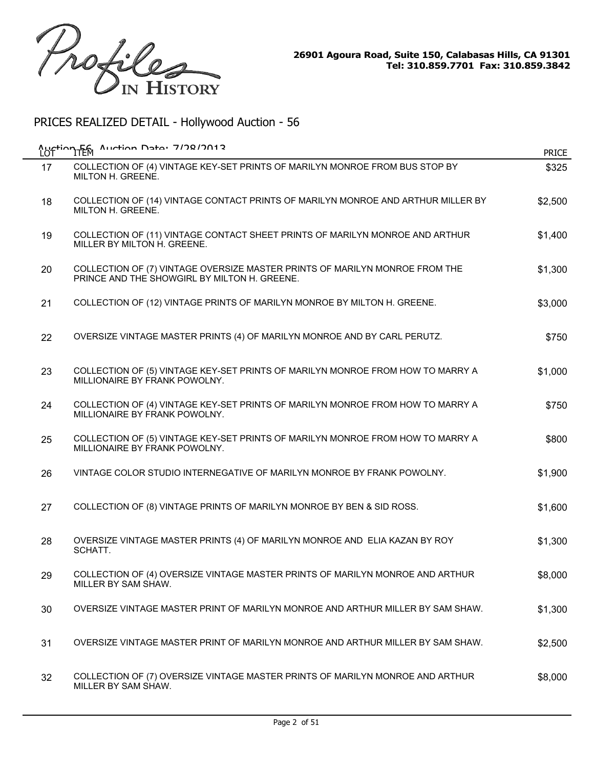Profiles IN HISTORY

26901 Agoura Road, Suite 150, Calabasas Hills, CA 91301
Tel: 310.859.7701 Fax: 310.859.3842

## PRICES REALIZED DETAIL - Hollywood Auction - 56

Auction 56 Auction Date: 7/28/2013

| LOT | ITEM | PRICE |
|---|---|---|
| 17 | COLLECTION OF (4) VINTAGE KEY-SET PRINTS OF MARILYN MONROE FROM BUS STOP BY MILTON H. GREENE. | $325 |
| 18 | COLLECTION OF (14) VINTAGE CONTACT PRINTS OF MARILYN MONROE AND ARTHUR MILLER BY MILTON H. GREENE. | $2,500 |
| 19 | COLLECTION OF (11) VINTAGE CONTACT SHEET PRINTS OF MARILYN MONROE AND ARTHUR MILLER BY MILTON H. GREENE. | $1,400 |
| 20 | COLLECTION OF (7) VINTAGE OVERSIZE MASTER PRINTS OF MARILYN MONROE FROM THE PRINCE AND THE SHOWGIRL BY MILTON H. GREENE. | $1,300 |
| 21 | COLLECTION OF (12) VINTAGE PRINTS OF MARILYN MONROE BY MILTON H. GREENE. | $3,000 |
| 22 | OVERSIZE VINTAGE MASTER PRINTS (4) OF MARILYN MONROE AND BY CARL PERUTZ. | $750 |
| 23 | COLLECTION OF (5) VINTAGE KEY-SET PRINTS OF MARILYN MONROE FROM HOW TO MARRY A MILLIONAIRE BY FRANK POWOLNY. | $1,000 |
| 24 | COLLECTION OF (4) VINTAGE KEY-SET PRINTS OF MARILYN MONROE FROM HOW TO MARRY A MILLIONAIRE BY FRANK POWOLNY. | $750 |
| 25 | COLLECTION OF (5) VINTAGE KEY-SET PRINTS OF MARILYN MONROE FROM HOW TO MARRY A MILLIONAIRE BY FRANK POWOLNY. | $800 |
| 26 | VINTAGE COLOR STUDIO INTERNEGATIVE OF MARILYN MONROE BY FRANK POWOLNY. | $1,900 |
| 27 | COLLECTION OF (8) VINTAGE PRINTS OF MARILYN MONROE BY BEN & SID ROSS. | $1,600 |
| 28 | OVERSIZE VINTAGE MASTER PRINTS (4) OF MARILYN MONROE AND ELIA KAZAN BY ROY SCHATT. | $1,300 |
| 29 | COLLECTION OF (4) OVERSIZE VINTAGE MASTER PRINTS OF MARILYN MONROE AND ARTHUR MILLER BY SAM SHAW. | $8,000 |
| 30 | OVERSIZE VINTAGE MASTER PRINT OF MARILYN MONROE AND ARTHUR MILLER BY SAM SHAW. | $1,300 |
| 31 | OVERSIZE VINTAGE MASTER PRINT OF MARILYN MONROE AND ARTHUR MILLER BY SAM SHAW. | $2,500 |
| 32 | COLLECTION OF (7) OVERSIZE VINTAGE MASTER PRINTS OF MARILYN MONROE AND ARTHUR MILLER BY SAM SHAW. | $8,000 |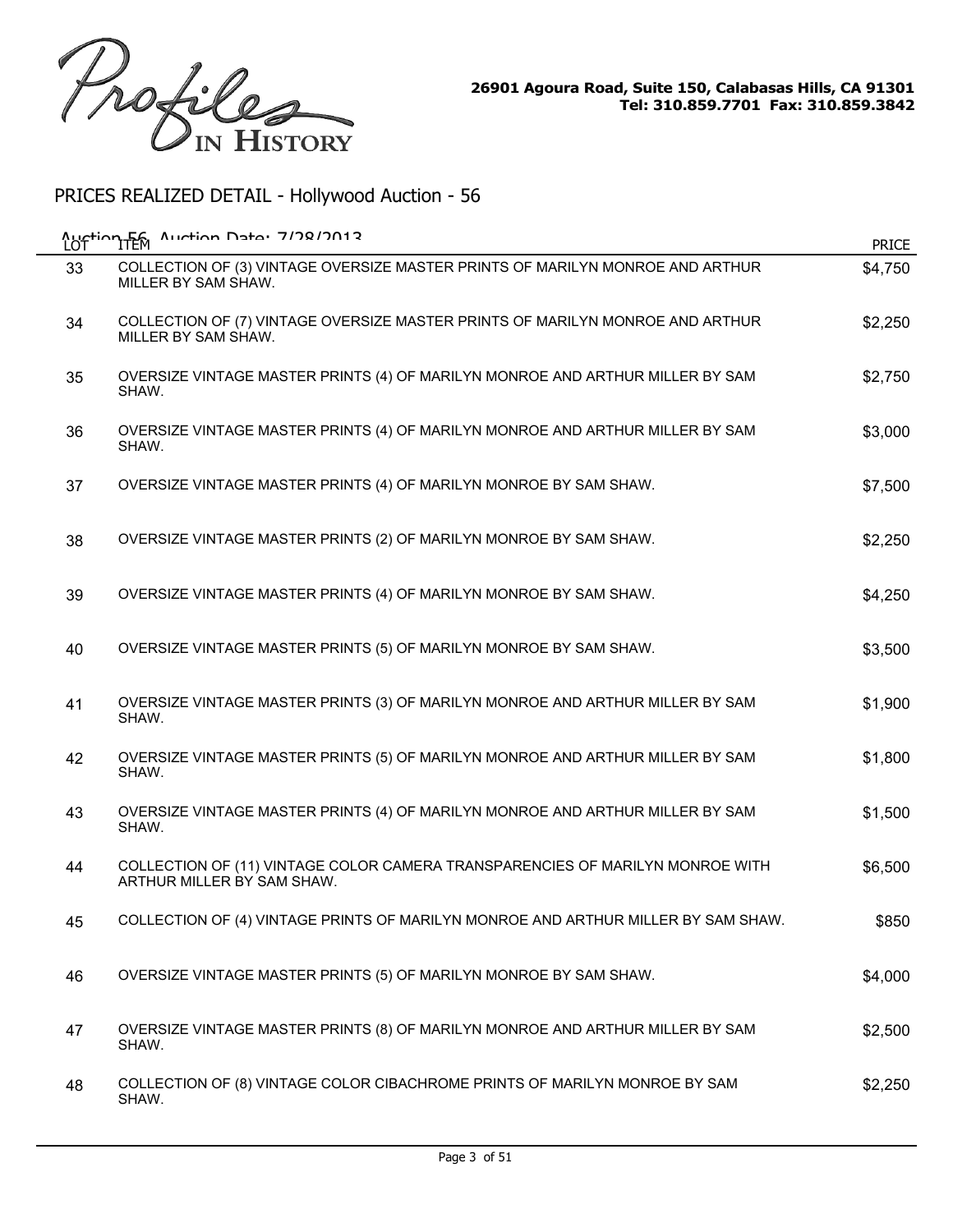# PRICES REALIZED DETAIL - Hollywood Auction - 56

Auction 56 Auction Date: 7/28/2013

| LOT | ITEM | PRICE |
|---|---|---|
| 33 | COLLECTION OF (3) VINTAGE OVERSIZE MASTER PRINTS OF MARILYN MONROE AND ARTHUR MILLER BY SAM SHAW. | $4,750 |
| 34 | COLLECTION OF (7) VINTAGE OVERSIZE MASTER PRINTS OF MARILYN MONROE AND ARTHUR MILLER BY SAM SHAW. | $2,250 |
| 35 | OVERSIZE VINTAGE MASTER PRINTS (4) OF MARILYN MONROE AND ARTHUR MILLER BY SAM SHAW. | $2,750 |
| 36 | OVERSIZE VINTAGE MASTER PRINTS (4) OF MARILYN MONROE AND ARTHUR MILLER BY SAM SHAW. | $3,000 |
| 37 | OVERSIZE VINTAGE MASTER PRINTS (4) OF MARILYN MONROE BY SAM SHAW. | $7,500 |
| 38 | OVERSIZE VINTAGE MASTER PRINTS (2) OF MARILYN MONROE BY SAM SHAW. | $2,250 |
| 39 | OVERSIZE VINTAGE MASTER PRINTS (4) OF MARILYN MONROE BY SAM SHAW. | $4,250 |
| 40 | OVERSIZE VINTAGE MASTER PRINTS (5) OF MARILYN MONROE BY SAM SHAW. | $3,500 |
| 41 | OVERSIZE VINTAGE MASTER PRINTS (3) OF MARILYN MONROE AND ARTHUR MILLER BY SAM SHAW. | $1,900 |
| 42 | OVERSIZE VINTAGE MASTER PRINTS (5) OF MARILYN MONROE AND ARTHUR MILLER BY SAM SHAW. | $1,800 |
| 43 | OVERSIZE VINTAGE MASTER PRINTS (4) OF MARILYN MONROE AND ARTHUR MILLER BY SAM SHAW. | $1,500 |
| 44 | COLLECTION OF (11) VINTAGE COLOR CAMERA TRANSPARENCIES OF MARILYN MONROE WITH ARTHUR MILLER BY SAM SHAW. | $6,500 |
| 45 | COLLECTION OF (4) VINTAGE PRINTS OF MARILYN MONROE AND ARTHUR MILLER BY SAM SHAW. | $850 |
| 46 | OVERSIZE VINTAGE MASTER PRINTS (5) OF MARILYN MONROE BY SAM SHAW. | $4,000 |
| 47 | OVERSIZE VINTAGE MASTER PRINTS (8) OF MARILYN MONROE AND ARTHUR MILLER BY SAM SHAW. | $2,500 |
| 48 | COLLECTION OF (8) VINTAGE COLOR CIBACHROME PRINTS OF MARILYN MONROE BY SAM SHAW. | $2,250 |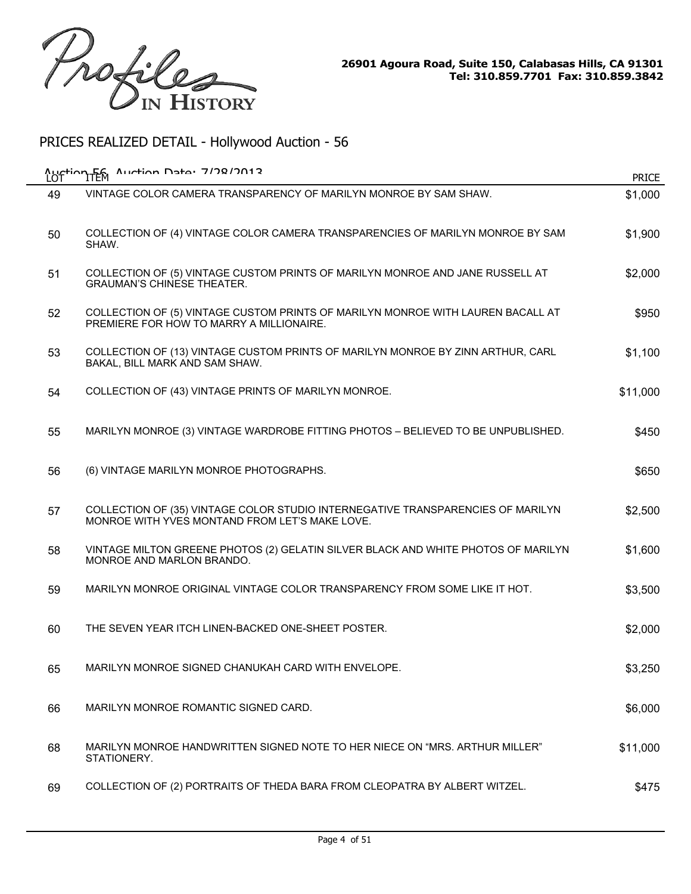Profiles IN HISTORY

26901 Agoura Road, Suite 150, Calabasas Hills, CA 91301
Tel: 310.859.7701 Fax: 310.859.3842

## PRICES REALIZED DETAIL - Hollywood Auction - 56

Auction 56 Auction Date: 7/28/2013

| LOT | ITEM | PRICE |
|---|---|---|
| 49 | VINTAGE COLOR CAMERA TRANSPARENCY OF MARILYN MONROE BY SAM SHAW. | $1,000 |
| 50 | COLLECTION OF (4) VINTAGE COLOR CAMERA TRANSPARENCIES OF MARILYN MONROE BY SAM SHAW. | $1,900 |
| 51 | COLLECTION OF (5) VINTAGE CUSTOM PRINTS OF MARILYN MONROE AND JANE RUSSELL AT GRAUMAN'S CHINESE THEATER. | $2,000 |
| 52 | COLLECTION OF (5) VINTAGE CUSTOM PRINTS OF MARILYN MONROE WITH LAUREN BACALL AT PREMIERE FOR HOW TO MARRY A MILLIONAIRE. | $950 |
| 53 | COLLECTION OF (13) VINTAGE CUSTOM PRINTS OF MARILYN MONROE BY ZINN ARTHUR, CARL BAKAL, BILL MARK AND SAM SHAW. | $1,100 |
| 54 | COLLECTION OF (43) VINTAGE PRINTS OF MARILYN MONROE. | $11,000 |
| 55 | MARILYN MONROE (3) VINTAGE WARDROBE FITTING PHOTOS – BELIEVED TO BE UNPUBLISHED. | $450 |
| 56 | (6) VINTAGE MARILYN MONROE PHOTOGRAPHS. | $650 |
| 57 | COLLECTION OF (35) VINTAGE COLOR STUDIO INTERNEGATIVE TRANSPARENCIES OF MARILYN MONROE WITH YVES MONTAND FROM LET'S MAKE LOVE. | $2,500 |
| 58 | VINTAGE MILTON GREENE PHOTOS (2) GELATIN SILVER BLACK AND WHITE PHOTOS OF MARILYN MONROE AND MARLON BRANDO. | $1,600 |
| 59 | MARILYN MONROE ORIGINAL VINTAGE COLOR TRANSPARENCY FROM SOME LIKE IT HOT. | $3,500 |
| 60 | THE SEVEN YEAR ITCH LINEN-BACKED ONE-SHEET POSTER. | $2,000 |
| 65 | MARILYN MONROE SIGNED CHANUKAH CARD WITH ENVELOPE. | $3,250 |
| 66 | MARILYN MONROE ROMANTIC SIGNED CARD. | $6,000 |
| 68 | MARILYN MONROE HANDWRITTEN SIGNED NOTE TO HER NIECE ON "MRS. ARTHUR MILLER" STATIONERY. | $11,000 |
| 69 | COLLECTION OF (2) PORTRAITS OF THEDA BARA FROM CLEOPATRA BY ALBERT WITZEL. | $475 |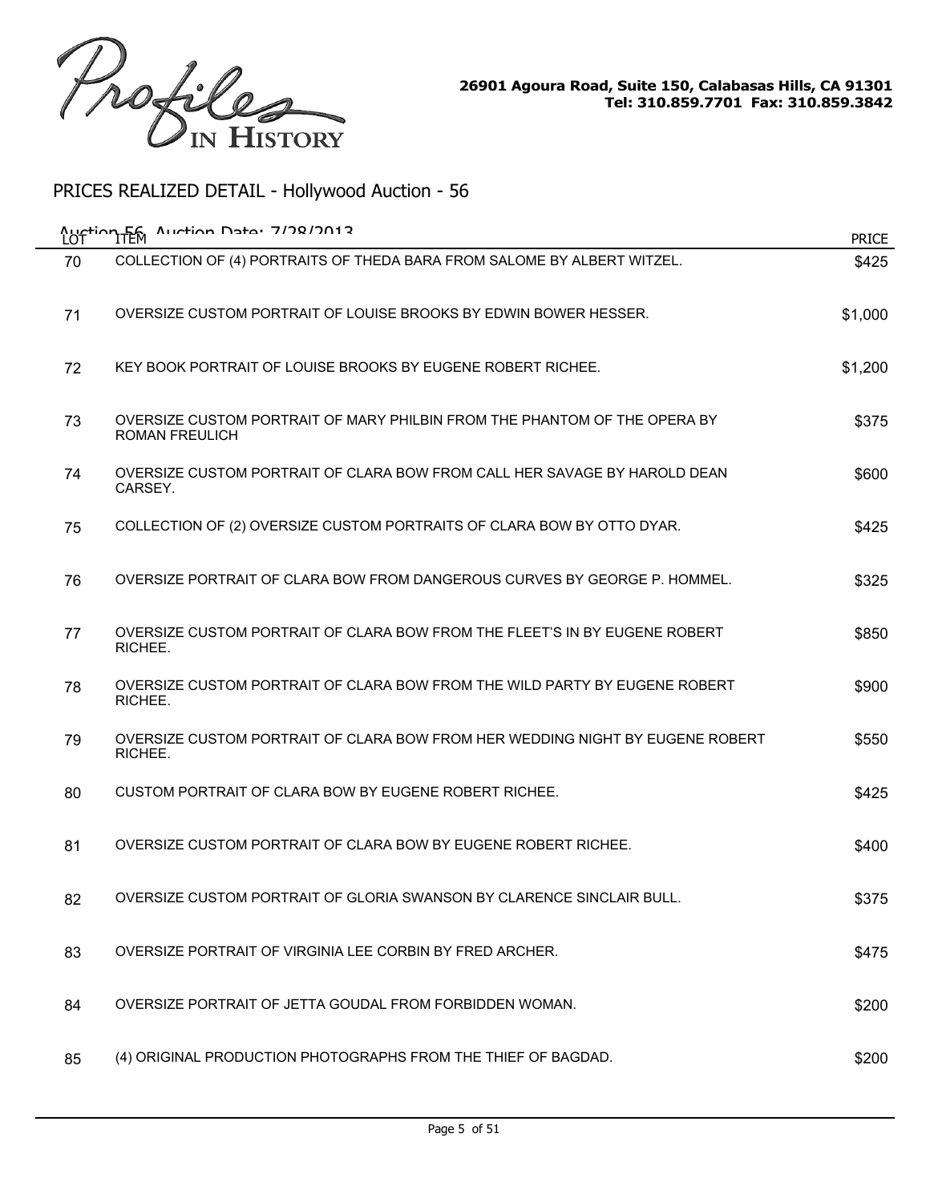Profiles IN HISTORY

26901 Agoura Road, Suite 150, Calabasas Hills, CA 91301
Tel: 310.859.7701 Fax: 310.859.3842

## PRICES REALIZED DETAIL - Hollywood Auction - 56

Auction 56 Auction Date: 7/28/2013

| LOT | ITEM | PRICE |
|---|---|---|
| 70 | COLLECTION OF (4) PORTRAITS OF THEDA BARA FROM SALOME BY ALBERT WITZEL. | $425 |
| 71 | OVERSIZE CUSTOM PORTRAIT OF LOUISE BROOKS BY EDWIN BOWER HESSER. | $1,000 |
| 72 | KEY BOOK PORTRAIT OF LOUISE BROOKS BY EUGENE ROBERT RICHEE. | $1,200 |
| 73 | OVERSIZE CUSTOM PORTRAIT OF MARY PHILBIN FROM THE PHANTOM OF THE OPERA BY ROMAN FREULICH | $375 |
| 74 | OVERSIZE CUSTOM PORTRAIT OF CLARA BOW FROM CALL HER SAVAGE BY HAROLD DEAN CARSEY. | $600 |
| 75 | COLLECTION OF (2) OVERSIZE CUSTOM PORTRAITS OF CLARA BOW BY OTTO DYAR. | $425 |
| 76 | OVERSIZE PORTRAIT OF CLARA BOW FROM DANGEROUS CURVES BY GEORGE P. HOMMEL. | $325 |
| 77 | OVERSIZE CUSTOM PORTRAIT OF CLARA BOW FROM THE FLEET'S IN BY EUGENE ROBERT RICHEE. | $850 |
| 78 | OVERSIZE CUSTOM PORTRAIT OF CLARA BOW FROM THE WILD PARTY BY EUGENE ROBERT RICHEE. | $900 |
| 79 | OVERSIZE CUSTOM PORTRAIT OF CLARA BOW FROM HER WEDDING NIGHT BY EUGENE ROBERT RICHEE. | $550 |
| 80 | CUSTOM PORTRAIT OF CLARA BOW BY EUGENE ROBERT RICHEE. | $425 |
| 81 | OVERSIZE CUSTOM PORTRAIT OF CLARA BOW BY EUGENE ROBERT RICHEE. | $400 |
| 82 | OVERSIZE CUSTOM PORTRAIT OF GLORIA SWANSON BY CLARENCE SINCLAIR BULL. | $375 |
| 83 | OVERSIZE PORTRAIT OF VIRGINIA LEE CORBIN BY FRED ARCHER. | $475 |
| 84 | OVERSIZE PORTRAIT OF JETTA GOUDAL FROM FORBIDDEN WOMAN. | $200 |
| 85 | (4) ORIGINAL PRODUCTION PHOTOGRAPHS FROM THE THIEF OF BAGDAD. | $200 |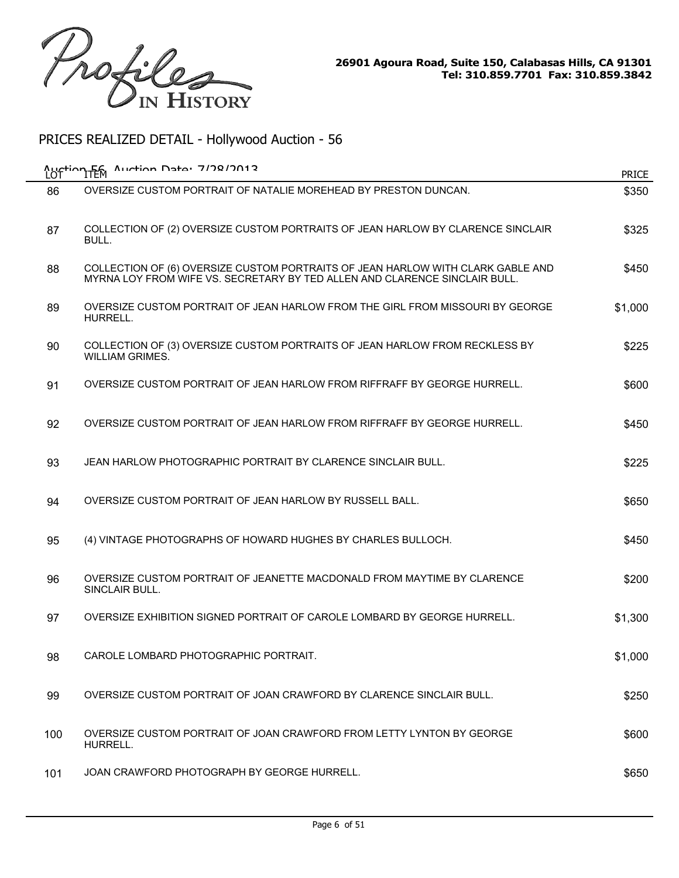Profiles IN HISTORY

26901 Agoura Road, Suite 150, Calabasas Hills, CA 91301
Tel: 310.859.7701 Fax: 310.859.3842

## PRICES REALIZED DETAIL - Hollywood Auction - 56

Auction 56 Auction Date: 7/28/2013

| LOT | ITEM | PRICE |
|---|---|---|
| 86 | OVERSIZE CUSTOM PORTRAIT OF NATALIE MOREHEAD BY PRESTON DUNCAN. | $350 |
| 87 | COLLECTION OF (2) OVERSIZE CUSTOM PORTRAITS OF JEAN HARLOW BY CLARENCE SINCLAIR BULL. | $325 |
| 88 | COLLECTION OF (6) OVERSIZE CUSTOM PORTRAITS OF JEAN HARLOW WITH CLARK GABLE AND MYRNA LOY FROM WIFE VS. SECRETARY BY TED ALLEN AND CLARENCE SINCLAIR BULL. | $450 |
| 89 | OVERSIZE CUSTOM PORTRAIT OF JEAN HARLOW FROM THE GIRL FROM MISSOURI BY GEORGE HURRELL. | $1,000 |
| 90 | COLLECTION OF (3) OVERSIZE CUSTOM PORTRAITS OF JEAN HARLOW FROM RECKLESS BY WILLIAM GRIMES. | $225 |
| 91 | OVERSIZE CUSTOM PORTRAIT OF JEAN HARLOW FROM RIFFRAFF BY GEORGE HURRELL. | $600 |
| 92 | OVERSIZE CUSTOM PORTRAIT OF JEAN HARLOW FROM RIFFRAFF BY GEORGE HURRELL. | $450 |
| 93 | JEAN HARLOW PHOTOGRAPHIC PORTRAIT BY CLARENCE SINCLAIR BULL. | $225 |
| 94 | OVERSIZE CUSTOM PORTRAIT OF JEAN HARLOW BY RUSSELL BALL. | $650 |
| 95 | (4) VINTAGE PHOTOGRAPHS OF HOWARD HUGHES BY CHARLES BULLOCH. | $450 |
| 96 | OVERSIZE CUSTOM PORTRAIT OF JEANETTE MACDONALD FROM MAYTIME BY CLARENCE SINCLAIR BULL. | $200 |
| 97 | OVERSIZE EXHIBITION SIGNED PORTRAIT OF CAROLE LOMBARD BY GEORGE HURRELL. | $1,300 |
| 98 | CAROLE LOMBARD PHOTOGRAPHIC PORTRAIT. | $1,000 |
| 99 | OVERSIZE CUSTOM PORTRAIT OF JOAN CRAWFORD BY CLARENCE SINCLAIR BULL. | $250 |
| 100 | OVERSIZE CUSTOM PORTRAIT OF JOAN CRAWFORD FROM LETTY LYNTON BY GEORGE HURRELL. | $600 |
| 101 | JOAN CRAWFORD PHOTOGRAPH BY GEORGE HURRELL. | $650 |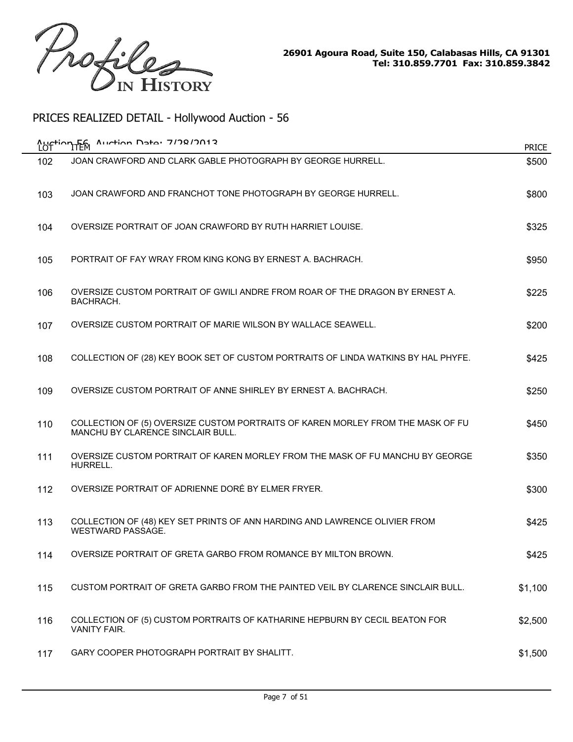Profiles IN HISTORY

**26901 Agoura Road, Suite 150, Calabasas Hills, CA 91301**
**Tel: 310.859.7701 Fax: 310.859.3842**

## PRICES REALIZED DETAIL - Hollywood Auction - 56

Auction 56, Auction Date: 7/28/2013

| LOT | ITEM | PRICE |
|---|---|---|
| 102 | JOAN CRAWFORD AND CLARK GABLE PHOTOGRAPH BY GEORGE HURRELL. | $500 |
| 103 | JOAN CRAWFORD AND FRANCHOT TONE PHOTOGRAPH BY GEORGE HURRELL. | $800 |
| 104 | OVERSIZE PORTRAIT OF JOAN CRAWFORD BY RUTH HARRIET LOUISE. | $325 |
| 105 | PORTRAIT OF FAY WRAY FROM KING KONG BY ERNEST A. BACHRACH. | $950 |
| 106 | OVERSIZE CUSTOM PORTRAIT OF GWILI ANDRE FROM ROAR OF THE DRAGON BY ERNEST A. BACHRACH. | $225 |
| 107 | OVERSIZE CUSTOM PORTRAIT OF MARIE WILSON BY WALLACE SEAWELL. | $200 |
| 108 | COLLECTION OF (28) KEY BOOK SET OF CUSTOM PORTRAITS OF LINDA WATKINS BY HAL PHYFE. | $425 |
| 109 | OVERSIZE CUSTOM PORTRAIT OF ANNE SHIRLEY BY ERNEST A. BACHRACH. | $250 |
| 110 | COLLECTION OF (5) OVERSIZE CUSTOM PORTRAITS OF KAREN MORLEY FROM THE MASK OF FU MANCHU BY CLARENCE SINCLAIR BULL. | $450 |
| 111 | OVERSIZE CUSTOM PORTRAIT OF KAREN MORLEY FROM THE MASK OF FU MANCHU BY GEORGE HURRELL. | $350 |
| 112 | OVERSIZE PORTRAIT OF ADRIENNE DORÉ BY ELMER FRYER. | $300 |
| 113 | COLLECTION OF (48) KEY SET PRINTS OF ANN HARDING AND LAWRENCE OLIVIER FROM WESTWARD PASSAGE. | $425 |
| 114 | OVERSIZE PORTRAIT OF GRETA GARBO FROM ROMANCE BY MILTON BROWN. | $425 |
| 115 | CUSTOM PORTRAIT OF GRETA GARBO FROM THE PAINTED VEIL BY CLARENCE SINCLAIR BULL. | $1,100 |
| 116 | COLLECTION OF (5) CUSTOM PORTRAITS OF KATHARINE HEPBURN BY CECIL BEATON FOR VANITY FAIR. | $2,500 |
| 117 | GARY COOPER PHOTOGRAPH PORTRAIT BY SHALITT. | $1,500 |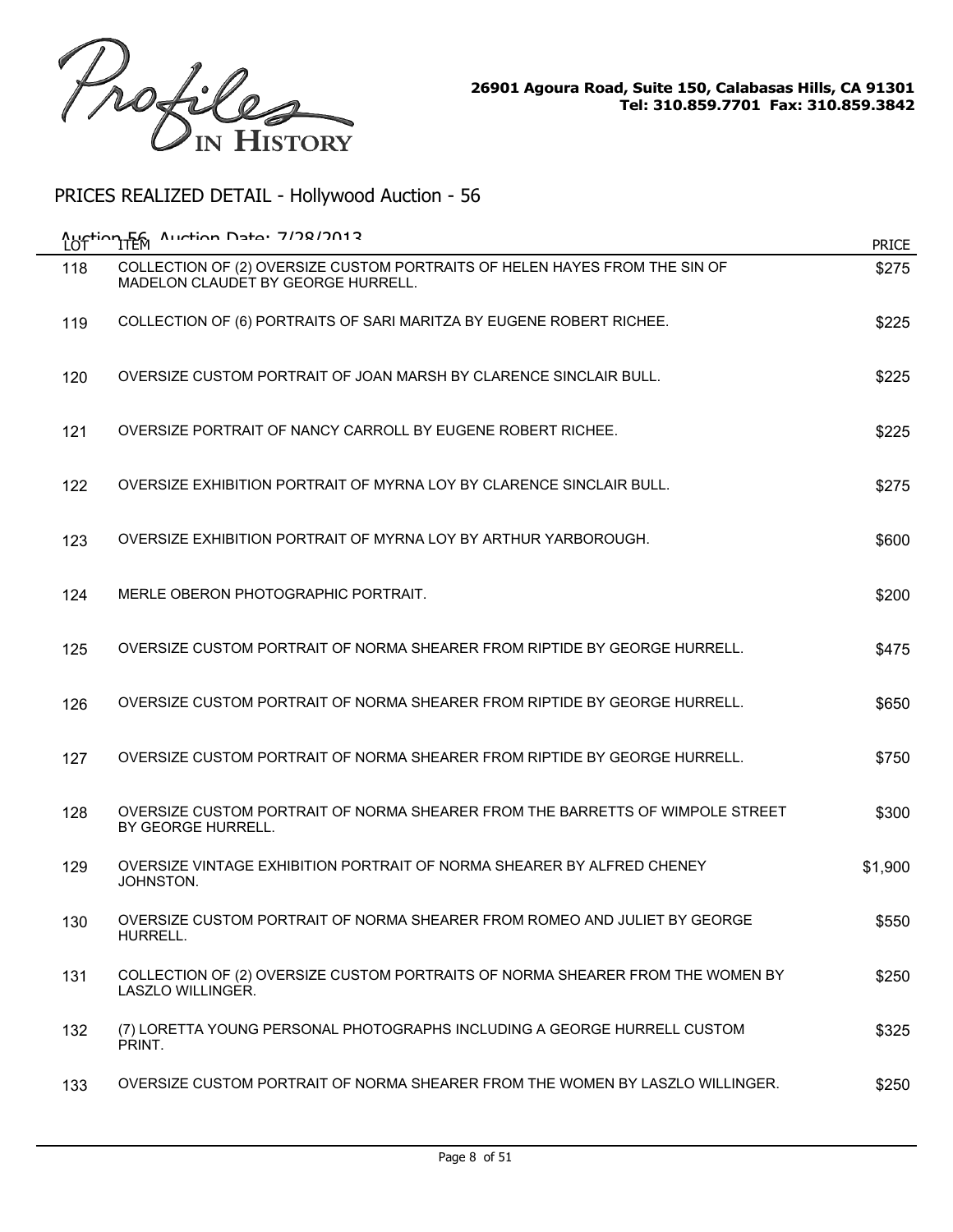26901 Agoura Road, Suite 150, Calabasas Hills, CA 91301
Tel: 310.859.7701 Fax: 310.859.3842

## PRICES REALIZED DETAIL - Hollywood Auction - 56

Auction 56 Auction Date: 7/28/2013

| LOT | ITEM | PRICE |
|---|---|---|
| 118 | COLLECTION OF (2) OVERSIZE CUSTOM PORTRAITS OF HELEN HAYES FROM THE SIN OF MADELON CLAUDET BY GEORGE HURRELL. | $275 |
| 119 | COLLECTION OF (6) PORTRAITS OF SARI MARITZA BY EUGENE ROBERT RICHEE. | $225 |
| 120 | OVERSIZE CUSTOM PORTRAIT OF JOAN MARSH BY CLARENCE SINCLAIR BULL. | $225 |
| 121 | OVERSIZE PORTRAIT OF NANCY CARROLL BY EUGENE ROBERT RICHEE. | $225 |
| 122 | OVERSIZE EXHIBITION PORTRAIT OF MYRNA LOY BY CLARENCE SINCLAIR BULL. | $275 |
| 123 | OVERSIZE EXHIBITION PORTRAIT OF MYRNA LOY BY ARTHUR YARBOROUGH. | $600 |
| 124 | MERLE OBERON PHOTOGRAPHIC PORTRAIT. | $200 |
| 125 | OVERSIZE CUSTOM PORTRAIT OF NORMA SHEARER FROM RIPTIDE BY GEORGE HURRELL. | $475 |
| 126 | OVERSIZE CUSTOM PORTRAIT OF NORMA SHEARER FROM RIPTIDE BY GEORGE HURRELL. | $650 |
| 127 | OVERSIZE CUSTOM PORTRAIT OF NORMA SHEARER FROM RIPTIDE BY GEORGE HURRELL. | $750 |
| 128 | OVERSIZE CUSTOM PORTRAIT OF NORMA SHEARER FROM THE BARRETTS OF WIMPOLE STREET BY GEORGE HURRELL. | $300 |
| 129 | OVERSIZE VINTAGE EXHIBITION PORTRAIT OF NORMA SHEARER BY ALFRED CHENEY JOHNSTON. | $1,900 |
| 130 | OVERSIZE CUSTOM PORTRAIT OF NORMA SHEARER FROM ROMEO AND JULIET BY GEORGE HURRELL. | $550 |
| 131 | COLLECTION OF (2) OVERSIZE CUSTOM PORTRAITS OF NORMA SHEARER FROM THE WOMEN BY LASZLO WILLINGER. | $250 |
| 132 | (7) LORETTA YOUNG PERSONAL PHOTOGRAPHS INCLUDING A GEORGE HURRELL CUSTOM PRINT. | $325 |
| 133 | OVERSIZE CUSTOM PORTRAIT OF NORMA SHEARER FROM THE WOMEN BY LASZLO WILLINGER. | $250 |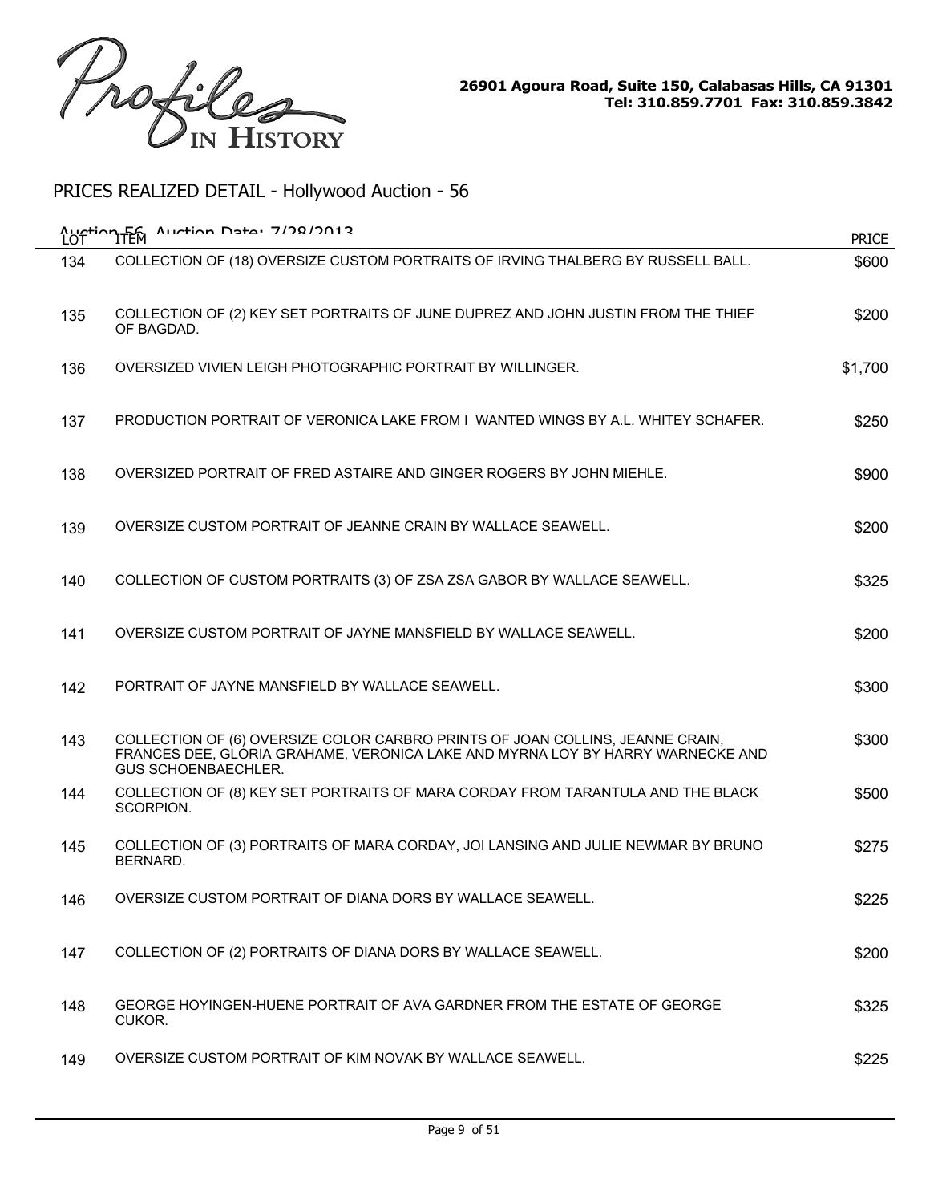Profiles IN HISTORY

26901 Agoura Road, Suite 150, Calabasas Hills, CA 91301
Tel: 310.859.7701 Fax: 310.859.3842

## PRICES REALIZED DETAIL - Hollywood Auction - 56

Auction 56, Auction Date: 7/28/2013

| LOT | ITEM | PRICE |
|---|---|---|
| 134 | COLLECTION OF (18) OVERSIZE CUSTOM PORTRAITS OF IRVING THALBERG BY RUSSELL BALL. | $600 |
| 135 | COLLECTION OF (2) KEY SET PORTRAITS OF JUNE DUPREZ AND JOHN JUSTIN FROM THE THIEF OF BAGDAD. | $200 |
| 136 | OVERSIZED VIVIEN LEIGH PHOTOGRAPHIC PORTRAIT BY WILLINGER. | $1,700 |
| 137 | PRODUCTION PORTRAIT OF VERONICA LAKE FROM I WANTED WINGS BY A.L. WHITEY SCHAFER. | $250 |
| 138 | OVERSIZED PORTRAIT OF FRED ASTAIRE AND GINGER ROGERS BY JOHN MIEHLE. | $900 |
| 139 | OVERSIZE CUSTOM PORTRAIT OF JEANNE CRAIN BY WALLACE SEAWELL. | $200 |
| 140 | COLLECTION OF CUSTOM PORTRAITS (3) OF ZSA ZSA GABOR BY WALLACE SEAWELL. | $325 |
| 141 | OVERSIZE CUSTOM PORTRAIT OF JAYNE MANSFIELD BY WALLACE SEAWELL. | $200 |
| 142 | PORTRAIT OF JAYNE MANSFIELD BY WALLACE SEAWELL. | $300 |
| 143 | COLLECTION OF (6) OVERSIZE COLOR CARBRO PRINTS OF JOAN COLLINS, JEANNE CRAIN, FRANCES DEE, GLORIA GRAHAME, VERONICA LAKE AND MYRNA LOY BY HARRY WARNECKE AND GUS SCHOENBAECHLER. | $300 |
| 144 | COLLECTION OF (8) KEY SET PORTRAITS OF MARA CORDAY FROM TARANTULA AND THE BLACK SCORPION. | $500 |
| 145 | COLLECTION OF (3) PORTRAITS OF MARA CORDAY, JOI LANSING AND JULIE NEWMAR BY BRUNO BERNARD. | $275 |
| 146 | OVERSIZE CUSTOM PORTRAIT OF DIANA DORS BY WALLACE SEAWELL. | $225 |
| 147 | COLLECTION OF (2) PORTRAITS OF DIANA DORS BY WALLACE SEAWELL. | $200 |
| 148 | GEORGE HOYINGEN-HUENE PORTRAIT OF AVA GARDNER FROM THE ESTATE OF GEORGE CUKOR. | $325 |
| 149 | OVERSIZE CUSTOM PORTRAIT OF KIM NOVAK BY WALLACE SEAWELL. | $225 |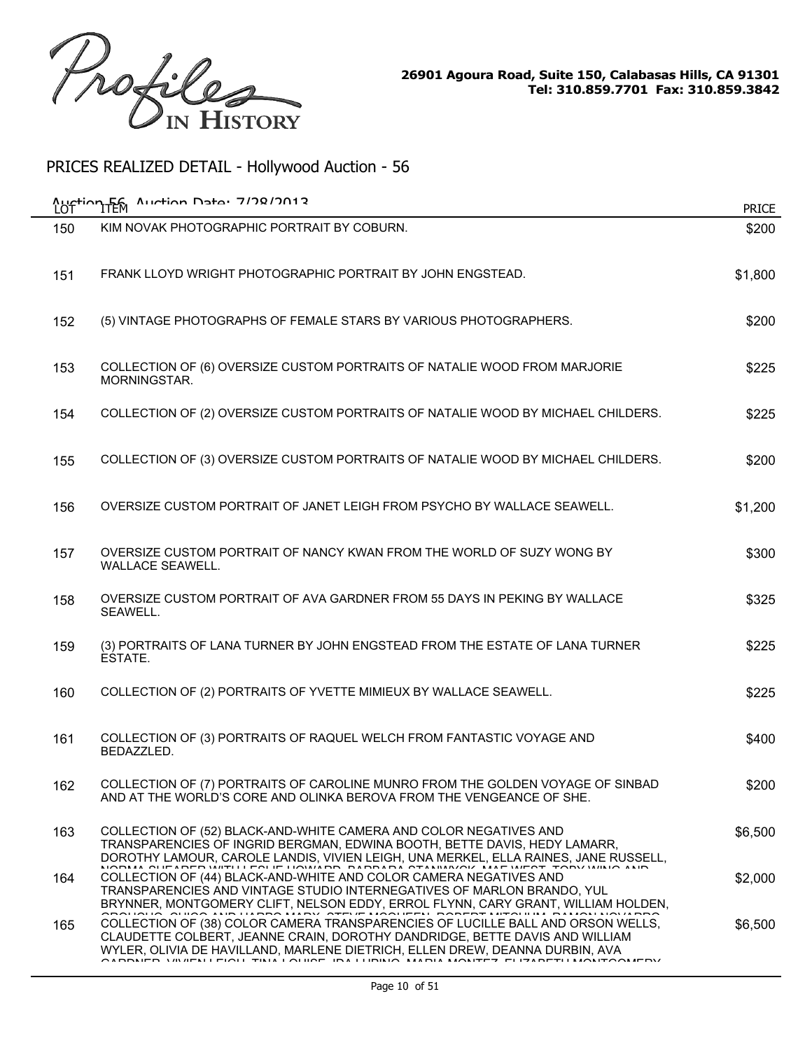Profiles IN HISTORY

26901 Agoura Road, Suite 150, Calabasas Hills, CA 91301
Tel: 310.859.7701 Fax: 310.859.3842

## PRICES REALIZED DETAIL - Hollywood Auction - 56

Auction 56 Auction Date: 7/28/2013

| LOT | ITEM | PRICE |
|---|---|---|
| 150 | KIM NOVAK PHOTOGRAPHIC PORTRAIT BY COBURN. | $200 |
| 151 | FRANK LLOYD WRIGHT PHOTOGRAPHIC PORTRAIT BY JOHN ENGSTEAD. | $1,800 |
| 152 | (5) VINTAGE PHOTOGRAPHS OF FEMALE STARS BY VARIOUS PHOTOGRAPHERS. | $200 |
| 153 | COLLECTION OF (6) OVERSIZE CUSTOM PORTRAITS OF NATALIE WOOD FROM MARJORIE MORNINGSTAR. | $225 |
| 154 | COLLECTION OF (2) OVERSIZE CUSTOM PORTRAITS OF NATALIE WOOD BY MICHAEL CHILDERS. | $225 |
| 155 | COLLECTION OF (3) OVERSIZE CUSTOM PORTRAITS OF NATALIE WOOD BY MICHAEL CHILDERS. | $200 |
| 156 | OVERSIZE CUSTOM PORTRAIT OF JANET LEIGH FROM PSYCHO BY WALLACE SEAWELL. | $1,200 |
| 157 | OVERSIZE CUSTOM PORTRAIT OF NANCY KWAN FROM THE WORLD OF SUZY WONG BY WALLACE SEAWELL. | $300 |
| 158 | OVERSIZE CUSTOM PORTRAIT OF AVA GARDNER FROM 55 DAYS IN PEKING BY WALLACE SEAWELL. | $325 |
| 159 | (3) PORTRAITS OF LANA TURNER BY JOHN ENGSTEAD FROM THE ESTATE OF LANA TURNER ESTATE. | $225 |
| 160 | COLLECTION OF (2) PORTRAITS OF YVETTE MIMIEUX BY WALLACE SEAWELL. | $225 |
| 161 | COLLECTION OF (3) PORTRAITS OF RAQUEL WELCH FROM FANTASTIC VOYAGE AND BEDAZZLED. | $400 |
| 162 | COLLECTION OF (7) PORTRAITS OF CAROLINE MUNRO FROM THE GOLDEN VOYAGE OF SINBAD AND AT THE WORLD'S CORE AND OLINKA BEROVA FROM THE VENGEANCE OF SHE. | $200 |
| 163 | COLLECTION OF (52) BLACK-AND-WHITE CAMERA AND COLOR NEGATIVES AND TRANSPARENCIES OF INGRID BERGMAN, EDWINA BOOTH, BETTE DAVIS, HEDY LAMARR, DOROTHY LAMOUR, CAROLE LANDIS, VIVIEN LEIGH, UNA MERKEL, ELLA RAINES, JANE RUSSELL, NORMA SHEARER WITH LESLIE HOWARD, BARBARA STANWYCK, MAE WEST, TOBY WING AND | $6,500 |
| 164 | COLLECTION OF (44) BLACK-AND-WHITE AND COLOR CAMERA NEGATIVES AND TRANSPARENCIES AND VINTAGE STUDIO INTERNEGATIVES OF MARLON BRANDO, YUL BRYNNER, MONTGOMERY CLIFT, NELSON EDDY, ERROL FLYNN, CARY GRANT, WILLIAM HOLDEN, GROUCHO, CHICO AND HARPO MARX, STEVE MCQUEEN, ROBERT MITCHUM, RAMON NOVARRO | $2,000 |
| 165 | COLLECTION OF (38) COLOR CAMERA TRANSPARENCIES OF LUCILLE BALL AND ORSON WELLS, CLAUDETTE COLBERT, JEANNE CRAIN, DOROTHY DANDRIDGE, BETTE DAVIS AND WILLIAM WYLER, OLIVIA DE HAVILLAND, MARLENE DIETRICH, ELLEN DREW, DEANNA DURBIN, AVA GARDNER, VIVIEN LEIGH, TINA LOUISE, IDA LUPINO, MARIA MONTEZ, ELIZABETH MONTGOMERY | $6,500 |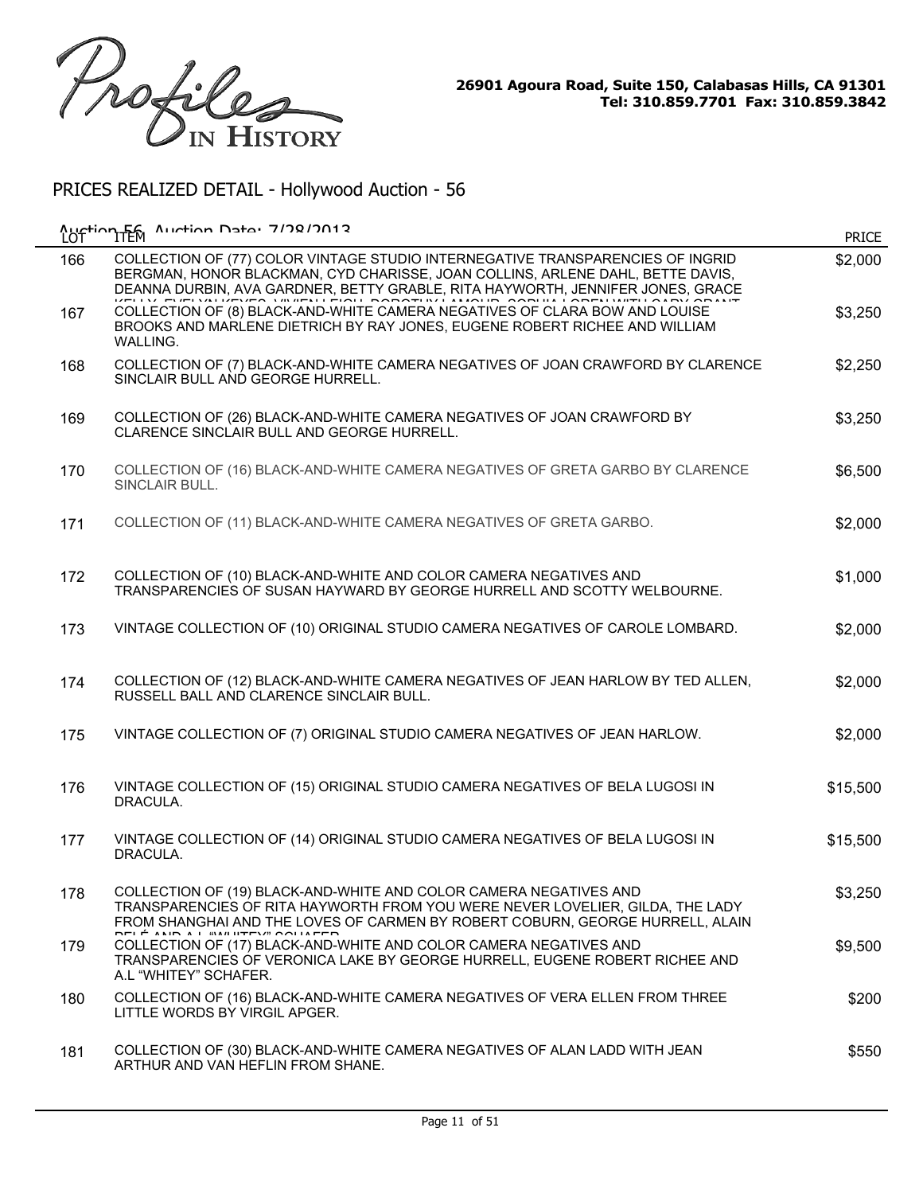Profiles IN HISTORY

26901 Agoura Road, Suite 150, Calabasas Hills, CA 91301
Tel: 310.859.7701 Fax: 310.859.3842

## PRICES REALIZED DETAIL - Hollywood Auction - 56

Auction 56 Auction Date: 7/28/2013

| LOT | ITEM | PRICE |
|---|---|---|
| 166 | COLLECTION OF (77) COLOR VINTAGE STUDIO INTERNEGATIVE TRANSPARENCIES OF INGRID BERGMAN, HONOR BLACKMAN, CYD CHARISSE, JOAN COLLINS, ARLENE DAHL, BETTE DAVIS, DEANNA DURBIN, AVA GARDNER, BETTY GRABLE, RITA HAYWORTH, JENNIFER JONES, GRACE | $2,000 |
| 167 | COLLECTION OF (8) BLACK-AND-WHITE CAMERA NEGATIVES OF CLARA BOW AND LOUISE BROOKS AND MARLENE DIETRICH BY RAY JONES, EUGENE ROBERT RICHEE AND WILLIAM WALLING. | $3,250 |
| 168 | COLLECTION OF (7) BLACK-AND-WHITE CAMERA NEGATIVES OF JOAN CRAWFORD BY CLARENCE SINCLAIR BULL AND GEORGE HURRELL. | $2,250 |
| 169 | COLLECTION OF (26) BLACK-AND-WHITE CAMERA NEGATIVES OF JOAN CRAWFORD BY CLARENCE SINCLAIR BULL AND GEORGE HURRELL. | $3,250 |
| 170 | COLLECTION OF (16) BLACK-AND-WHITE CAMERA NEGATIVES OF GRETA GARBO BY CLARENCE SINCLAIR BULL. | $6,500 |
| 171 | COLLECTION OF (11) BLACK-AND-WHITE CAMERA NEGATIVES OF GRETA GARBO. | $2,000 |
| 172 | COLLECTION OF (10) BLACK-AND-WHITE AND COLOR CAMERA NEGATIVES AND TRANSPARENCIES OF SUSAN HAYWARD BY GEORGE HURRELL AND SCOTTY WELBOURNE. | $1,000 |
| 173 | VINTAGE COLLECTION OF (10) ORIGINAL STUDIO CAMERA NEGATIVES OF CAROLE LOMBARD. | $2,000 |
| 174 | COLLECTION OF (12) BLACK-AND-WHITE CAMERA NEGATIVES OF JEAN HARLOW BY TED ALLEN, RUSSELL BALL AND CLARENCE SINCLAIR BULL. | $2,000 |
| 175 | VINTAGE COLLECTION OF (7) ORIGINAL STUDIO CAMERA NEGATIVES OF JEAN HARLOW. | $2,000 |
| 176 | VINTAGE COLLECTION OF (15) ORIGINAL STUDIO CAMERA NEGATIVES OF BELA LUGOSI IN DRACULA. | $15,500 |
| 177 | VINTAGE COLLECTION OF (14) ORIGINAL STUDIO CAMERA NEGATIVES OF BELA LUGOSI IN DRACULA. | $15,500 |
| 178 | COLLECTION OF (19) BLACK-AND-WHITE AND COLOR CAMERA NEGATIVES AND TRANSPARENCIES OF RITA HAYWORTH FROM YOU WERE NEVER LOVELIER, GILDA, THE LADY FROM SHANGHAI AND THE LOVES OF CARMEN BY ROBERT COBURN, GEORGE HURRELL, ALAIN | $3,250 |
| 179 | COLLECTION OF (17) BLACK-AND-WHITE AND COLOR CAMERA NEGATIVES AND TRANSPARENCIES OF VERONICA LAKE BY GEORGE HURRELL, EUGENE ROBERT RICHEE AND A.L "WHITEY" SCHAFER. | $9,500 |
| 180 | COLLECTION OF (16) BLACK-AND-WHITE CAMERA NEGATIVES OF VERA ELLEN FROM THREE LITTLE WORDS BY VIRGIL APGER. | $200 |
| 181 | COLLECTION OF (30) BLACK-AND-WHITE CAMERA NEGATIVES OF ALAN LADD WITH JEAN ARTHUR AND VAN HEFLIN FROM SHANE. | $550 |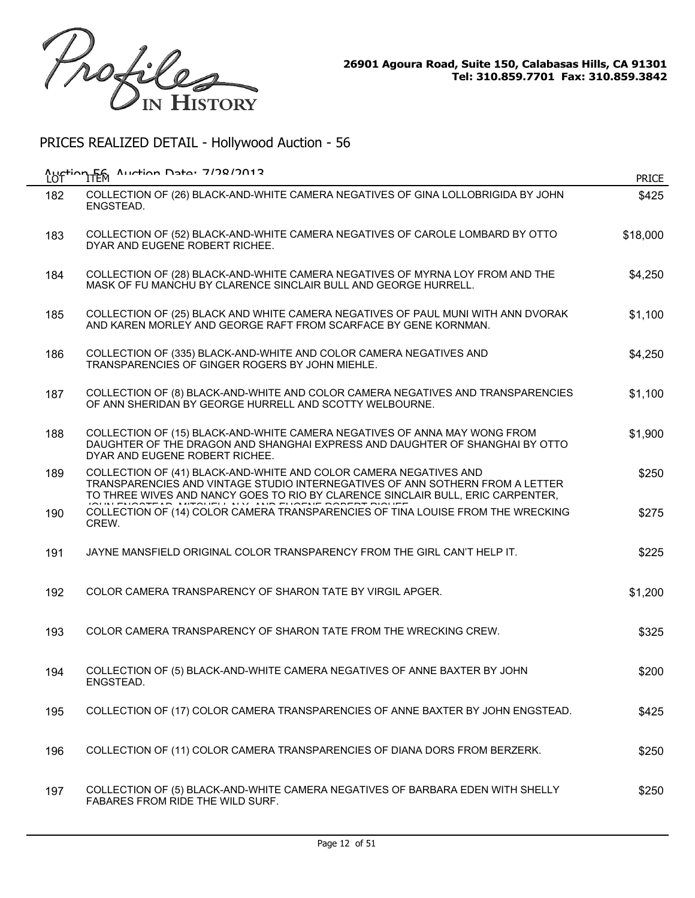Profiles IN HISTORY

26901 Agoura Road, Suite 150, Calabasas Hills, CA 91301
Tel: 310.859.7701 Fax: 310.859.3842

## PRICES REALIZED DETAIL - Hollywood Auction - 56

Auction 56 Auction Date: 7/28/2013

| LOT | ITEM | PRICE |
|---|---|---|
| 182 | COLLECTION OF (26) BLACK-AND-WHITE CAMERA NEGATIVES OF GINA LOLLOBRIGIDA BY JOHN ENGSTEAD. | $425 |
| 183 | COLLECTION OF (52) BLACK-AND-WHITE CAMERA NEGATIVES OF CAROLE LOMBARD BY OTTO DYAR AND EUGENE ROBERT RICHEE. | $18,000 |
| 184 | COLLECTION OF (28) BLACK-AND-WHITE CAMERA NEGATIVES OF MYRNA LOY FROM AND THE MASK OF FU MANCHU BY CLARENCE SINCLAIR BULL AND GEORGE HURRELL. | $4,250 |
| 185 | COLLECTION OF (25) BLACK AND WHITE CAMERA NEGATIVES OF PAUL MUNI WITH ANN DVORAK AND KAREN MORLEY AND GEORGE RAFT FROM SCARFACE BY GENE KORNMAN. | $1,100 |
| 186 | COLLECTION OF (335) BLACK-AND-WHITE AND COLOR CAMERA NEGATIVES AND TRANSPARENCIES OF GINGER ROGERS BY JOHN MIEHLE. | $4,250 |
| 187 | COLLECTION OF (8) BLACK-AND-WHITE AND COLOR CAMERA NEGATIVES AND TRANSPARENCIES OF ANN SHERIDAN BY GEORGE HURRELL AND SCOTTY WELBOURNE. | $1,100 |
| 188 | COLLECTION OF (15) BLACK-AND-WHITE CAMERA NEGATIVES OF ANNA MAY WONG FROM DAUGHTER OF THE DRAGON AND SHANGHAI EXPRESS AND DAUGHTER OF SHANGHAI BY OTTO DYAR AND EUGENE ROBERT RICHEE. | $1,900 |
| 189 | COLLECTION OF (41) BLACK-AND-WHITE AND COLOR CAMERA NEGATIVES AND TRANSPARENCIES AND VINTAGE STUDIO INTERNEGATIVES OF ANN SOTHERN FROM A LETTER TO THREE WIVES AND NANCY GOES TO RIO BY CLARENCE SINCLAIR BULL, ERIC CARPENTER, JOHN ENGSTEAD, MITCHELL N.Y. AND EUGENE ROBERT RICHEE | $250 |
| 190 | COLLECTION OF (14) COLOR CAMERA TRANSPARENCIES OF TINA LOUISE FROM THE WRECKING CREW. | $275 |
| 191 | JAYNE MANSFIELD ORIGINAL COLOR TRANSPARENCY FROM THE GIRL CAN'T HELP IT. | $225 |
| 192 | COLOR CAMERA TRANSPARENCY OF SHARON TATE BY VIRGIL APGER. | $1,200 |
| 193 | COLOR CAMERA TRANSPARENCY OF SHARON TATE FROM THE WRECKING CREW. | $325 |
| 194 | COLLECTION OF (5) BLACK-AND-WHITE CAMERA NEGATIVES OF ANNE BAXTER BY JOHN ENGSTEAD. | $200 |
| 195 | COLLECTION OF (17) COLOR CAMERA TRANSPARENCIES OF ANNE BAXTER BY JOHN ENGSTEAD. | $425 |
| 196 | COLLECTION OF (11) COLOR CAMERA TRANSPARENCIES OF DIANA DORS FROM BERZERK. | $250 |
| 197 | COLLECTION OF (5) BLACK-AND-WHITE CAMERA NEGATIVES OF BARBARA EDEN WITH SHELLY FABARES FROM RIDE THE WILD SURF. | $250 |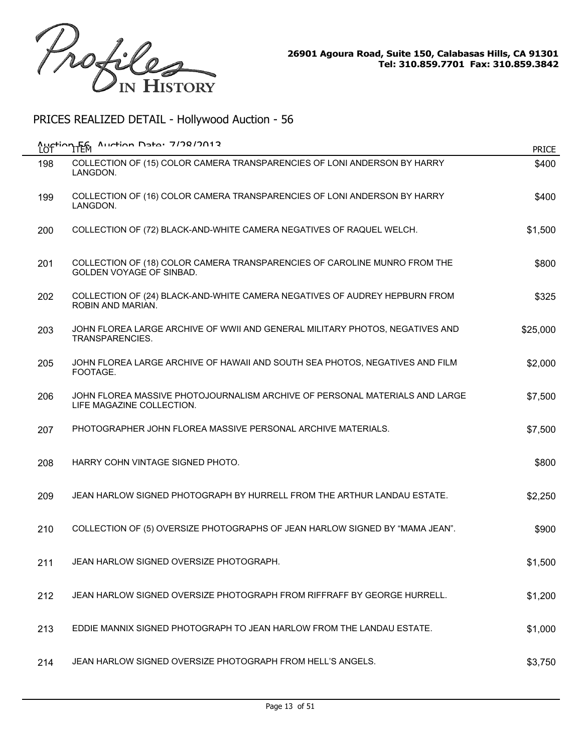Profiles IN HISTORY

26901 Agoura Road, Suite 150, Calabasas Hills, CA 91301
Tel: 310.859.7701 Fax: 310.859.3842

## PRICES REALIZED DETAIL - Hollywood Auction - 56

Auction 56 Auction Date: 7/28/2013

| LOT | ITEM | PRICE |
|---|---|---|
| 198 | COLLECTION OF (15) COLOR CAMERA TRANSPARENCIES OF LONI ANDERSON BY HARRY LANGDON. | $400 |
| 199 | COLLECTION OF (16) COLOR CAMERA TRANSPARENCIES OF LONI ANDERSON BY HARRY LANGDON. | $400 |
| 200 | COLLECTION OF (72) BLACK-AND-WHITE CAMERA NEGATIVES OF RAQUEL WELCH. | $1,500 |
| 201 | COLLECTION OF (18) COLOR CAMERA TRANSPARENCIES OF CAROLINE MUNRO FROM THE GOLDEN VOYAGE OF SINBAD. | $800 |
| 202 | COLLECTION OF (24) BLACK-AND-WHITE CAMERA NEGATIVES OF AUDREY HEPBURN FROM ROBIN AND MARIAN. | $325 |
| 203 | JOHN FLOREA LARGE ARCHIVE OF WWII AND GENERAL MILITARY PHOTOS, NEGATIVES AND TRANSPARENCIES. | $25,000 |
| 205 | JOHN FLOREA LARGE ARCHIVE OF HAWAII AND SOUTH SEA PHOTOS, NEGATIVES AND FILM FOOTAGE. | $2,000 |
| 206 | JOHN FLOREA MASSIVE PHOTOJOURNALISM ARCHIVE OF PERSONAL MATERIALS AND LARGE LIFE MAGAZINE COLLECTION. | $7,500 |
| 207 | PHOTOGRAPHER JOHN FLOREA MASSIVE PERSONAL ARCHIVE MATERIALS. | $7,500 |
| 208 | HARRY COHN VINTAGE SIGNED PHOTO. | $800 |
| 209 | JEAN HARLOW SIGNED PHOTOGRAPH BY HURRELL FROM THE ARTHUR LANDAU ESTATE. | $2,250 |
| 210 | COLLECTION OF (5) OVERSIZE PHOTOGRAPHS OF JEAN HARLOW SIGNED BY “MAMA JEAN”. | $900 |
| 211 | JEAN HARLOW SIGNED OVERSIZE PHOTOGRAPH. | $1,500 |
| 212 | JEAN HARLOW SIGNED OVERSIZE PHOTOGRAPH FROM RIFFRAFF BY GEORGE HURRELL. | $1,200 |
| 213 | EDDIE MANNIX SIGNED PHOTOGRAPH TO JEAN HARLOW FROM THE LANDAU ESTATE. | $1,000 |
| 214 | JEAN HARLOW SIGNED OVERSIZE PHOTOGRAPH FROM HELL’S ANGELS. | $3,750 |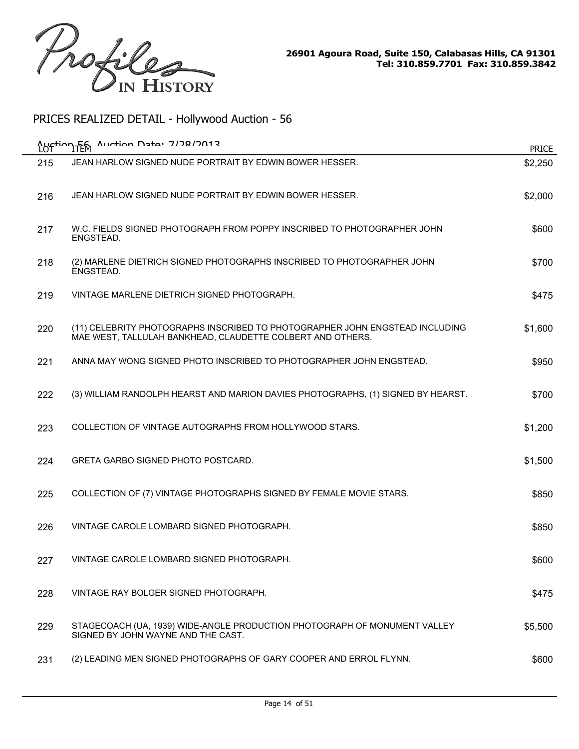Profiles IN HISTORY

26901 Agoura Road, Suite 150, Calabasas Hills, CA 91301
Tel: 310.859.7701 Fax: 310.859.3842

## PRICES REALIZED DETAIL - Hollywood Auction - 56

Auction 56 Auction Date: 7/28/2013

| LOT | ITEM | PRICE |
|---|---|---|
| 215 | JEAN HARLOW SIGNED NUDE PORTRAIT BY EDWIN BOWER HESSER. | $2,250 |
| 216 | JEAN HARLOW SIGNED NUDE PORTRAIT BY EDWIN BOWER HESSER. | $2,000 |
| 217 | W.C. FIELDS SIGNED PHOTOGRAPH FROM POPPY INSCRIBED TO PHOTOGRAPHER JOHN ENGSTEAD. | $600 |
| 218 | (2) MARLENE DIETRICH SIGNED PHOTOGRAPHS INSCRIBED TO PHOTOGRAPHER JOHN ENGSTEAD. | $700 |
| 219 | VINTAGE MARLENE DIETRICH SIGNED PHOTOGRAPH. | $475 |
| 220 | (11) CELEBRITY PHOTOGRAPHS INSCRIBED TO PHOTOGRAPHER JOHN ENGSTEAD INCLUDING MAE WEST, TALLULAH BANKHEAD, CLAUDETTE COLBERT AND OTHERS. | $1,600 |
| 221 | ANNA MAY WONG SIGNED PHOTO INSCRIBED TO PHOTOGRAPHER JOHN ENGSTEAD. | $950 |
| 222 | (3) WILLIAM RANDOLPH HEARST AND MARION DAVIES PHOTOGRAPHS, (1) SIGNED BY HEARST. | $700 |
| 223 | COLLECTION OF VINTAGE AUTOGRAPHS FROM HOLLYWOOD STARS. | $1,200 |
| 224 | GRETA GARBO SIGNED PHOTO POSTCARD. | $1,500 |
| 225 | COLLECTION OF (7) VINTAGE PHOTOGRAPHS SIGNED BY FEMALE MOVIE STARS. | $850 |
| 226 | VINTAGE CAROLE LOMBARD SIGNED PHOTOGRAPH. | $850 |
| 227 | VINTAGE CAROLE LOMBARD SIGNED PHOTOGRAPH. | $600 |
| 228 | VINTAGE RAY BOLGER SIGNED PHOTOGRAPH. | $475 |
| 229 | STAGECOACH (UA, 1939) WIDE-ANGLE PRODUCTION PHOTOGRAPH OF MONUMENT VALLEY SIGNED BY JOHN WAYNE AND THE CAST. | $5,500 |
| 231 | (2) LEADING MEN SIGNED PHOTOGRAPHS OF GARY COOPER AND ERROL FLYNN. | $600 |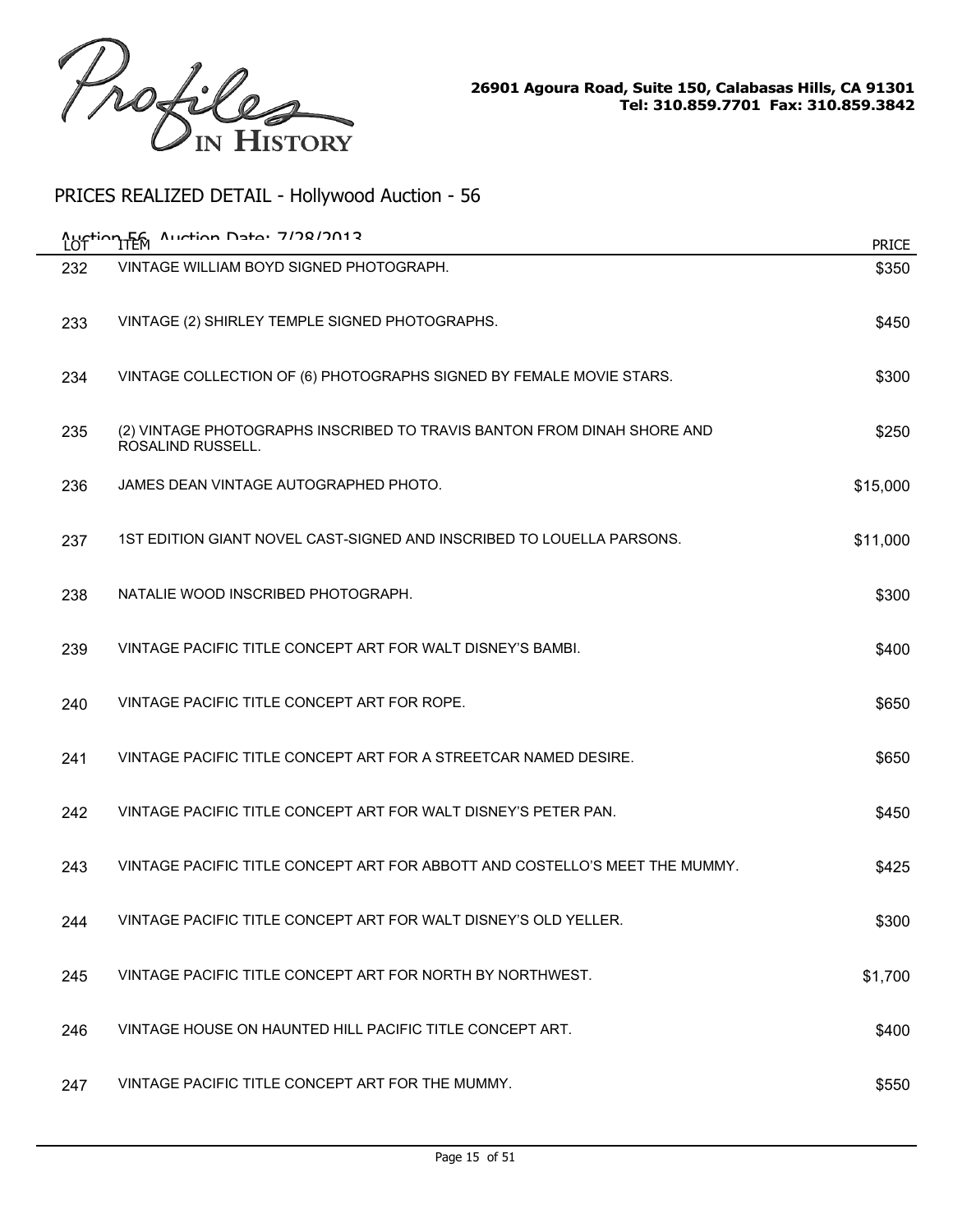# PRICES REALIZED DETAIL - Hollywood Auction - 56

Auction 56, Auction Date: 7/28/2013

| LOT | ITEM | PRICE |
|---|---|---|
| 232 | VINTAGE WILLIAM BOYD SIGNED PHOTOGRAPH. | $350 |
| 233 | VINTAGE (2) SHIRLEY TEMPLE SIGNED PHOTOGRAPHS. | $450 |
| 234 | VINTAGE COLLECTION OF (6) PHOTOGRAPHS SIGNED BY FEMALE MOVIE STARS. | $300 |
| 235 | (2) VINTAGE PHOTOGRAPHS INSCRIBED TO TRAVIS BANTON FROM DINAH SHORE AND ROSALIND RUSSELL. | $250 |
| 236 | JAMES DEAN VINTAGE AUTOGRAPHED PHOTO. | $15,000 |
| 237 | 1ST EDITION GIANT NOVEL CAST-SIGNED AND INSCRIBED TO LOUELLA PARSONS. | $11,000 |
| 238 | NATALIE WOOD INSCRIBED PHOTOGRAPH. | $300 |
| 239 | VINTAGE PACIFIC TITLE CONCEPT ART FOR WALT DISNEY'S BAMBI. | $400 |
| 240 | VINTAGE PACIFIC TITLE CONCEPT ART FOR ROPE. | $650 |
| 241 | VINTAGE PACIFIC TITLE CONCEPT ART FOR A STREETCAR NAMED DESIRE. | $650 |
| 242 | VINTAGE PACIFIC TITLE CONCEPT ART FOR WALT DISNEY'S PETER PAN. | $450 |
| 243 | VINTAGE PACIFIC TITLE CONCEPT ART FOR ABBOTT AND COSTELLO'S MEET THE MUMMY. | $425 |
| 244 | VINTAGE PACIFIC TITLE CONCEPT ART FOR WALT DISNEY'S OLD YELLER. | $300 |
| 245 | VINTAGE PACIFIC TITLE CONCEPT ART FOR NORTH BY NORTHWEST. | $1,700 |
| 246 | VINTAGE HOUSE ON HAUNTED HILL PACIFIC TITLE CONCEPT ART. | $400 |
| 247 | VINTAGE PACIFIC TITLE CONCEPT ART FOR THE MUMMY. | $550 |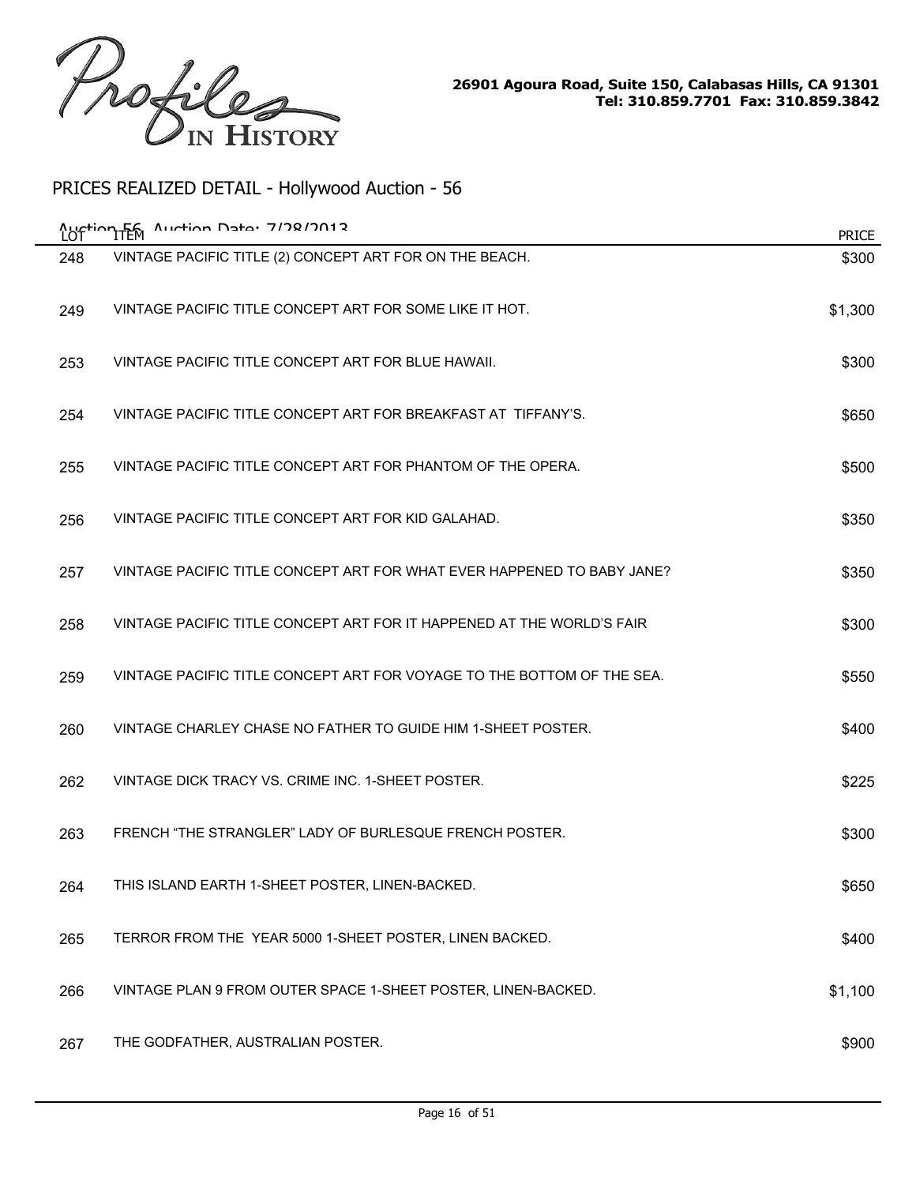Profiles IN HISTORY

26901 Agoura Road, Suite 150, Calabasas Hills, CA 91301
Tel: 310.859.7701 Fax: 310.859.3842

## PRICES REALIZED DETAIL - Hollywood Auction - 56

Auction 56 Auction Date: 7/28/2013

| LOT | ITEM | PRICE |
|---|---|---|
| 248 | VINTAGE PACIFIC TITLE (2) CONCEPT ART FOR ON THE BEACH. | $300 |
| 249 | VINTAGE PACIFIC TITLE CONCEPT ART FOR SOME LIKE IT HOT. | $1,300 |
| 253 | VINTAGE PACIFIC TITLE CONCEPT ART FOR BLUE HAWAII. | $300 |
| 254 | VINTAGE PACIFIC TITLE CONCEPT ART FOR BREAKFAST AT TIFFANY'S. | $650 |
| 255 | VINTAGE PACIFIC TITLE CONCEPT ART FOR PHANTOM OF THE OPERA. | $500 |
| 256 | VINTAGE PACIFIC TITLE CONCEPT ART FOR KID GALAHAD. | $350 |
| 257 | VINTAGE PACIFIC TITLE CONCEPT ART FOR WHAT EVER HAPPENED TO BABY JANE? | $350 |
| 258 | VINTAGE PACIFIC TITLE CONCEPT ART FOR IT HAPPENED AT THE WORLD'S FAIR | $300 |
| 259 | VINTAGE PACIFIC TITLE CONCEPT ART FOR VOYAGE TO THE BOTTOM OF THE SEA. | $550 |
| 260 | VINTAGE CHARLEY CHASE NO FATHER TO GUIDE HIM 1-SHEET POSTER. | $400 |
| 262 | VINTAGE DICK TRACY VS. CRIME INC. 1-SHEET POSTER. | $225 |
| 263 | FRENCH "THE STRANGLER" LADY OF BURLESQUE FRENCH POSTER. | $300 |
| 264 | THIS ISLAND EARTH 1-SHEET POSTER, LINEN-BACKED. | $650 |
| 265 | TERROR FROM THE YEAR 5000 1-SHEET POSTER, LINEN BACKED. | $400 |
| 266 | VINTAGE PLAN 9 FROM OUTER SPACE 1-SHEET POSTER, LINEN-BACKED. | $1,100 |
| 267 | THE GODFATHER, AUSTRALIAN POSTER. | $900 |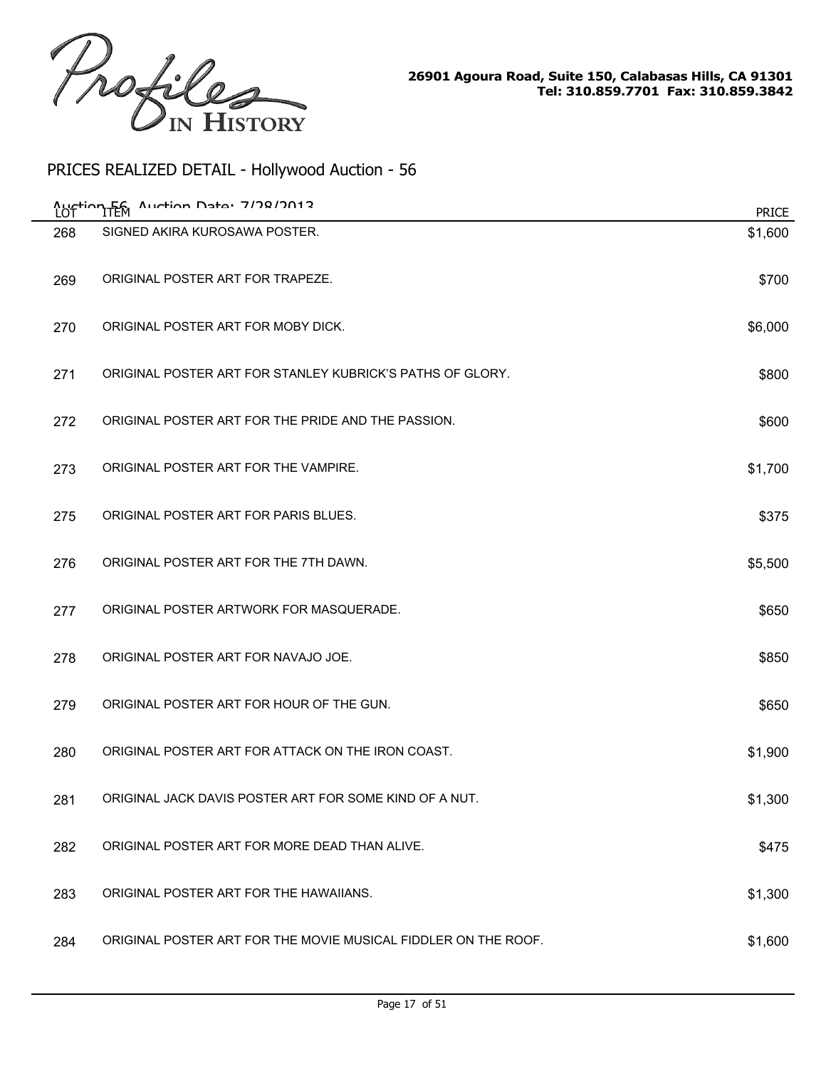Profiles IN HISTORY

26901 Agoura Road, Suite 150, Calabasas Hills, CA 91301
Tel: 310.859.7701 Fax: 310.859.3842

## PRICES REALIZED DETAIL - Hollywood Auction - 56

Auction 56 Auction Date: 7/28/2013

| LOT | ITEM | PRICE |
|---|---|---|
| 268 | SIGNED AKIRA KUROSAWA POSTER. | $1,600 |
| 269 | ORIGINAL POSTER ART FOR TRAPEZE. | $700 |
| 270 | ORIGINAL POSTER ART FOR MOBY DICK. | $6,000 |
| 271 | ORIGINAL POSTER ART FOR STANLEY KUBRICK'S PATHS OF GLORY. | $800 |
| 272 | ORIGINAL POSTER ART FOR THE PRIDE AND THE PASSION. | $600 |
| 273 | ORIGINAL POSTER ART FOR THE VAMPIRE. | $1,700 |
| 275 | ORIGINAL POSTER ART FOR PARIS BLUES. | $375 |
| 276 | ORIGINAL POSTER ART FOR THE 7TH DAWN. | $5,500 |
| 277 | ORIGINAL POSTER ARTWORK FOR MASQUERADE. | $650 |
| 278 | ORIGINAL POSTER ART FOR NAVAJO JOE. | $850 |
| 279 | ORIGINAL POSTER ART FOR HOUR OF THE GUN. | $650 |
| 280 | ORIGINAL POSTER ART FOR ATTACK ON THE IRON COAST. | $1,900 |
| 281 | ORIGINAL JACK DAVIS POSTER ART FOR SOME KIND OF A NUT. | $1,300 |
| 282 | ORIGINAL POSTER ART FOR MORE DEAD THAN ALIVE. | $475 |
| 283 | ORIGINAL POSTER ART FOR THE HAWAIIANS. | $1,300 |
| 284 | ORIGINAL POSTER ART FOR THE MOVIE MUSICAL FIDDLER ON THE ROOF. | $1,600 |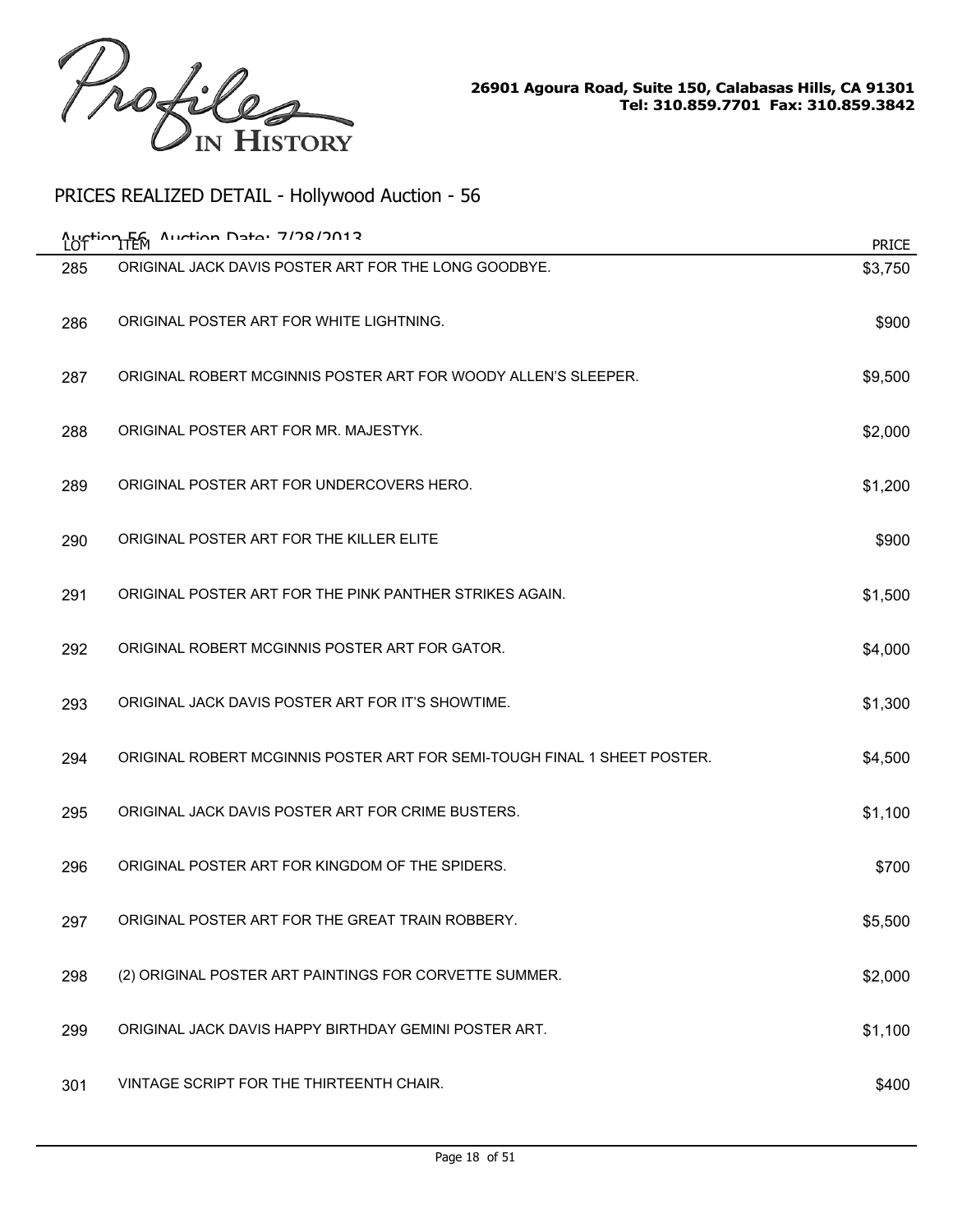Profiles IN HISTORY

26901 Agoura Road, Suite 150, Calabasas Hills, CA 91301
Tel: 310.859.7701 Fax: 310.859.3842

## PRICES REALIZED DETAIL - Hollywood Auction - 56

Auction 56 Auction Date: 7/28/2013

| LOT | ITEM | PRICE |
|---|---|---|
| 285 | ORIGINAL JACK DAVIS POSTER ART FOR THE LONG GOODBYE. | $3,750 |
| 286 | ORIGINAL POSTER ART FOR WHITE LIGHTNING. | $900 |
| 287 | ORIGINAL ROBERT MCGINNIS POSTER ART FOR WOODY ALLEN'S SLEEPER. | $9,500 |
| 288 | ORIGINAL POSTER ART FOR MR. MAJESTYK. | $2,000 |
| 289 | ORIGINAL POSTER ART FOR UNDERCOVERS HERO. | $1,200 |
| 290 | ORIGINAL POSTER ART FOR THE KILLER ELITE | $900 |
| 291 | ORIGINAL POSTER ART FOR THE PINK PANTHER STRIKES AGAIN. | $1,500 |
| 292 | ORIGINAL ROBERT MCGINNIS POSTER ART FOR GATOR. | $4,000 |
| 293 | ORIGINAL JACK DAVIS POSTER ART FOR IT'S SHOWTIME. | $1,300 |
| 294 | ORIGINAL ROBERT MCGINNIS POSTER ART FOR SEMI-TOUGH FINAL 1 SHEET POSTER. | $4,500 |
| 295 | ORIGINAL JACK DAVIS POSTER ART FOR CRIME BUSTERS. | $1,100 |
| 296 | ORIGINAL POSTER ART FOR KINGDOM OF THE SPIDERS. | $700 |
| 297 | ORIGINAL POSTER ART FOR THE GREAT TRAIN ROBBERY. | $5,500 |
| 298 | (2) ORIGINAL POSTER ART PAINTINGS FOR CORVETTE SUMMER. | $2,000 |
| 299 | ORIGINAL JACK DAVIS HAPPY BIRTHDAY GEMINI POSTER ART. | $1,100 |
| 301 | VINTAGE SCRIPT FOR THE THIRTEENTH CHAIR. | $400 |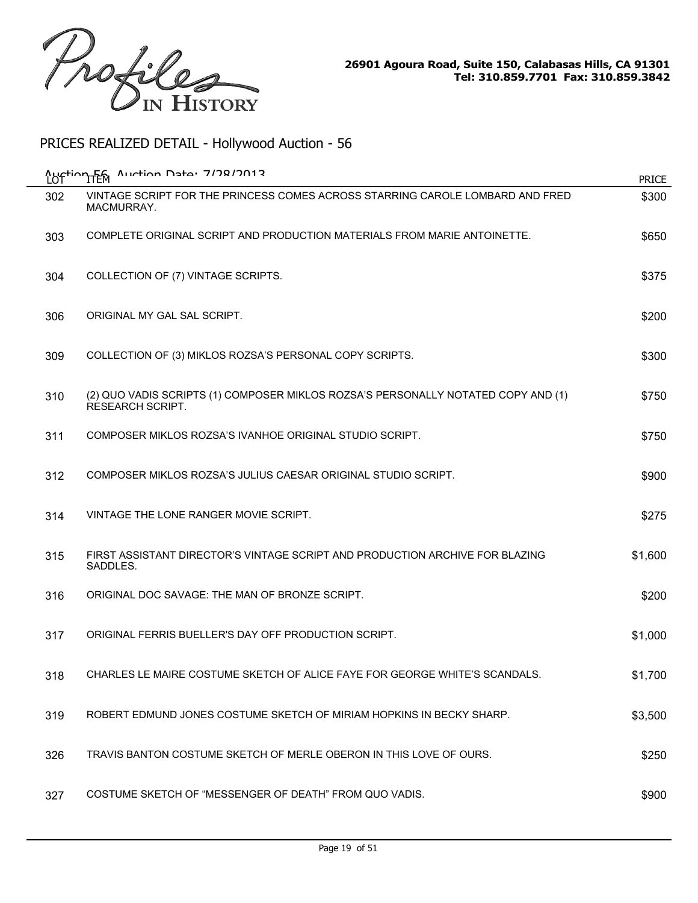Profiles IN HISTORY

26901 Agoura Road, Suite 150, Calabasas Hills, CA 91301
Tel: 310.859.7701 Fax: 310.859.3842

## PRICES REALIZED DETAIL - Hollywood Auction - 56

Auction 56 Auction Date: 7/28/2013

| LOT | ITEM | PRICE |
|---|---|---|
| 302 | VINTAGE SCRIPT FOR THE PRINCESS COMES ACROSS STARRING CAROLE LOMBARD AND FRED MACMURRAY. | $300 |
| 303 | COMPLETE ORIGINAL SCRIPT AND PRODUCTION MATERIALS FROM MARIE ANTOINETTE. | $650 |
| 304 | COLLECTION OF (7) VINTAGE SCRIPTS. | $375 |
| 306 | ORIGINAL MY GAL SAL SCRIPT. | $200 |
| 309 | COLLECTION OF (3) MIKLOS ROZSA'S PERSONAL COPY SCRIPTS. | $300 |
| 310 | (2) QUO VADIS SCRIPTS (1) COMPOSER MIKLOS ROZSA'S PERSONALLY NOTATED COPY AND (1) RESEARCH SCRIPT. | $750 |
| 311 | COMPOSER MIKLOS ROZSA'S IVANHOE ORIGINAL STUDIO SCRIPT. | $750 |
| 312 | COMPOSER MIKLOS ROZSA'S JULIUS CAESAR ORIGINAL STUDIO SCRIPT. | $900 |
| 314 | VINTAGE THE LONE RANGER MOVIE SCRIPT. | $275 |
| 315 | FIRST ASSISTANT DIRECTOR'S VINTAGE SCRIPT AND PRODUCTION ARCHIVE FOR BLAZING SADDLES. | $1,600 |
| 316 | ORIGINAL DOC SAVAGE: THE MAN OF BRONZE SCRIPT. | $200 |
| 317 | ORIGINAL FERRIS BUELLER'S DAY OFF PRODUCTION SCRIPT. | $1,000 |
| 318 | CHARLES LE MAIRE COSTUME SKETCH OF ALICE FAYE FOR GEORGE WHITE'S SCANDALS. | $1,700 |
| 319 | ROBERT EDMUND JONES COSTUME SKETCH OF MIRIAM HOPKINS IN BECKY SHARP. | $3,500 |
| 326 | TRAVIS BANTON COSTUME SKETCH OF MERLE OBERON IN THIS LOVE OF OURS. | $250 |
| 327 | COSTUME SKETCH OF "MESSENGER OF DEATH" FROM QUO VADIS. | $900 |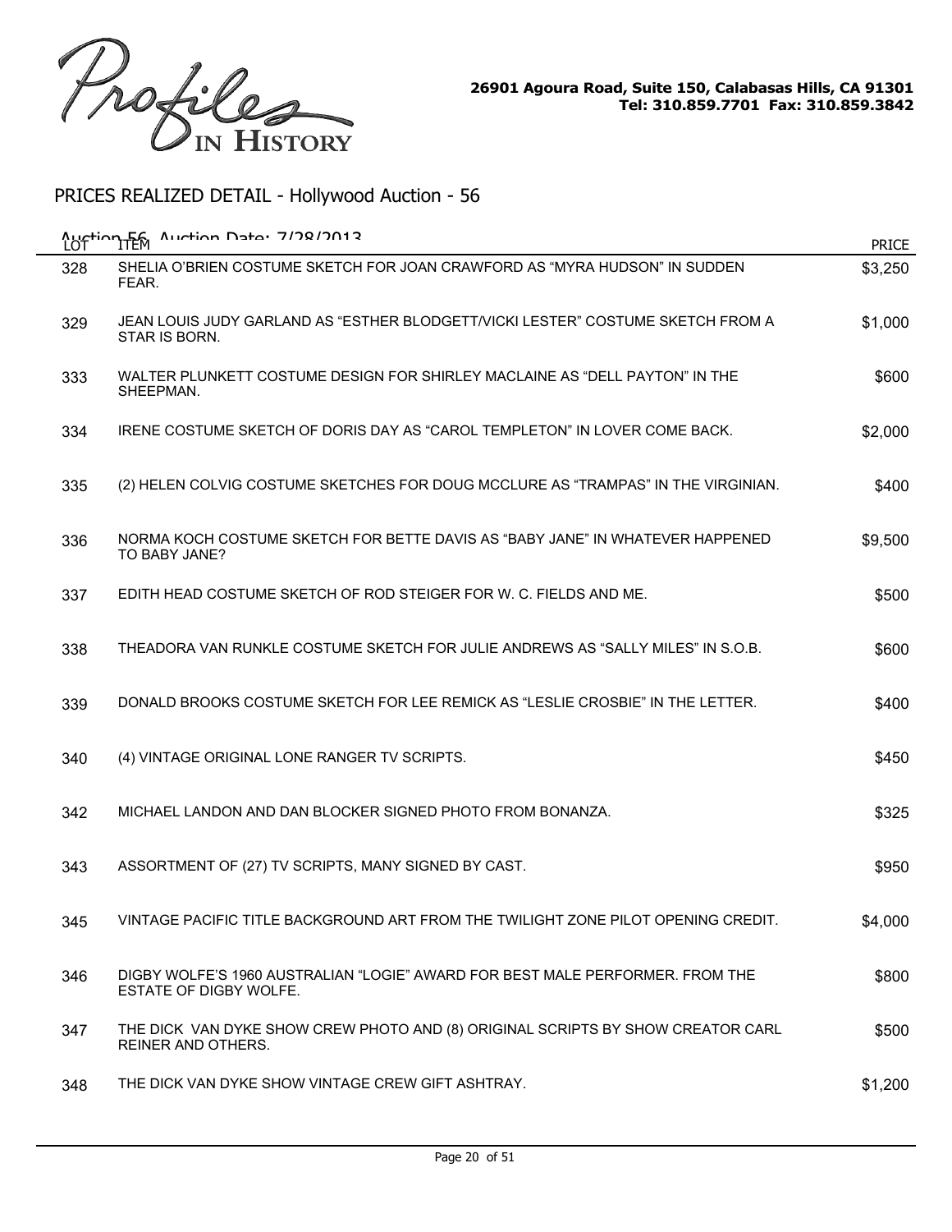Profiles IN HISTORY

26901 Agoura Road, Suite 150, Calabasas Hills, CA 91301
Tel: 310.859.7701 Fax: 310.859.3842

## PRICES REALIZED DETAIL - Hollywood Auction - 56

Auction 56 Auction Date: 7/28/2013

| LOT | ITEM | PRICE |
|---|---|---|
| 328 | SHELIA O'BRIEN COSTUME SKETCH FOR JOAN CRAWFORD AS "MYRA HUDSON" IN SUDDEN FEAR. | $3,250 |
| 329 | JEAN LOUIS JUDY GARLAND AS "ESTHER BLODGETT/VICKI LESTER" COSTUME SKETCH FROM A STAR IS BORN. | $1,000 |
| 333 | WALTER PLUNKETT COSTUME DESIGN FOR SHIRLEY MACLAINE AS "DELL PAYTON" IN THE SHEEPMAN. | $600 |
| 334 | IRENE COSTUME SKETCH OF DORIS DAY AS "CAROL TEMPLETON" IN LOVER COME BACK. | $2,000 |
| 335 | (2) HELEN COLVIG COSTUME SKETCHES FOR DOUG MCCLURE AS "TRAMPAS" IN THE VIRGINIAN. | $400 |
| 336 | NORMA KOCH COSTUME SKETCH FOR BETTE DAVIS AS "BABY JANE" IN WHATEVER HAPPENED TO BABY JANE? | $9,500 |
| 337 | EDITH HEAD COSTUME SKETCH OF ROD STEIGER FOR W. C. FIELDS AND ME. | $500 |
| 338 | THEADORA VAN RUNKLE COSTUME SKETCH FOR JULIE ANDREWS AS "SALLY MILES" IN S.O.B. | $600 |
| 339 | DONALD BROOKS COSTUME SKETCH FOR LEE REMICK AS "LESLIE CROSBIE" IN THE LETTER. | $400 |
| 340 | (4) VINTAGE ORIGINAL LONE RANGER TV SCRIPTS. | $450 |
| 342 | MICHAEL LANDON AND DAN BLOCKER SIGNED PHOTO FROM BONANZA. | $325 |
| 343 | ASSORTMENT OF (27) TV SCRIPTS, MANY SIGNED BY CAST. | $950 |
| 345 | VINTAGE PACIFIC TITLE BACKGROUND ART FROM THE TWILIGHT ZONE PILOT OPENING CREDIT. | $4,000 |
| 346 | DIGBY WOLFE'S 1960 AUSTRALIAN "LOGIE" AWARD FOR BEST MALE PERFORMER. FROM THE ESTATE OF DIGBY WOLFE. | $800 |
| 347 | THE DICK VAN DYKE SHOW CREW PHOTO AND (8) ORIGINAL SCRIPTS BY SHOW CREATOR CARL REINER AND OTHERS. | $500 |
| 348 | THE DICK VAN DYKE SHOW VINTAGE CREW GIFT ASHTRAY. | $1,200 |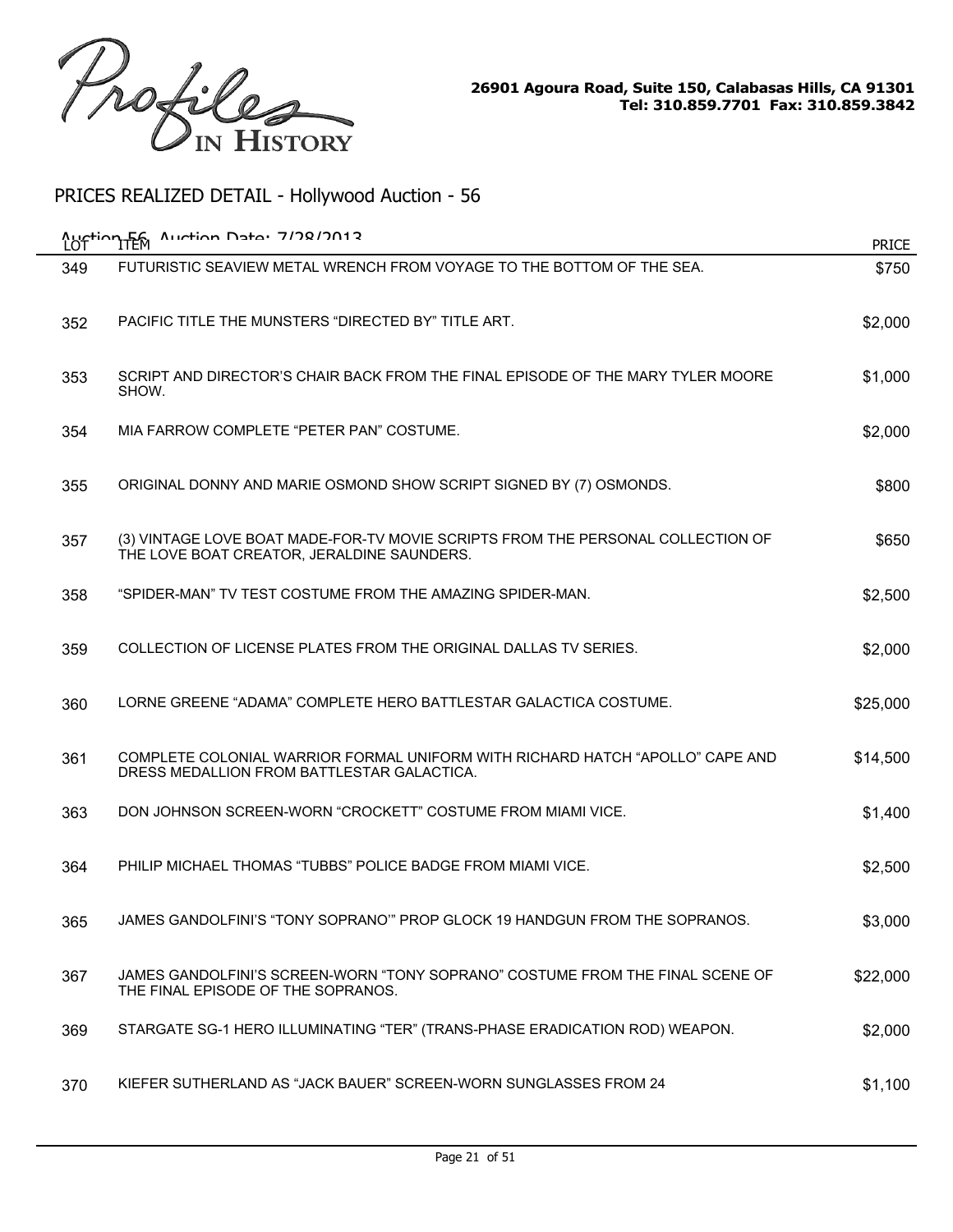Profiles IN HISTORY

26901 Agoura Road, Suite 150, Calabasas Hills, CA 91301
Tel: 310.859.7701 Fax: 310.859.3842

## PRICES REALIZED DETAIL - Hollywood Auction - 56

Auction 56 Auction Date: 7/28/2013

| LOT | ITEM | PRICE |
|---|---|---|
| 349 | FUTURISTIC SEAVIEW METAL WRENCH FROM VOYAGE TO THE BOTTOM OF THE SEA. | $750 |
| 352 | PACIFIC TITLE THE MUNSTERS "DIRECTED BY" TITLE ART. | $2,000 |
| 353 | SCRIPT AND DIRECTOR'S CHAIR BACK FROM THE FINAL EPISODE OF THE MARY TYLER MOORE SHOW. | $1,000 |
| 354 | MIA FARROW COMPLETE "PETER PAN" COSTUME. | $2,000 |
| 355 | ORIGINAL DONNY AND MARIE OSMOND SHOW SCRIPT SIGNED BY (7) OSMONDS. | $800 |
| 357 | (3) VINTAGE LOVE BOAT MADE-FOR-TV MOVIE SCRIPTS FROM THE PERSONAL COLLECTION OF THE LOVE BOAT CREATOR, JERALDINE SAUNDERS. | $650 |
| 358 | "SPIDER-MAN" TV TEST COSTUME FROM THE AMAZING SPIDER-MAN. | $2,500 |
| 359 | COLLECTION OF LICENSE PLATES FROM THE ORIGINAL DALLAS TV SERIES. | $2,000 |
| 360 | LORNE GREENE "ADAMA" COMPLETE HERO BATTLESTAR GALACTICA COSTUME. | $25,000 |
| 361 | COMPLETE COLONIAL WARRIOR FORMAL UNIFORM WITH RICHARD HATCH "APOLLO" CAPE AND DRESS MEDALLION FROM BATTLESTAR GALACTICA. | $14,500 |
| 363 | DON JOHNSON SCREEN-WORN "CROCKETT" COSTUME FROM MIAMI VICE. | $1,400 |
| 364 | PHILIP MICHAEL THOMAS "TUBBS" POLICE BADGE FROM MIAMI VICE. | $2,500 |
| 365 | JAMES GANDOLFINI'S "TONY SOPRANO'" PROP GLOCK 19 HANDGUN FROM THE SOPRANOS. | $3,000 |
| 367 | JAMES GANDOLFINI'S SCREEN-WORN "TONY SOPRANO" COSTUME FROM THE FINAL SCENE OF THE FINAL EPISODE OF THE SOPRANOS. | $22,000 |
| 369 | STARGATE SG-1 HERO ILLUMINATING "TER" (TRANS-PHASE ERADICATION ROD) WEAPON. | $2,000 |
| 370 | KIEFER SUTHERLAND AS "JACK BAUER" SCREEN-WORN SUNGLASSES FROM 24 | $1,100 |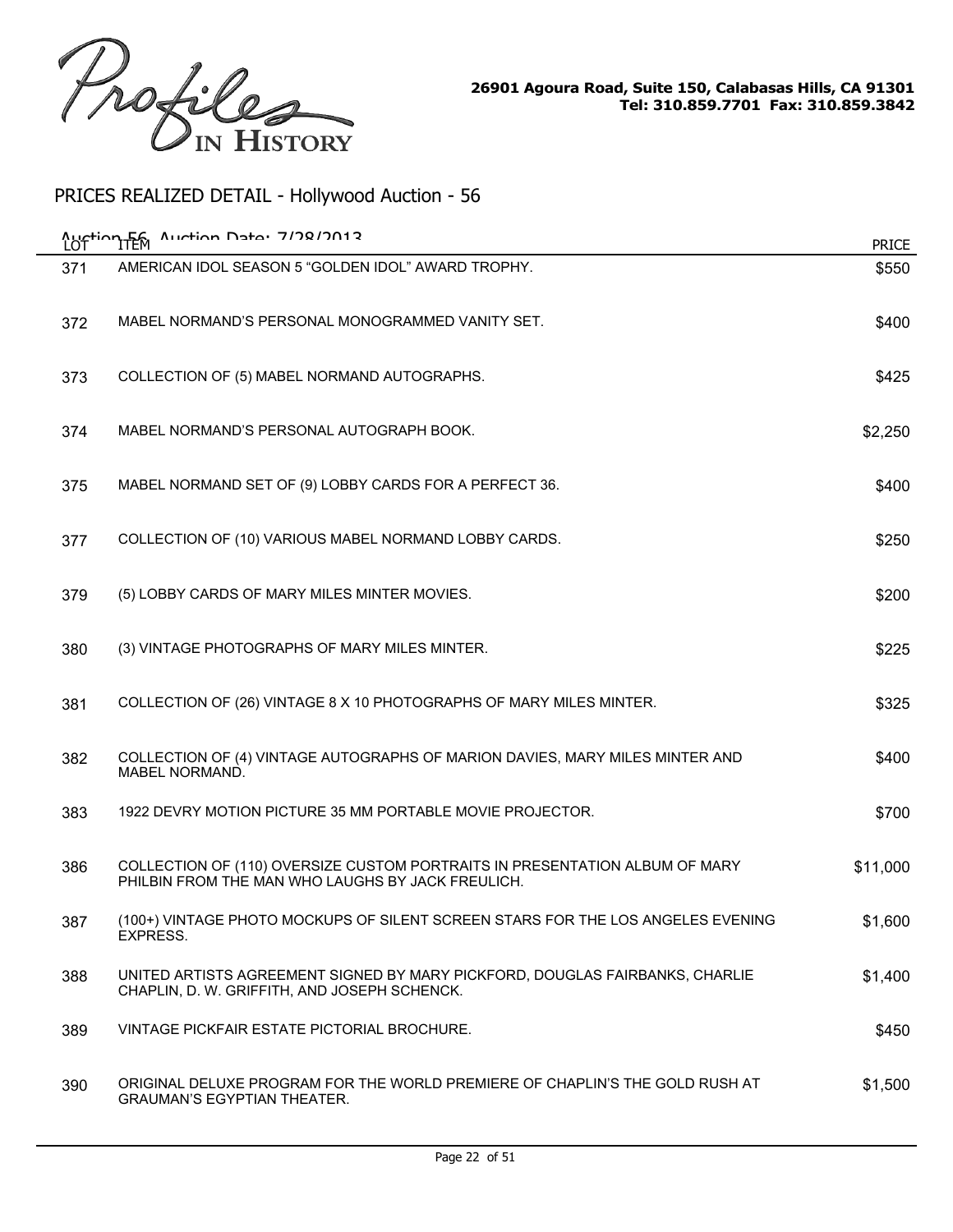Profiles IN HISTORY

26901 Agoura Road, Suite 150, Calabasas Hills, CA 91301
Tel: 310.859.7701 Fax: 310.859.3842

## PRICES REALIZED DETAIL - Hollywood Auction - 56

Auction 56 Auction Date: 7/28/2013

| LOT | ITEM | PRICE |
|---|---|---|
| 371 | AMERICAN IDOL SEASON 5 "GOLDEN IDOL" AWARD TROPHY. | $550 |
| 372 | MABEL NORMAND'S PERSONAL MONOGRAMMED VANITY SET. | $400 |
| 373 | COLLECTION OF (5) MABEL NORMAND AUTOGRAPHS. | $425 |
| 374 | MABEL NORMAND'S PERSONAL AUTOGRAPH BOOK. | $2,250 |
| 375 | MABEL NORMAND SET OF (9) LOBBY CARDS FOR A PERFECT 36. | $400 |
| 377 | COLLECTION OF (10) VARIOUS MABEL NORMAND LOBBY CARDS. | $250 |
| 379 | (5) LOBBY CARDS OF MARY MILES MINTER MOVIES. | $200 |
| 380 | (3) VINTAGE PHOTOGRAPHS OF MARY MILES MINTER. | $225 |
| 381 | COLLECTION OF (26) VINTAGE 8 X 10 PHOTOGRAPHS OF MARY MILES MINTER. | $325 |
| 382 | COLLECTION OF (4) VINTAGE AUTOGRAPHS OF MARION DAVIES, MARY MILES MINTER AND MABEL NORMAND. | $400 |
| 383 | 1922 DEVRY MOTION PICTURE 35 MM PORTABLE MOVIE PROJECTOR. | $700 |
| 386 | COLLECTION OF (110) OVERSIZE CUSTOM PORTRAITS IN PRESENTATION ALBUM OF MARY PHILBIN FROM THE MAN WHO LAUGHS BY JACK FREULICH. | $11,000 |
| 387 | (100+) VINTAGE PHOTO MOCKUPS OF SILENT SCREEN STARS FOR THE LOS ANGELES EVENING EXPRESS. | $1,600 |
| 388 | UNITED ARTISTS AGREEMENT SIGNED BY MARY PICKFORD, DOUGLAS FAIRBANKS, CHARLIE CHAPLIN, D. W. GRIFFITH, AND JOSEPH SCHENCK. | $1,400 |
| 389 | VINTAGE PICKFAIR ESTATE PICTORIAL BROCHURE. | $450 |
| 390 | ORIGINAL DELUXE PROGRAM FOR THE WORLD PREMIERE OF CHAPLIN'S THE GOLD RUSH AT GRAUMAN'S EGYPTIAN THEATER. | $1,500 |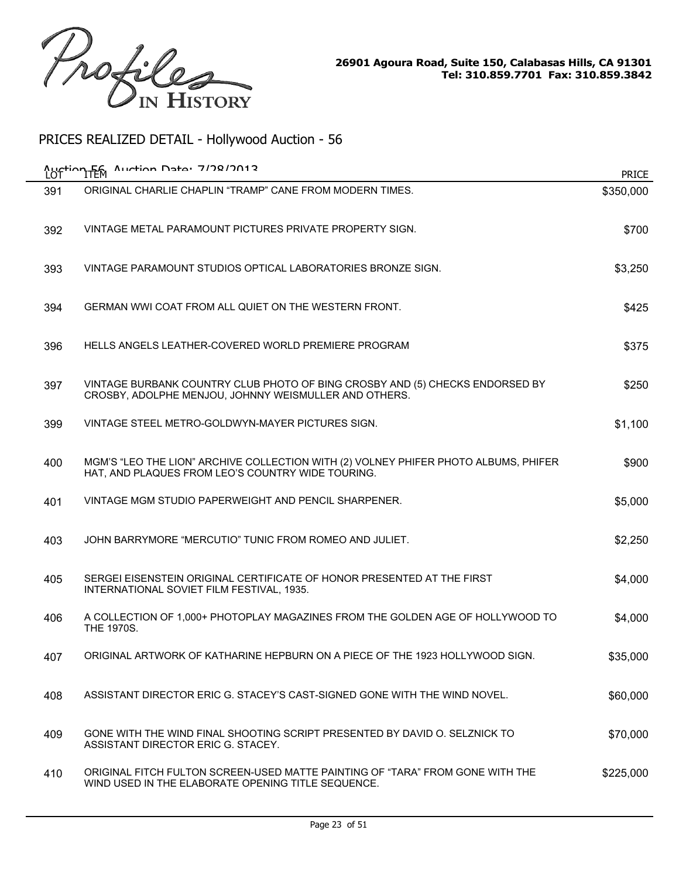Profiles IN HISTORY

26901 Agoura Road, Suite 150, Calabasas Hills, CA 91301
Tel: 310.859.7701 Fax: 310.859.3842

## PRICES REALIZED DETAIL - Hollywood Auction - 56

Auction 56 Auction Date: 7/28/2013

| LOT | ITEM | PRICE |
|---|---|---|
| 391 | ORIGINAL CHARLIE CHAPLIN "TRAMP" CANE FROM MODERN TIMES. | \$350,000 |
| 392 | VINTAGE METAL PARAMOUNT PICTURES PRIVATE PROPERTY SIGN. | \$700 |
| 393 | VINTAGE PARAMOUNT STUDIOS OPTICAL LABORATORIES BRONZE SIGN. | \$3,250 |
| 394 | GERMAN WWI COAT FROM ALL QUIET ON THE WESTERN FRONT. | \$425 |
| 396 | HELLS ANGELS LEATHER-COVERED WORLD PREMIERE PROGRAM | \$375 |
| 397 | VINTAGE BURBANK COUNTRY CLUB PHOTO OF BING CROSBY AND (5) CHECKS ENDORSED BY CROSBY, ADOLPHE MENJOU, JOHNNY WEISMULLER AND OTHERS. | \$250 |
| 399 | VINTAGE STEEL METRO-GOLDWYN-MAYER PICTURES SIGN. | \$1,100 |
| 400 | MGM'S "LEO THE LION" ARCHIVE COLLECTION WITH (2) VOLNEY PHIFER PHOTO ALBUMS, PHIFER HAT, AND PLAQUES FROM LEO'S COUNTRY WIDE TOURING. | \$900 |
| 401 | VINTAGE MGM STUDIO PAPERWEIGHT AND PENCIL SHARPENER. | \$5,000 |
| 403 | JOHN BARRYMORE "MERCUTIO" TUNIC FROM ROMEO AND JULIET. | \$2,250 |
| 405 | SERGEI EISENSTEIN ORIGINAL CERTIFICATE OF HONOR PRESENTED AT THE FIRST INTERNATIONAL SOVIET FILM FESTIVAL, 1935. | \$4,000 |
| 406 | A COLLECTION OF 1,000+ PHOTOPLAY MAGAZINES FROM THE GOLDEN AGE OF HOLLYWOOD TO THE 1970S. | \$4,000 |
| 407 | ORIGINAL ARTWORK OF KATHARINE HEPBURN ON A PIECE OF THE 1923 HOLLYWOOD SIGN. | \$35,000 |
| 408 | ASSISTANT DIRECTOR ERIC G. STACEY'S CAST-SIGNED GONE WITH THE WIND NOVEL. | \$60,000 |
| 409 | GONE WITH THE WIND FINAL SHOOTING SCRIPT PRESENTED BY DAVID O. SELZNICK TO ASSISTANT DIRECTOR ERIC G. STACEY. | \$70,000 |
| 410 | ORIGINAL FITCH FULTON SCREEN-USED MATTE PAINTING OF "TARA" FROM GONE WITH THE WIND USED IN THE ELABORATE OPENING TITLE SEQUENCE. | \$225,000 |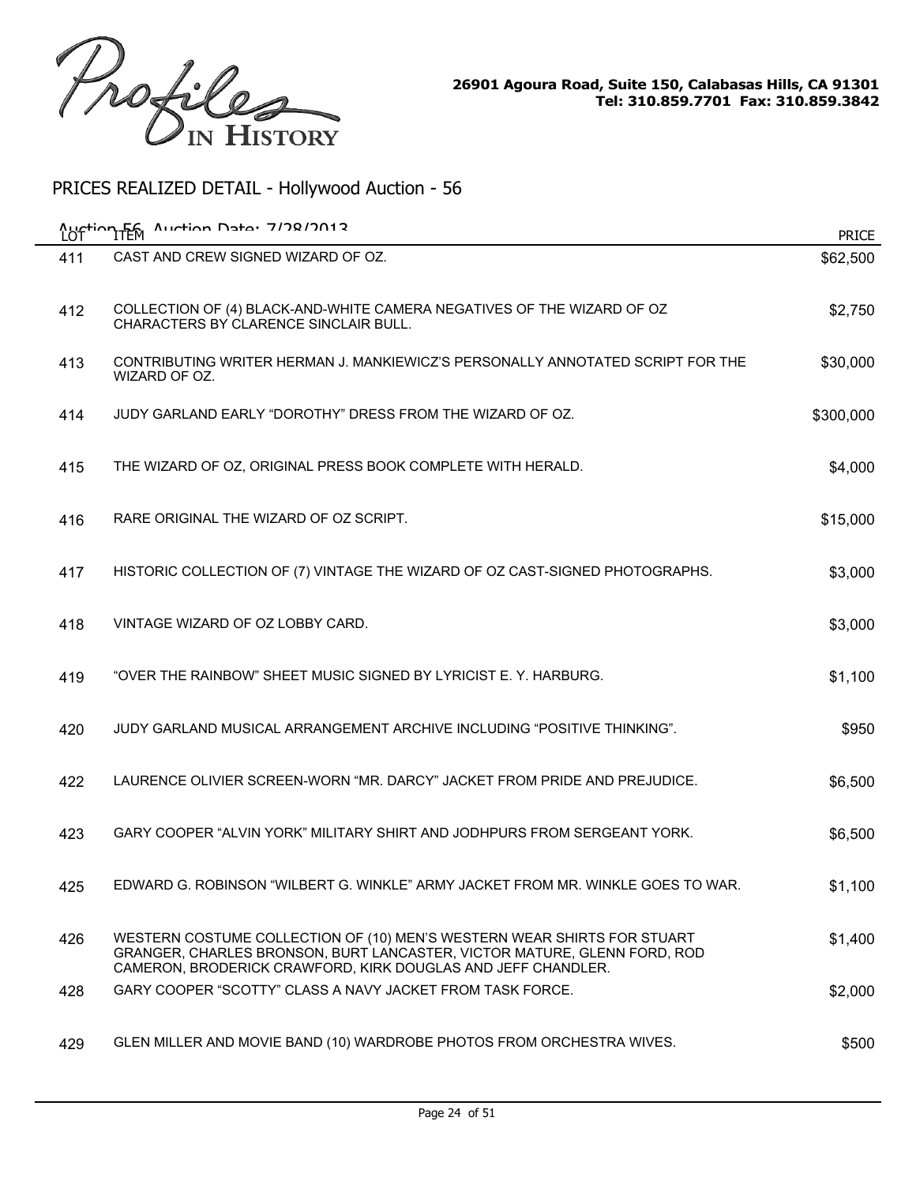Profiles IN HISTORY

26901 Agoura Road, Suite 150, Calabasas Hills, CA 91301
Tel: 310.859.7701 Fax: 310.859.3842

## PRICES REALIZED DETAIL - Hollywood Auction - 56

Auction 56 Auction Date: 7/28/2013

| LOT | ITEM | PRICE |
|---|---|---|
| 411 | CAST AND CREW SIGNED WIZARD OF OZ. | $62,500 |
| 412 | COLLECTION OF (4) BLACK-AND-WHITE CAMERA NEGATIVES OF THE WIZARD OF OZ CHARACTERS BY CLARENCE SINCLAIR BULL. | $2,750 |
| 413 | CONTRIBUTING WRITER HERMAN J. MANKIEWICZ'S PERSONALLY ANNOTATED SCRIPT FOR THE WIZARD OF OZ. | $30,000 |
| 414 | JUDY GARLAND EARLY "DOROTHY" DRESS FROM THE WIZARD OF OZ. | $300,000 |
| 415 | THE WIZARD OF OZ, ORIGINAL PRESS BOOK COMPLETE WITH HERALD. | $4,000 |
| 416 | RARE ORIGINAL THE WIZARD OF OZ SCRIPT. | $15,000 |
| 417 | HISTORIC COLLECTION OF (7) VINTAGE THE WIZARD OF OZ CAST-SIGNED PHOTOGRAPHS. | $3,000 |
| 418 | VINTAGE WIZARD OF OZ LOBBY CARD. | $3,000 |
| 419 | "OVER THE RAINBOW" SHEET MUSIC SIGNED BY LYRICIST E. Y. HARBURG. | $1,100 |
| 420 | JUDY GARLAND MUSICAL ARRANGEMENT ARCHIVE INCLUDING "POSITIVE THINKING". | $950 |
| 422 | LAURENCE OLIVIER SCREEN-WORN "MR. DARCY" JACKET FROM PRIDE AND PREJUDICE. | $6,500 |
| 423 | GARY COOPER "ALVIN YORK" MILITARY SHIRT AND JODHPURS FROM SERGEANT YORK. | $6,500 |
| 425 | EDWARD G. ROBINSON "WILBERT G. WINKLE" ARMY JACKET FROM MR. WINKLE GOES TO WAR. | $1,100 |
| 426 | WESTERN COSTUME COLLECTION OF (10) MEN'S WESTERN WEAR SHIRTS FOR STUART GRANGER, CHARLES BRONSON, BURT LANCASTER, VICTOR MATURE, GLENN FORD, ROD CAMERON, BRODERICK CRAWFORD, KIRK DOUGLAS AND JEFF CHANDLER. | $1,400 |
| 428 | GARY COOPER "SCOTTY" CLASS A NAVY JACKET FROM TASK FORCE. | $2,000 |
| 429 | GLEN MILLER AND MOVIE BAND (10) WARDROBE PHOTOS FROM ORCHESTRA WIVES. | $500 |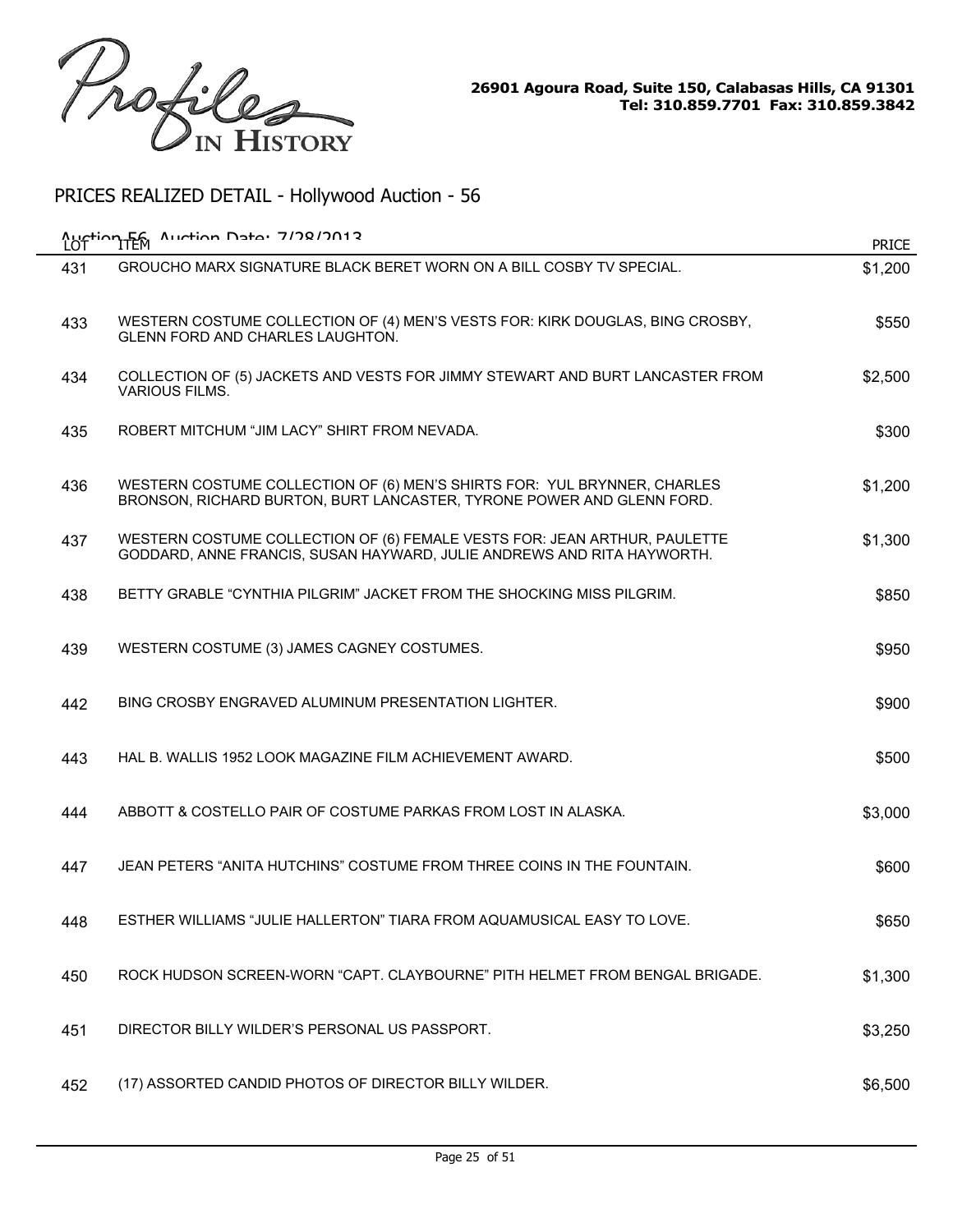Profiles IN HISTORY

26901 Agoura Road, Suite 150, Calabasas Hills, CA 91301
Tel: 310.859.7701 Fax: 310.859.3842

## PRICES REALIZED DETAIL - Hollywood Auction - 56

Auction 56 Auction Date: 7/28/2013

| LOT | ITEM | PRICE |
|---|---|---|
| 431 | GROUCHO MARX SIGNATURE BLACK BERET WORN ON A BILL COSBY TV SPECIAL. | $1,200 |
| 433 | WESTERN COSTUME COLLECTION OF (4) MEN'S VESTS FOR: KIRK DOUGLAS, BING CROSBY, GLENN FORD AND CHARLES LAUGHTON. | $550 |
| 434 | COLLECTION OF (5) JACKETS AND VESTS FOR JIMMY STEWART AND BURT LANCASTER FROM VARIOUS FILMS. | $2,500 |
| 435 | ROBERT MITCHUM "JIM LACY" SHIRT FROM NEVADA. | $300 |
| 436 | WESTERN COSTUME COLLECTION OF (6) MEN'S SHIRTS FOR: YUL BRYNNER, CHARLES BRONSON, RICHARD BURTON, BURT LANCASTER, TYRONE POWER AND GLENN FORD. | $1,200 |
| 437 | WESTERN COSTUME COLLECTION OF (6) FEMALE VESTS FOR: JEAN ARTHUR, PAULETTE GODDARD, ANNE FRANCIS, SUSAN HAYWARD, JULIE ANDREWS AND RITA HAYWORTH. | $1,300 |
| 438 | BETTY GRABLE "CYNTHIA PILGRIM" JACKET FROM THE SHOCKING MISS PILGRIM. | $850 |
| 439 | WESTERN COSTUME (3) JAMES CAGNEY COSTUMES. | $950 |
| 442 | BING CROSBY ENGRAVED ALUMINUM PRESENTATION LIGHTER. | $900 |
| 443 | HAL B. WALLIS 1952 LOOK MAGAZINE FILM ACHIEVEMENT AWARD. | $500 |
| 444 | ABBOTT & COSTELLO PAIR OF COSTUME PARKAS FROM LOST IN ALASKA. | $3,000 |
| 447 | JEAN PETERS "ANITA HUTCHINS" COSTUME FROM THREE COINS IN THE FOUNTAIN. | $600 |
| 448 | ESTHER WILLIAMS "JULIE HALLERTON" TIARA FROM AQUAMUSICAL EASY TO LOVE. | $650 |
| 450 | ROCK HUDSON SCREEN-WORN "CAPT. CLAYBOURNE" PITH HELMET FROM BENGAL BRIGADE. | $1,300 |
| 451 | DIRECTOR BILLY WILDER'S PERSONAL US PASSPORT. | $3,250 |
| 452 | (17) ASSORTED CANDID PHOTOS OF DIRECTOR BILLY WILDER. | $6,500 |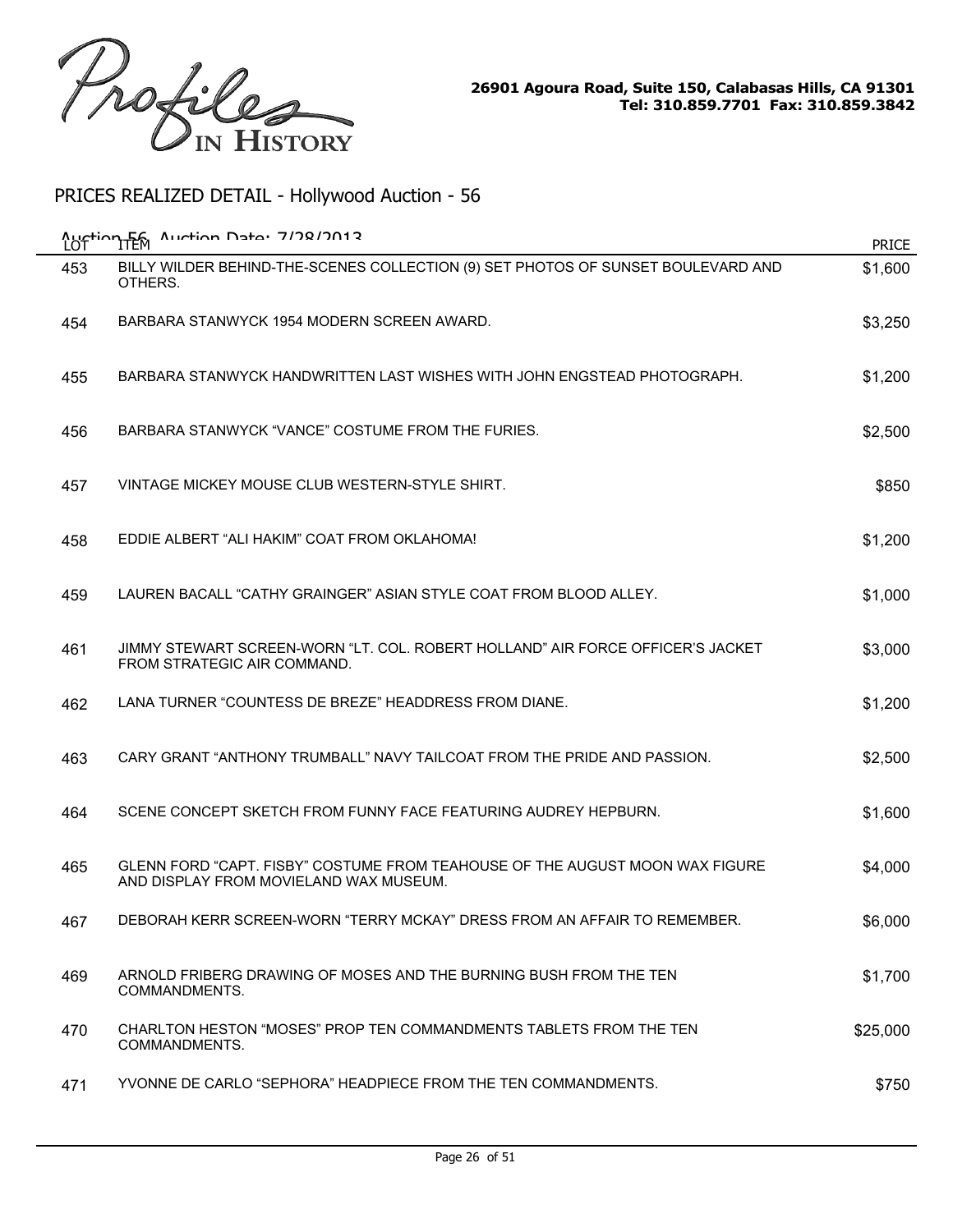Profiles IN HISTORY

26901 Agoura Road, Suite 150, Calabasas Hills, CA 91301
Tel: 310.859.7701 Fax: 310.859.3842

## PRICES REALIZED DETAIL - Hollywood Auction - 56

Auction 56 Auction Date: 7/28/2013

| LOT | ITEM | PRICE |
|---|---|---|
| 453 | BILLY WILDER BEHIND-THE-SCENES COLLECTION (9) SET PHOTOS OF SUNSET BOULEVARD AND OTHERS. | $1,600 |
| 454 | BARBARA STANWYCK 1954 MODERN SCREEN AWARD. | $3,250 |
| 455 | BARBARA STANWYCK HANDWRITTEN LAST WISHES WITH JOHN ENGSTEAD PHOTOGRAPH. | $1,200 |
| 456 | BARBARA STANWYCK "VANCE" COSTUME FROM THE FURIES. | $2,500 |
| 457 | VINTAGE MICKEY MOUSE CLUB WESTERN-STYLE SHIRT. | $850 |
| 458 | EDDIE ALBERT "ALI HAKIM" COAT FROM OKLAHOMA! | $1,200 |
| 459 | LAUREN BACALL "CATHY GRAINGER" ASIAN STYLE COAT FROM BLOOD ALLEY. | $1,000 |
| 461 | JIMMY STEWART SCREEN-WORN "LT. COL. ROBERT HOLLAND" AIR FORCE OFFICER'S JACKET FROM STRATEGIC AIR COMMAND. | $3,000 |
| 462 | LANA TURNER "COUNTESS DE BREZE" HEADDRESS FROM DIANE. | $1,200 |
| 463 | CARY GRANT "ANTHONY TRUMBALL" NAVY TAILCOAT FROM THE PRIDE AND PASSION. | $2,500 |
| 464 | SCENE CONCEPT SKETCH FROM FUNNY FACE FEATURING AUDREY HEPBURN. | $1,600 |
| 465 | GLENN FORD "CAPT. FISBY" COSTUME FROM TEAHOUSE OF THE AUGUST MOON WAX FIGURE AND DISPLAY FROM MOVIELAND WAX MUSEUM. | $4,000 |
| 467 | DEBORAH KERR SCREEN-WORN "TERRY MCKAY" DRESS FROM AN AFFAIR TO REMEMBER. | $6,000 |
| 469 | ARNOLD FRIBERG DRAWING OF MOSES AND THE BURNING BUSH FROM THE TEN COMMANDMENTS. | $1,700 |
| 470 | CHARLTON HESTON "MOSES" PROP TEN COMMANDMENTS TABLETS FROM THE TEN COMMANDMENTS. | $25,000 |
| 471 | YVONNE DE CARLO "SEPHORA" HEADPIECE FROM THE TEN COMMANDMENTS. | $750 |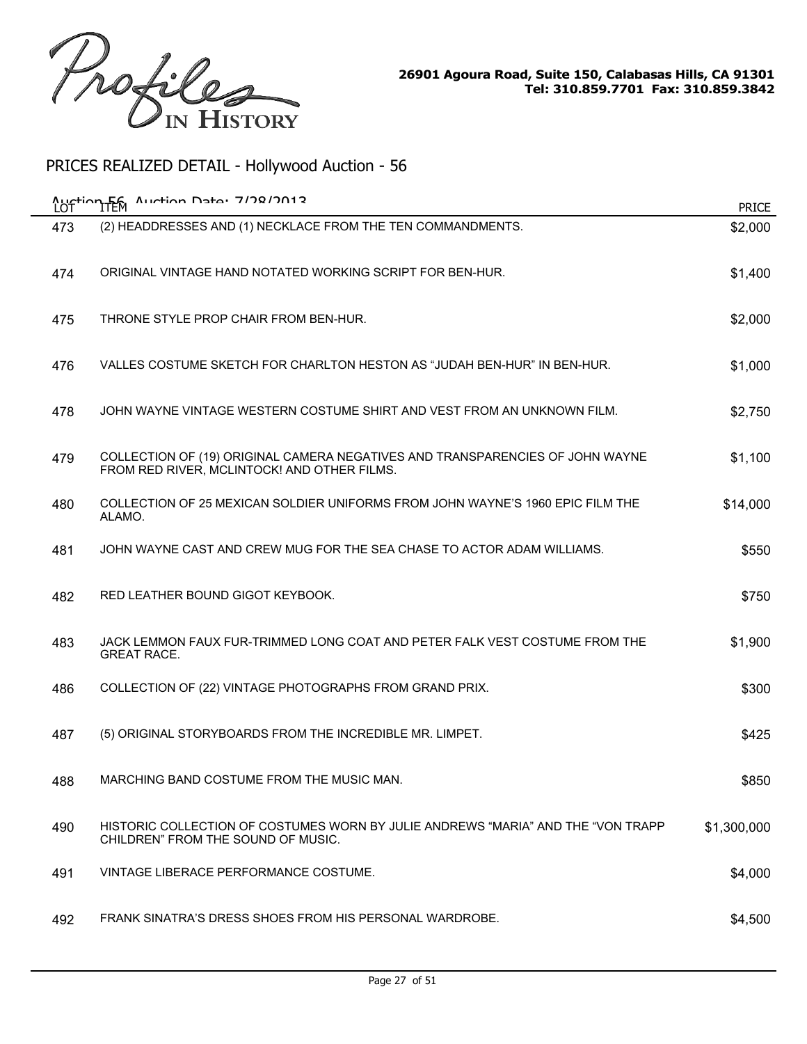Profiles IN HISTORY

26901 Agoura Road, Suite 150, Calabasas Hills, CA 91301
Tel: 310.859.7701 Fax: 310.859.3842

## PRICES REALIZED DETAIL - Hollywood Auction - 56

Auction 56 Auction Date: 7/28/2013

| LOT | ITEM | PRICE |
|---|---|---|
| 473 | (2) HEADDRESSES AND (1) NECKLACE FROM THE TEN COMMANDMENTS. | $2,000 |
| 474 | ORIGINAL VINTAGE HAND NOTATED WORKING SCRIPT FOR BEN-HUR. | $1,400 |
| 475 | THRONE STYLE PROP CHAIR FROM BEN-HUR. | $2,000 |
| 476 | VALLES COSTUME SKETCH FOR CHARLTON HESTON AS “JUDAH BEN-HUR” IN BEN-HUR. | $1,000 |
| 478 | JOHN WAYNE VINTAGE WESTERN COSTUME SHIRT AND VEST FROM AN UNKNOWN FILM. | $2,750 |
| 479 | COLLECTION OF (19) ORIGINAL CAMERA NEGATIVES AND TRANSPARENCIES OF JOHN WAYNE FROM RED RIVER, MCLINTOCK! AND OTHER FILMS. | $1,100 |
| 480 | COLLECTION OF 25 MEXICAN SOLDIER UNIFORMS FROM JOHN WAYNE’S 1960 EPIC FILM THE ALAMO. | $14,000 |
| 481 | JOHN WAYNE CAST AND CREW MUG FOR THE SEA CHASE TO ACTOR ADAM WILLIAMS. | $550 |
| 482 | RED LEATHER BOUND GIGOT KEYBOOK. | $750 |
| 483 | JACK LEMMON FAUX FUR-TRIMMED LONG COAT AND PETER FALK VEST COSTUME FROM THE GREAT RACE. | $1,900 |
| 486 | COLLECTION OF (22) VINTAGE PHOTOGRAPHS FROM GRAND PRIX. | $300 |
| 487 | (5) ORIGINAL STORYBOARDS FROM THE INCREDIBLE MR. LIMPET. | $425 |
| 488 | MARCHING BAND COSTUME FROM THE MUSIC MAN. | $850 |
| 490 | HISTORIC COLLECTION OF COSTUMES WORN BY JULIE ANDREWS “MARIA” AND THE “VON TRAPP CHILDREN” FROM THE SOUND OF MUSIC. | $1,300,000 |
| 491 | VINTAGE LIBERACE PERFORMANCE COSTUME. | $4,000 |
| 492 | FRANK SINATRA’S DRESS SHOES FROM HIS PERSONAL WARDROBE. | $4,500 |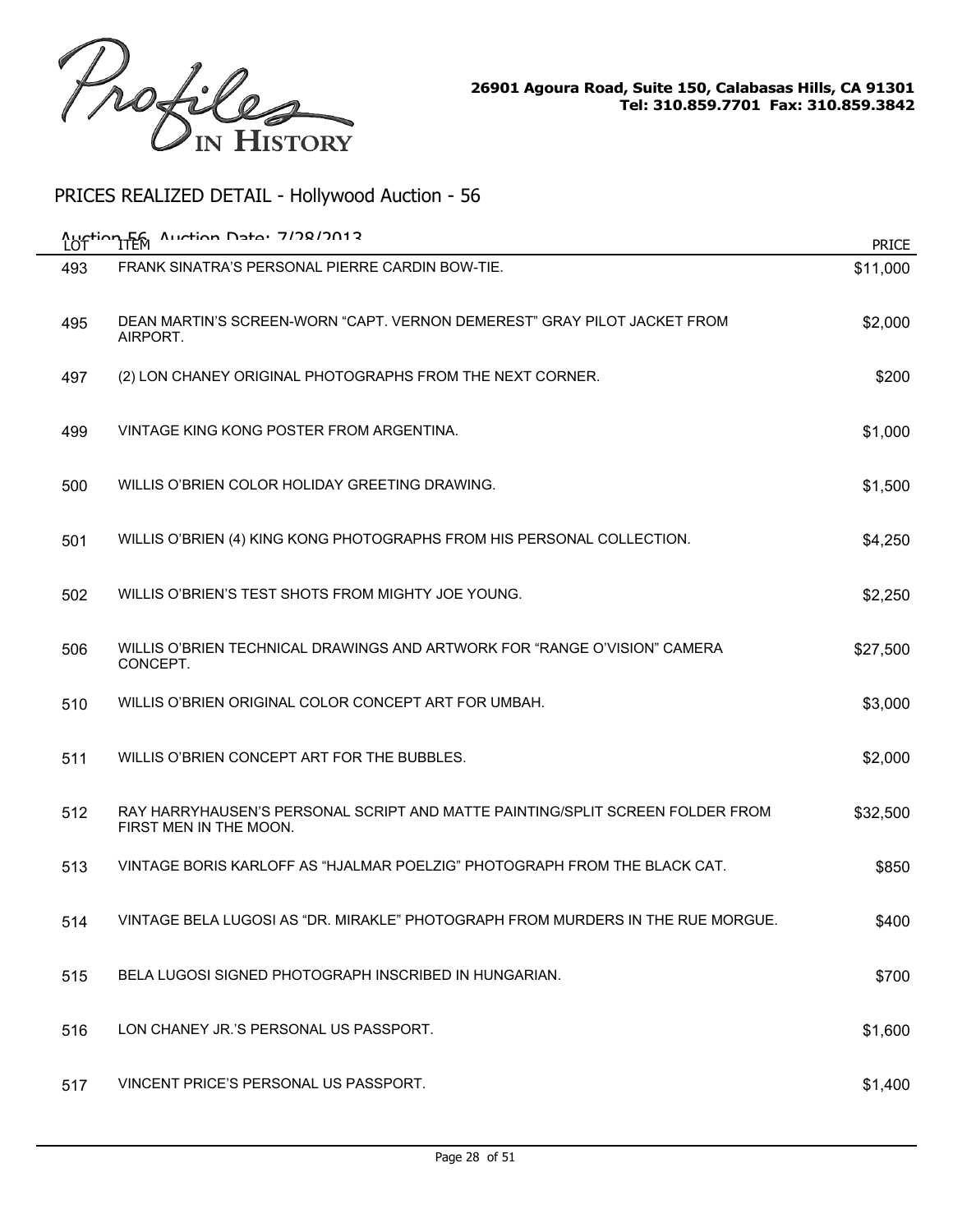Profiles IN HISTORY

26901 Agoura Road, Suite 150, Calabasas Hills, CA 91301
Tel: 310.859.7701 Fax: 310.859.3842

## PRICES REALIZED DETAIL - Hollywood Auction - 56

Auction 56 Auction Date: 7/28/2013

| LOT | ITEM | PRICE |
|---|---|---|
| 493 | FRANK SINATRA'S PERSONAL PIERRE CARDIN BOW-TIE. | $11,000 |
| 495 | DEAN MARTIN'S SCREEN-WORN "CAPT. VERNON DEMEREST" GRAY PILOT JACKET FROM AIRPORT. | $2,000 |
| 497 | (2) LON CHANEY ORIGINAL PHOTOGRAPHS FROM THE NEXT CORNER. | $200 |
| 499 | VINTAGE KING KONG POSTER FROM ARGENTINA. | $1,000 |
| 500 | WILLIS O'BRIEN COLOR HOLIDAY GREETING DRAWING. | $1,500 |
| 501 | WILLIS O'BRIEN (4) KING KONG PHOTOGRAPHS FROM HIS PERSONAL COLLECTION. | $4,250 |
| 502 | WILLIS O'BRIEN'S TEST SHOTS FROM MIGHTY JOE YOUNG. | $2,250 |
| 506 | WILLIS O'BRIEN TECHNICAL DRAWINGS AND ARTWORK FOR "RANGE O'VISION" CAMERA CONCEPT. | $27,500 |
| 510 | WILLIS O'BRIEN ORIGINAL COLOR CONCEPT ART FOR UMBAH. | $3,000 |
| 511 | WILLIS O'BRIEN CONCEPT ART FOR THE BUBBLES. | $2,000 |
| 512 | RAY HARRYHAUSEN'S PERSONAL SCRIPT AND MATTE PAINTING/SPLIT SCREEN FOLDER FROM FIRST MEN IN THE MOON. | $32,500 |
| 513 | VINTAGE BORIS KARLOFF AS "HJALMAR POELZIG" PHOTOGRAPH FROM THE BLACK CAT. | $850 |
| 514 | VINTAGE BELA LUGOSI AS "DR. MIRAKLE" PHOTOGRAPH FROM MURDERS IN THE RUE MORGUE. | $400 |
| 515 | BELA LUGOSI SIGNED PHOTOGRAPH INSCRIBED IN HUNGARIAN. | $700 |
| 516 | LON CHANEY JR.'S PERSONAL US PASSPORT. | $1,600 |
| 517 | VINCENT PRICE'S PERSONAL US PASSPORT. | $1,400 |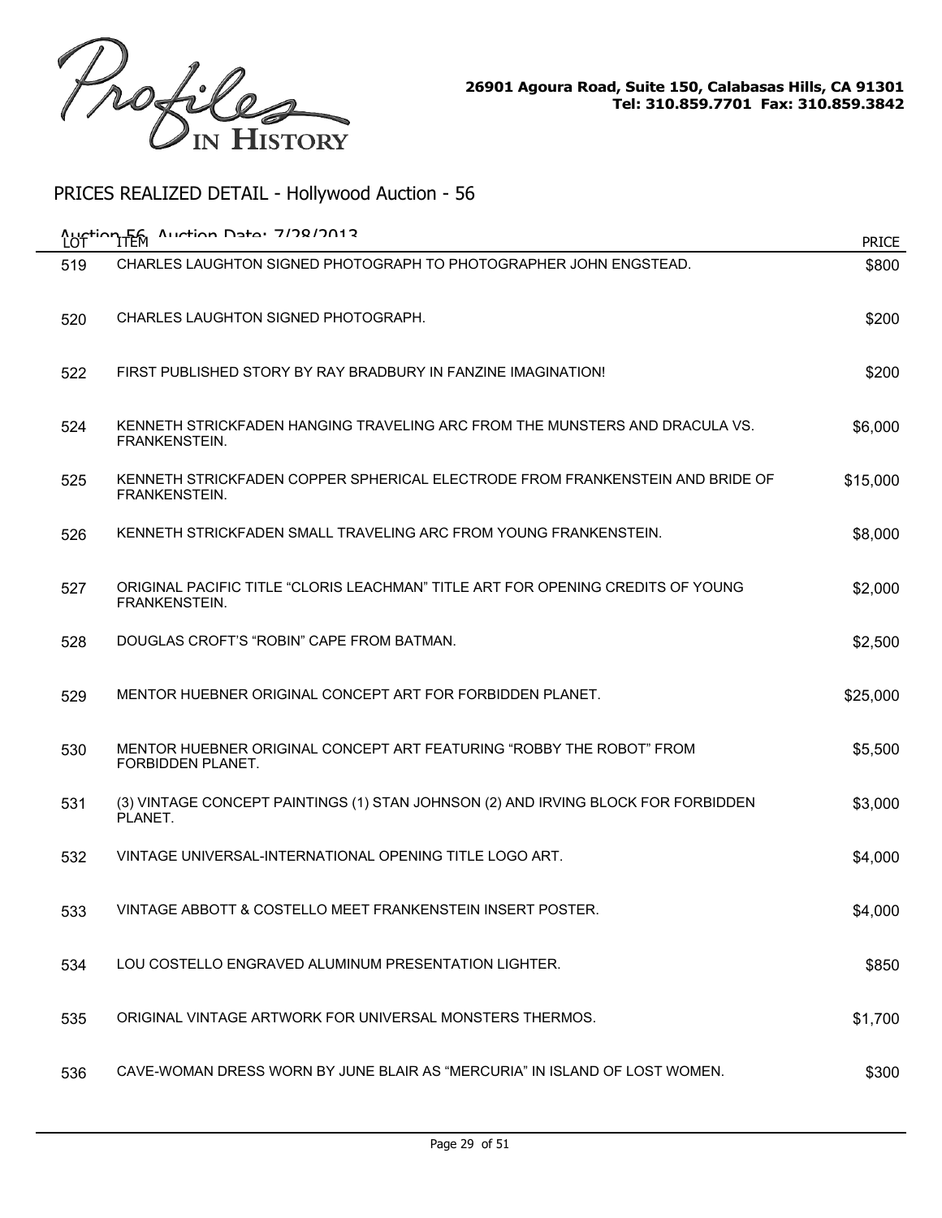Profiles IN HISTORY

26901 Agoura Road, Suite 150, Calabasas Hills, CA 91301
Tel: 310.859.7701 Fax: 310.859.3842

## PRICES REALIZED DETAIL - Hollywood Auction - 56

Auction 56 Auction Date: 7/28/2013

| LOT | ITEM | PRICE |
|---|---|---|
| 519 | CHARLES LAUGHTON SIGNED PHOTOGRAPH TO PHOTOGRAPHER JOHN ENGSTEAD. | $800 |
| 520 | CHARLES LAUGHTON SIGNED PHOTOGRAPH. | $200 |
| 522 | FIRST PUBLISHED STORY BY RAY BRADBURY IN FANZINE IMAGINATION! | $200 |
| 524 | KENNETH STRICKFADEN HANGING TRAVELING ARC FROM THE MUNSTERS AND DRACULA VS. FRANKENSTEIN. | $6,000 |
| 525 | KENNETH STRICKFADEN COPPER SPHERICAL ELECTRODE FROM FRANKENSTEIN AND BRIDE OF FRANKENSTEIN. | $15,000 |
| 526 | KENNETH STRICKFADEN SMALL TRAVELING ARC FROM YOUNG FRANKENSTEIN. | $8,000 |
| 527 | ORIGINAL PACIFIC TITLE "CLORIS LEACHMAN" TITLE ART FOR OPENING CREDITS OF YOUNG FRANKENSTEIN. | $2,000 |
| 528 | DOUGLAS CROFT'S "ROBIN" CAPE FROM BATMAN. | $2,500 |
| 529 | MENTOR HUEBNER ORIGINAL CONCEPT ART FOR FORBIDDEN PLANET. | $25,000 |
| 530 | MENTOR HUEBNER ORIGINAL CONCEPT ART FEATURING "ROBBY THE ROBOT" FROM FORBIDDEN PLANET. | $5,500 |
| 531 | (3) VINTAGE CONCEPT PAINTINGS (1) STAN JOHNSON (2) AND IRVING BLOCK FOR FORBIDDEN PLANET. | $3,000 |
| 532 | VINTAGE UNIVERSAL-INTERNATIONAL OPENING TITLE LOGO ART. | $4,000 |
| 533 | VINTAGE ABBOTT & COSTELLO MEET FRANKENSTEIN INSERT POSTER. | $4,000 |
| 534 | LOU COSTELLO ENGRAVED ALUMINUM PRESENTATION LIGHTER. | $850 |
| 535 | ORIGINAL VINTAGE ARTWORK FOR UNIVERSAL MONSTERS THERMOS. | $1,700 |
| 536 | CAVE-WOMAN DRESS WORN BY JUNE BLAIR AS "MERCURIA" IN ISLAND OF LOST WOMEN. | $300 |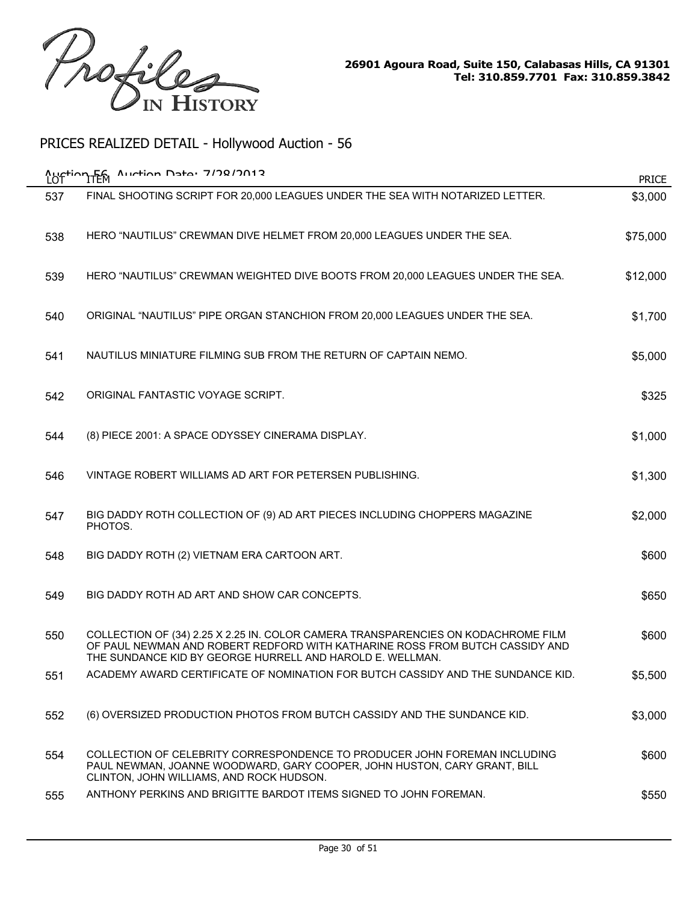26901 Agoura Road, Suite 150, Calabasas Hills, CA 91301
Tel: 310.859.7701 Fax: 310.859.3842

## PRICES REALIZED DETAIL - Hollywood Auction - 56

Auction 56 Auction Date: 7/28/2013

| LOT | ITEM | PRICE |
|---|---|---|
| 537 | FINAL SHOOTING SCRIPT FOR 20,000 LEAGUES UNDER THE SEA WITH NOTARIZED LETTER. | $3,000 |
| 538 | HERO "NAUTILUS" CREWMAN DIVE HELMET FROM 20,000 LEAGUES UNDER THE SEA. | $75,000 |
| 539 | HERO "NAUTILUS" CREWMAN WEIGHTED DIVE BOOTS FROM 20,000 LEAGUES UNDER THE SEA. | $12,000 |
| 540 | ORIGINAL "NAUTILUS" PIPE ORGAN STANCHION FROM 20,000 LEAGUES UNDER THE SEA. | $1,700 |
| 541 | NAUTILUS MINIATURE FILMING SUB FROM THE RETURN OF CAPTAIN NEMO. | $5,000 |
| 542 | ORIGINAL FANTASTIC VOYAGE SCRIPT. | $325 |
| 544 | (8) PIECE 2001: A SPACE ODYSSEY CINERAMA DISPLAY. | $1,000 |
| 546 | VINTAGE ROBERT WILLIAMS AD ART FOR PETERSEN PUBLISHING. | $1,300 |
| 547 | BIG DADDY ROTH COLLECTION OF (9) AD ART PIECES INCLUDING CHOPPERS MAGAZINE PHOTOS. | $2,000 |
| 548 | BIG DADDY ROTH (2) VIETNAM ERA CARTOON ART. | $600 |
| 549 | BIG DADDY ROTH AD ART AND SHOW CAR CONCEPTS. | $650 |
| 550 | COLLECTION OF (34) 2.25 X 2.25 IN. COLOR CAMERA TRANSPARENCIES ON KODACHROME FILM OF PAUL NEWMAN AND ROBERT REDFORD WITH KATHARINE ROSS FROM BUTCH CASSIDY AND THE SUNDANCE KID BY GEORGE HURRELL AND HAROLD E. WELLMAN. | $600 |
| 551 | ACADEMY AWARD CERTIFICATE OF NOMINATION FOR BUTCH CASSIDY AND THE SUNDANCE KID. | $5,500 |
| 552 | (6) OVERSIZED PRODUCTION PHOTOS FROM BUTCH CASSIDY AND THE SUNDANCE KID. | $3,000 |
| 554 | COLLECTION OF CELEBRITY CORRESPONDENCE TO PRODUCER JOHN FOREMAN INCLUDING PAUL NEWMAN, JOANNE WOODWARD, GARY COOPER, JOHN HUSTON, CARY GRANT, BILL CLINTON, JOHN WILLIAMS, AND ROCK HUDSON. | $600 |
| 555 | ANTHONY PERKINS AND BRIGITTE BARDOT ITEMS SIGNED TO JOHN FOREMAN. | $550 |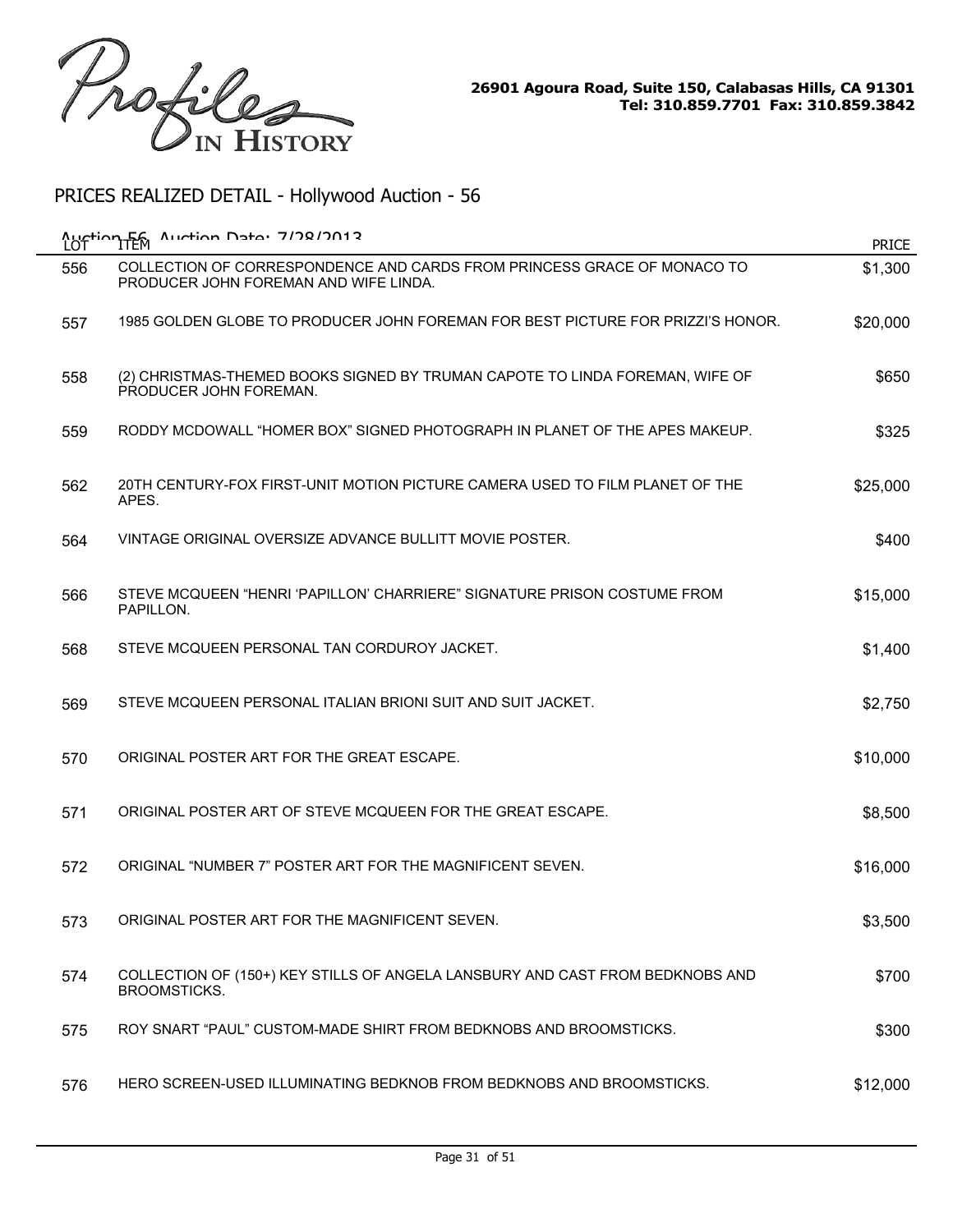Profiles IN HISTORY

26901 Agoura Road, Suite 150, Calabasas Hills, CA 91301
Tel: 310.859.7701 Fax: 310.859.3842

## PRICES REALIZED DETAIL - Hollywood Auction - 56

Auction 56 Auction Date: 7/28/2013

| LOT | ITEM | PRICE |
|---|---|---|
| 556 | COLLECTION OF CORRESPONDENCE AND CARDS FROM PRINCESS GRACE OF MONACO TO PRODUCER JOHN FOREMAN AND WIFE LINDA. | $1,300 |
| 557 | 1985 GOLDEN GLOBE TO PRODUCER JOHN FOREMAN FOR BEST PICTURE FOR PRIZZI'S HONOR. | $20,000 |
| 558 | (2) CHRISTMAS-THEMED BOOKS SIGNED BY TRUMAN CAPOTE TO LINDA FOREMAN, WIFE OF PRODUCER JOHN FOREMAN. | $650 |
| 559 | RODDY MCDOWALL "HOMER BOX" SIGNED PHOTOGRAPH IN PLANET OF THE APES MAKEUP. | $325 |
| 562 | 20TH CENTURY-FOX FIRST-UNIT MOTION PICTURE CAMERA USED TO FILM PLANET OF THE APES. | $25,000 |
| 564 | VINTAGE ORIGINAL OVERSIZE ADVANCE BULLITT MOVIE POSTER. | $400 |
| 566 | STEVE MCQUEEN "HENRI 'PAPILLON' CHARRIERE" SIGNATURE PRISON COSTUME FROM PAPILLON. | $15,000 |
| 568 | STEVE MCQUEEN PERSONAL TAN CORDUROY JACKET. | $1,400 |
| 569 | STEVE MCQUEEN PERSONAL ITALIAN BRIONI SUIT AND SUIT JACKET. | $2,750 |
| 570 | ORIGINAL POSTER ART FOR THE GREAT ESCAPE. | $10,000 |
| 571 | ORIGINAL POSTER ART OF STEVE MCQUEEN FOR THE GREAT ESCAPE. | $8,500 |
| 572 | ORIGINAL "NUMBER 7" POSTER ART FOR THE MAGNIFICENT SEVEN. | $16,000 |
| 573 | ORIGINAL POSTER ART FOR THE MAGNIFICENT SEVEN. | $3,500 |
| 574 | COLLECTION OF (150+) KEY STILLS OF ANGELA LANSBURY AND CAST FROM BEDKNOBS AND BROOMSTICKS. | $700 |
| 575 | ROY SNART "PAUL" CUSTOM-MADE SHIRT FROM BEDKNOBS AND BROOMSTICKS. | $300 |
| 576 | HERO SCREEN-USED ILLUMINATING BEDKNOB FROM BEDKNOBS AND BROOMSTICKS. | $12,000 |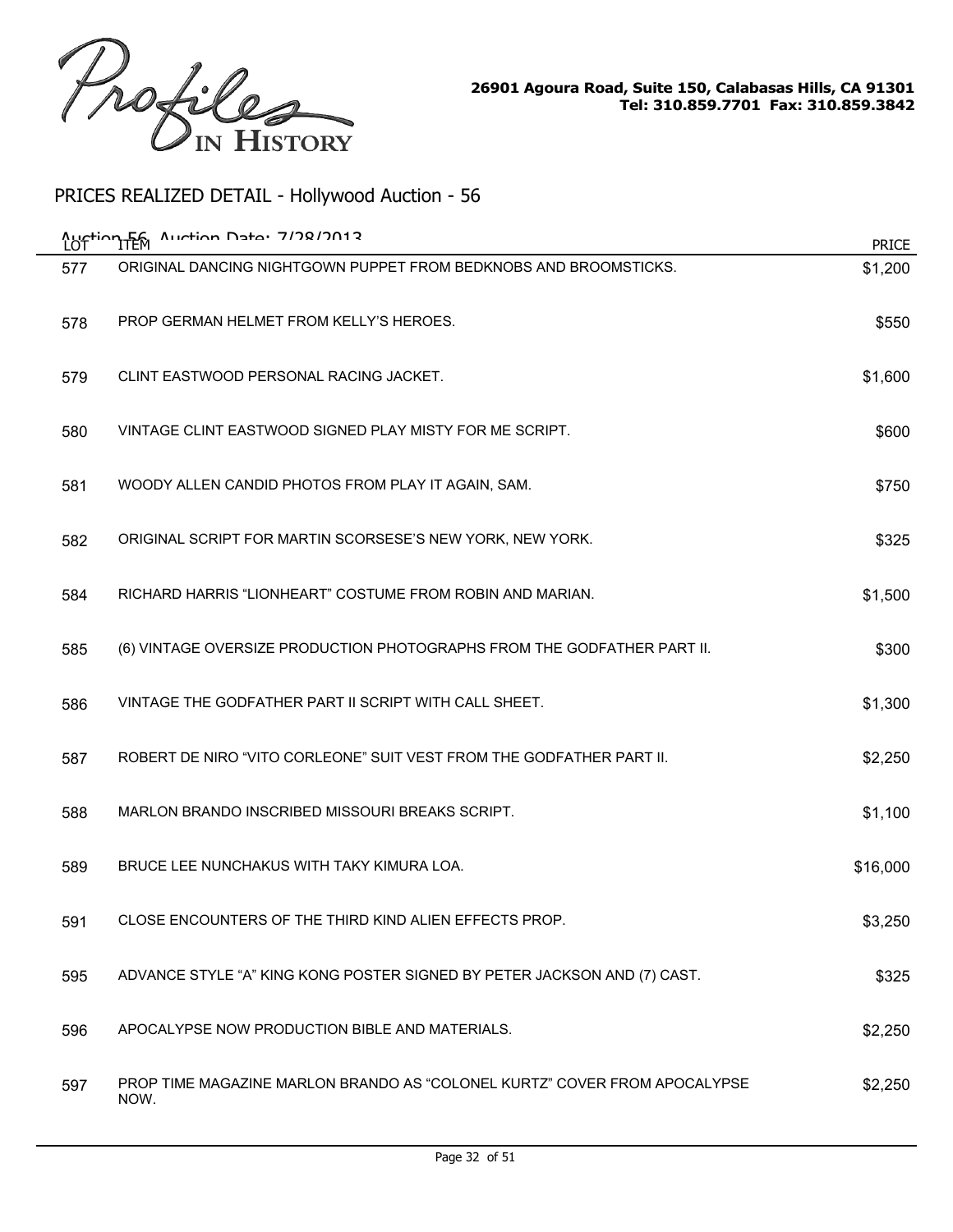Profiles IN HISTORY

26901 Agoura Road, Suite 150, Calabasas Hills, CA 91301
Tel: 310.859.7701 Fax: 310.859.3842

## PRICES REALIZED DETAIL - Hollywood Auction - 56

Auction 56 Auction Date: 7/28/2013

| LOT | ITEM | PRICE |
|---|---|---|
| 577 | ORIGINAL DANCING NIGHTGOWN PUPPET FROM BEDKNOBS AND BROOMSTICKS. | $1,200 |
| 578 | PROP GERMAN HELMET FROM KELLY'S HEROES. | $550 |
| 579 | CLINT EASTWOOD PERSONAL RACING JACKET. | $1,600 |
| 580 | VINTAGE CLINT EASTWOOD SIGNED PLAY MISTY FOR ME SCRIPT. | $600 |
| 581 | WOODY ALLEN CANDID PHOTOS FROM PLAY IT AGAIN, SAM. | $750 |
| 582 | ORIGINAL SCRIPT FOR MARTIN SCORSESE'S NEW YORK, NEW YORK. | $325 |
| 584 | RICHARD HARRIS "LIONHEART" COSTUME FROM ROBIN AND MARIAN. | $1,500 |
| 585 | (6) VINTAGE OVERSIZE PRODUCTION PHOTOGRAPHS FROM THE GODFATHER PART II. | $300 |
| 586 | VINTAGE THE GODFATHER PART II SCRIPT WITH CALL SHEET. | $1,300 |
| 587 | ROBERT DE NIRO "VITO CORLEONE" SUIT VEST FROM THE GODFATHER PART II. | $2,250 |
| 588 | MARLON BRANDO INSCRIBED MISSOURI BREAKS SCRIPT. | $1,100 |
| 589 | BRUCE LEE NUNCHAKUS WITH TAKY KIMURA LOA. | $16,000 |
| 591 | CLOSE ENCOUNTERS OF THE THIRD KIND ALIEN EFFECTS PROP. | $3,250 |
| 595 | ADVANCE STYLE "A" KING KONG POSTER SIGNED BY PETER JACKSON AND (7) CAST. | $325 |
| 596 | APOCALYPSE NOW PRODUCTION BIBLE AND MATERIALS. | $2,250 |
| 597 | PROP TIME MAGAZINE MARLON BRANDO AS "COLONEL KURTZ" COVER FROM APOCALYPSE NOW. | $2,250 |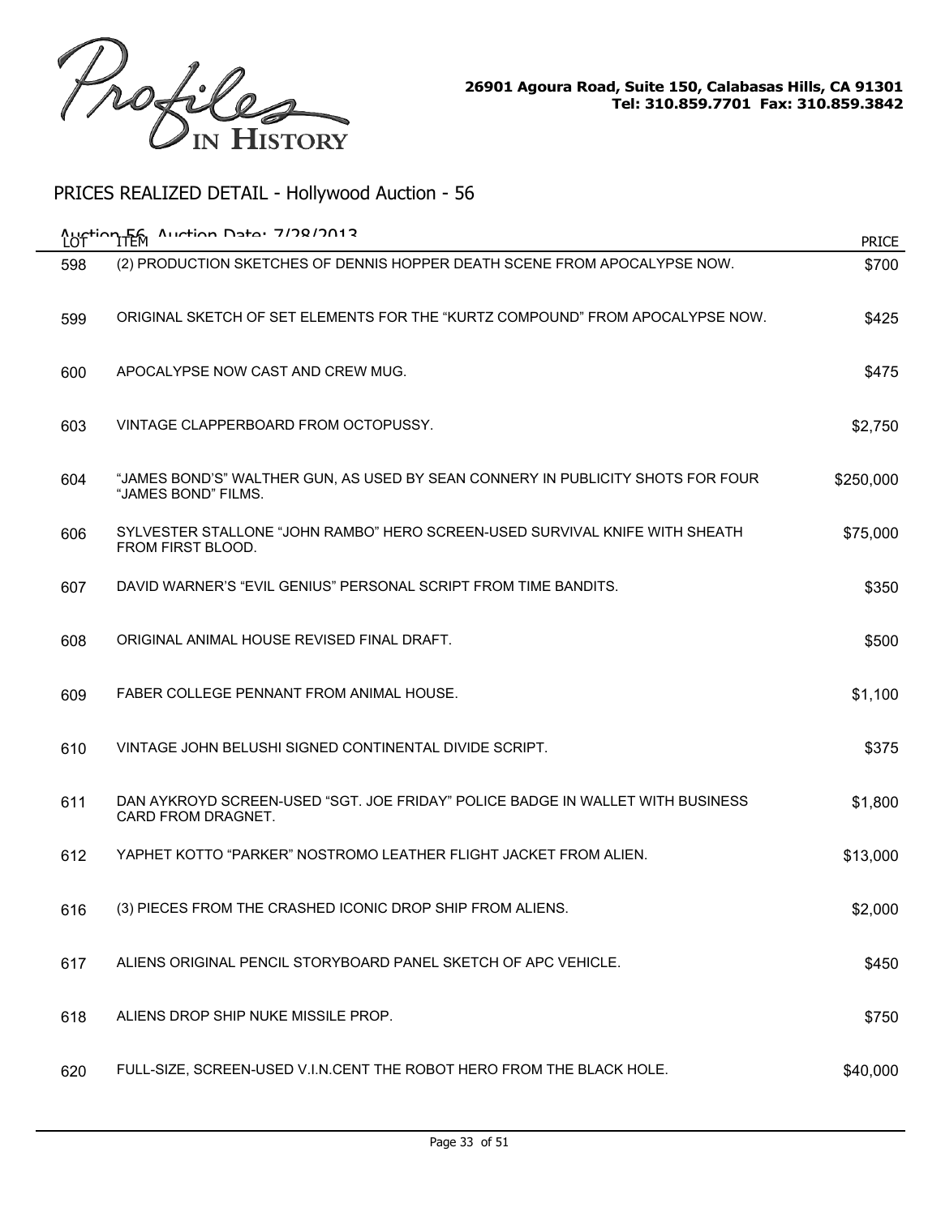Profiles IN HISTORY

26901 Agoura Road, Suite 150, Calabasas Hills, CA 91301
Tel: 310.859.7701 Fax: 310.859.3842

# PRICES REALIZED DETAIL - Hollywood Auction - 56

Auction 56 Auction Date: 7/28/2013

| LOT | ITEM | PRICE |
|---|---|---|
| 598 | (2) PRODUCTION SKETCHES OF DENNIS HOPPER DEATH SCENE FROM APOCALYPSE NOW. | $700 |
| 599 | ORIGINAL SKETCH OF SET ELEMENTS FOR THE “KURTZ COMPOUND” FROM APOCALYPSE NOW. | $425 |
| 600 | APOCALYPSE NOW CAST AND CREW MUG. | $475 |
| 603 | VINTAGE CLAPPERBOARD FROM OCTOPUSSY. | $2,750 |
| 604 | “JAMES BOND’S” WALTHER GUN, AS USED BY SEAN CONNERY IN PUBLICITY SHOTS FOR FOUR “JAMES BOND” FILMS. | $250,000 |
| 606 | SYLVESTER STALLONE “JOHN RAMBO” HERO SCREEN-USED SURVIVAL KNIFE WITH SHEATH FROM FIRST BLOOD. | $75,000 |
| 607 | DAVID WARNER’S “EVIL GENIUS” PERSONAL SCRIPT FROM TIME BANDITS. | $350 |
| 608 | ORIGINAL ANIMAL HOUSE REVISED FINAL DRAFT. | $500 |
| 609 | FABER COLLEGE PENNANT FROM ANIMAL HOUSE. | $1,100 |
| 610 | VINTAGE JOHN BELUSHI SIGNED CONTINENTAL DIVIDE SCRIPT. | $375 |
| 611 | DAN AYKROYD SCREEN-USED “SGT. JOE FRIDAY” POLICE BADGE IN WALLET WITH BUSINESS CARD FROM DRAGNET. | $1,800 |
| 612 | YAPHET KOTTO “PARKER” NOSTROMO LEATHER FLIGHT JACKET FROM ALIEN. | $13,000 |
| 616 | (3) PIECES FROM THE CRASHED ICONIC DROP SHIP FROM ALIENS. | $2,000 |
| 617 | ALIENS ORIGINAL PENCIL STORYBOARD PANEL SKETCH OF APC VEHICLE. | $450 |
| 618 | ALIENS DROP SHIP NUKE MISSILE PROP. | $750 |
| 620 | FULL-SIZE, SCREEN-USED V.I.N.CENT THE ROBOT HERO FROM THE BLACK HOLE. | $40,000 |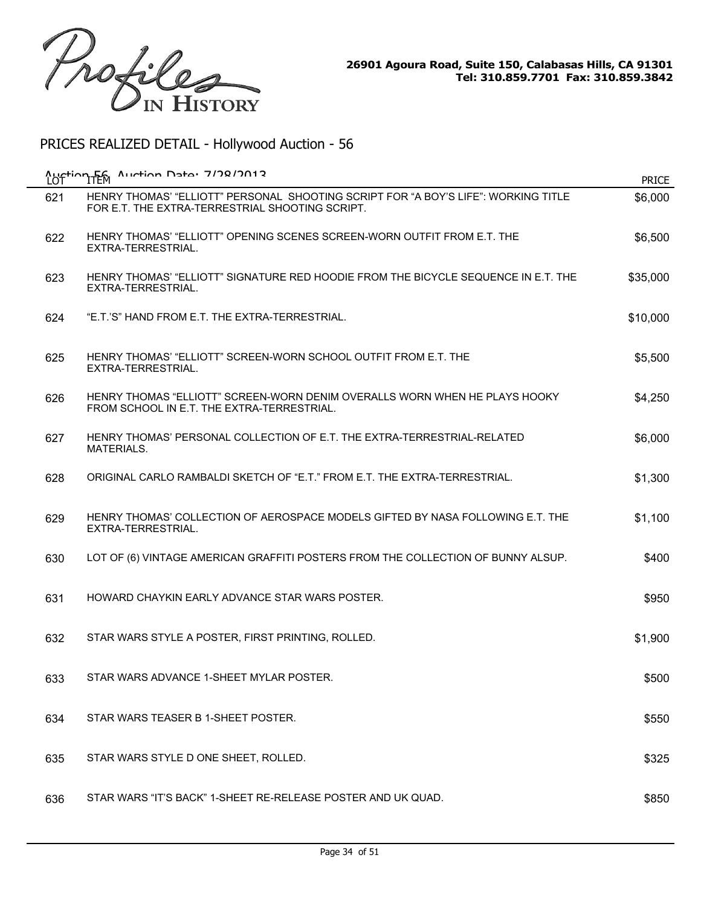Profiles IN HISTORY

26901 Agoura Road, Suite 150, Calabasas Hills, CA 91301
Tel: 310.859.7701 Fax: 310.859.3842

## PRICES REALIZED DETAIL - Hollywood Auction - 56

Auction 56 Auction Date: 7/28/2013

| LOT | ITEM | PRICE |
|---|---|---|
| 621 | HENRY THOMAS' "ELLIOTT" PERSONAL SHOOTING SCRIPT FOR "A BOY'S LIFE": WORKING TITLE FOR E.T. THE EXTRA-TERRESTRIAL SHOOTING SCRIPT. | $6,000 |
| 622 | HENRY THOMAS' "ELLIOTT" OPENING SCENES SCREEN-WORN OUTFIT FROM E.T. THE EXTRA-TERRESTRIAL. | $6,500 |
| 623 | HENRY THOMAS' "ELLIOTT" SIGNATURE RED HOODIE FROM THE BICYCLE SEQUENCE IN E.T. THE EXTRA-TERRESTRIAL. | $35,000 |
| 624 | "E.T.'S" HAND FROM E.T. THE EXTRA-TERRESTRIAL. | $10,000 |
| 625 | HENRY THOMAS' "ELLIOTT" SCREEN-WORN SCHOOL OUTFIT FROM E.T. THE EXTRA-TERRESTRIAL. | $5,500 |
| 626 | HENRY THOMAS "ELLIOTT" SCREEN-WORN DENIM OVERALLS WORN WHEN HE PLAYS HOOKY FROM SCHOOL IN E.T. THE EXTRA-TERRESTRIAL. | $4,250 |
| 627 | HENRY THOMAS' PERSONAL COLLECTION OF E.T. THE EXTRA-TERRESTRIAL-RELATED MATERIALS. | $6,000 |
| 628 | ORIGINAL CARLO RAMBALDI SKETCH OF "E.T." FROM E.T. THE EXTRA-TERRESTRIAL. | $1,300 |
| 629 | HENRY THOMAS' COLLECTION OF AEROSPACE MODELS GIFTED BY NASA FOLLOWING E.T. THE EXTRA-TERRESTRIAL. | $1,100 |
| 630 | LOT OF (6) VINTAGE AMERICAN GRAFFITI POSTERS FROM THE COLLECTION OF BUNNY ALSUP. | $400 |
| 631 | HOWARD CHAYKIN EARLY ADVANCE STAR WARS POSTER. | $950 |
| 632 | STAR WARS STYLE A POSTER, FIRST PRINTING, ROLLED. | $1,900 |
| 633 | STAR WARS ADVANCE 1-SHEET MYLAR POSTER. | $500 |
| 634 | STAR WARS TEASER B 1-SHEET POSTER. | $550 |
| 635 | STAR WARS STYLE D ONE SHEET, ROLLED. | $325 |
| 636 | STAR WARS "IT'S BACK" 1-SHEET RE-RELEASE POSTER AND UK QUAD. | $850 |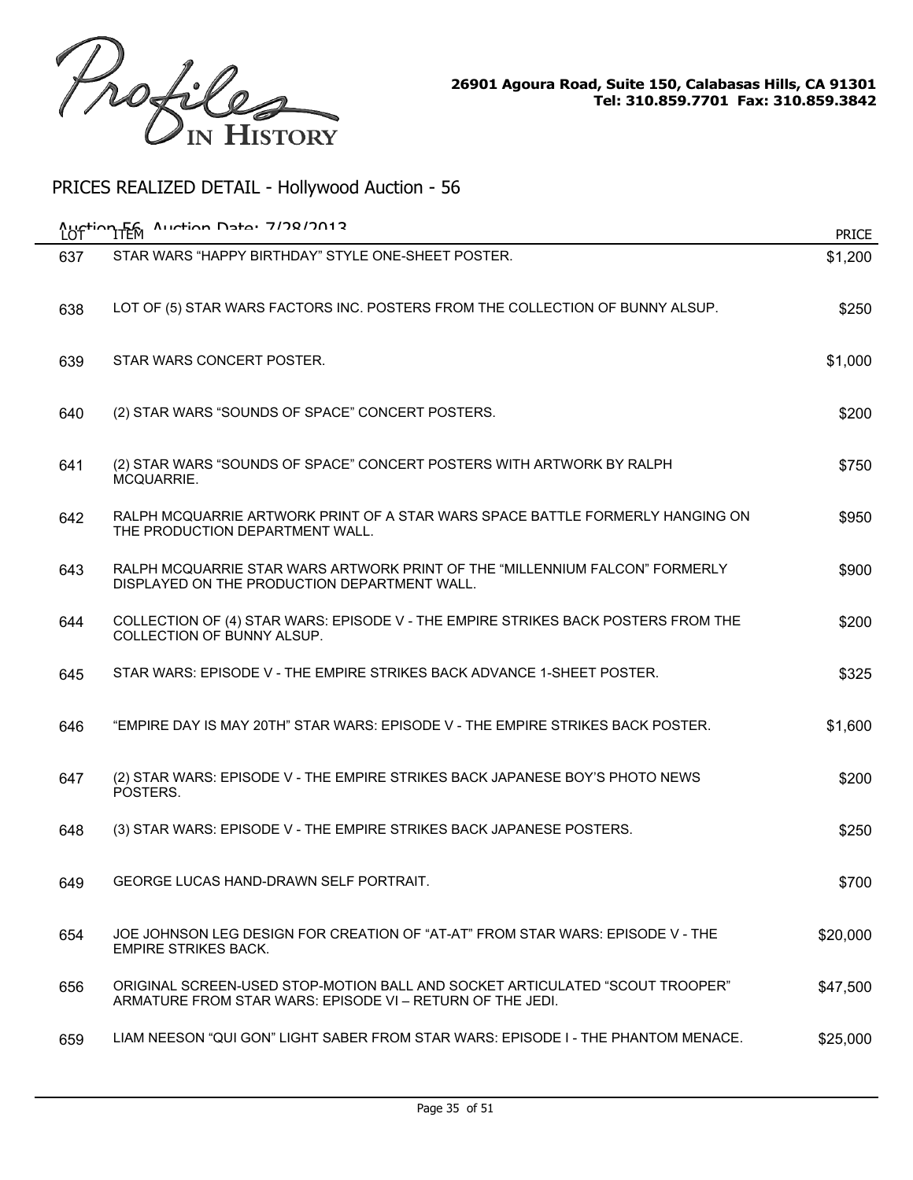Profiles IN HISTORY

26901 Agoura Road, Suite 150, Calabasas Hills, CA 91301
Tel: 310.859.7701 Fax: 310.859.3842

## PRICES REALIZED DETAIL - Hollywood Auction - 56

Auction 56 Auction Date: 7/28/2013

| LOT | ITEM | PRICE |
|---|---|---|
| 637 | STAR WARS "HAPPY BIRTHDAY" STYLE ONE-SHEET POSTER. | $1,200 |
| 638 | LOT OF (5) STAR WARS FACTORS INC. POSTERS FROM THE COLLECTION OF BUNNY ALSUP. | $250 |
| 639 | STAR WARS CONCERT POSTER. | $1,000 |
| 640 | (2) STAR WARS "SOUNDS OF SPACE" CONCERT POSTERS. | $200 |
| 641 | (2) STAR WARS "SOUNDS OF SPACE" CONCERT POSTERS WITH ARTWORK BY RALPH MCQUARRIE. | $750 |
| 642 | RALPH MCQUARRIE ARTWORK PRINT OF A STAR WARS SPACE BATTLE FORMERLY HANGING ON THE PRODUCTION DEPARTMENT WALL. | $950 |
| 643 | RALPH MCQUARRIE STAR WARS ARTWORK PRINT OF THE "MILLENNIUM FALCON" FORMERLY DISPLAYED ON THE PRODUCTION DEPARTMENT WALL. | $900 |
| 644 | COLLECTION OF (4) STAR WARS: EPISODE V - THE EMPIRE STRIKES BACK POSTERS FROM THE COLLECTION OF BUNNY ALSUP. | $200 |
| 645 | STAR WARS: EPISODE V - THE EMPIRE STRIKES BACK ADVANCE 1-SHEET POSTER. | $325 |
| 646 | "EMPIRE DAY IS MAY 20TH" STAR WARS: EPISODE V - THE EMPIRE STRIKES BACK POSTER. | $1,600 |
| 647 | (2) STAR WARS: EPISODE V - THE EMPIRE STRIKES BACK JAPANESE BOY'S PHOTO NEWS POSTERS. | $200 |
| 648 | (3) STAR WARS: EPISODE V - THE EMPIRE STRIKES BACK JAPANESE POSTERS. | $250 |
| 649 | GEORGE LUCAS HAND-DRAWN SELF PORTRAIT. | $700 |
| 654 | JOE JOHNSON LEG DESIGN FOR CREATION OF "AT-AT" FROM STAR WARS: EPISODE V - THE EMPIRE STRIKES BACK. | $20,000 |
| 656 | ORIGINAL SCREEN-USED STOP-MOTION BALL AND SOCKET ARTICULATED "SCOUT TROOPER" ARMATURE FROM STAR WARS: EPISODE VI – RETURN OF THE JEDI. | $47,500 |
| 659 | LIAM NEESON "QUI GON" LIGHT SABER FROM STAR WARS: EPISODE I - THE PHANTOM MENACE. | $25,000 |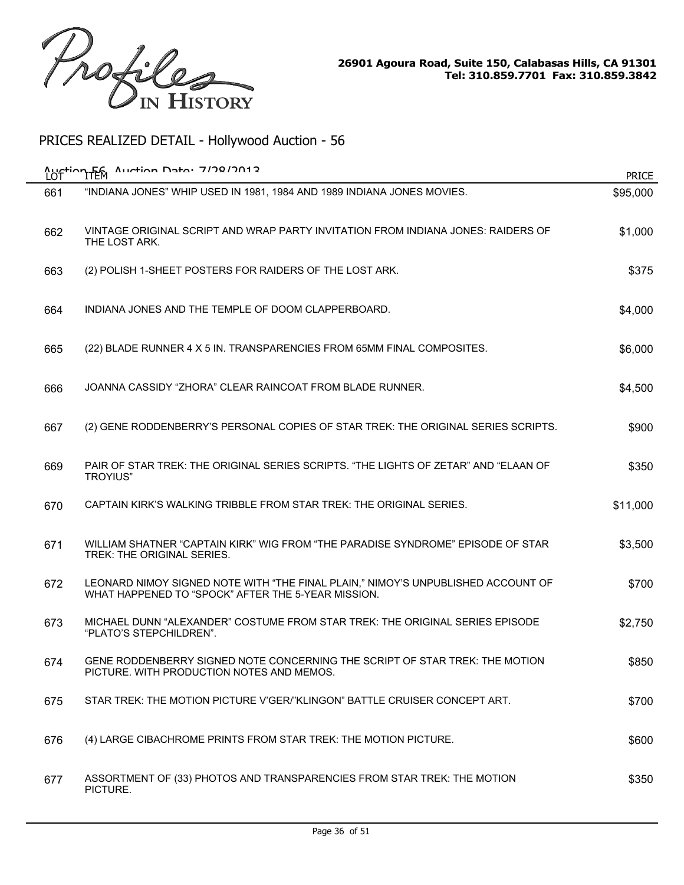Profiles IN HISTORY

**26901 Agoura Road, Suite 150, Calabasas Hills, CA 91301**
**Tel: 310.859.7701 Fax: 310.859.3842**

## PRICES REALIZED DETAIL - Hollywood Auction - 56

Auction 56 Auction Date: 7/28/2013

| LOT | ITEM | PRICE |
|---|---|---|
| 661 | "INDIANA JONES" WHIP USED IN 1981, 1984 AND 1989 INDIANA JONES MOVIES. | $95,000 |
| 662 | VINTAGE ORIGINAL SCRIPT AND WRAP PARTY INVITATION FROM INDIANA JONES: RAIDERS OF THE LOST ARK. | $1,000 |
| 663 | (2) POLISH 1-SHEET POSTERS FOR RAIDERS OF THE LOST ARK. | $375 |
| 664 | INDIANA JONES AND THE TEMPLE OF DOOM CLAPPERBOARD. | $4,000 |
| 665 | (22) BLADE RUNNER 4 X 5 IN. TRANSPARENCIES FROM 65MM FINAL COMPOSITES. | $6,000 |
| 666 | JOANNA CASSIDY "ZHORA" CLEAR RAINCOAT FROM BLADE RUNNER. | $4,500 |
| 667 | (2) GENE RODDENBERRY'S PERSONAL COPIES OF STAR TREK: THE ORIGINAL SERIES SCRIPTS. | $900 |
| 669 | PAIR OF STAR TREK: THE ORIGINAL SERIES SCRIPTS. "THE LIGHTS OF ZETAR" AND "ELAAN OF TROYIUS" | $350 |
| 670 | CAPTAIN KIRK'S WALKING TRIBBLE FROM STAR TREK: THE ORIGINAL SERIES. | $11,000 |
| 671 | WILLIAM SHATNER "CAPTAIN KIRK" WIG FROM "THE PARADISE SYNDROME" EPISODE OF STAR TREK: THE ORIGINAL SERIES. | $3,500 |
| 672 | LEONARD NIMOY SIGNED NOTE WITH "THE FINAL PLAIN," NIMOY'S UNPUBLISHED ACCOUNT OF WHAT HAPPENED TO "SPOCK" AFTER THE 5-YEAR MISSION. | $700 |
| 673 | MICHAEL DUNN "ALEXANDER" COSTUME FROM STAR TREK: THE ORIGINAL SERIES EPISODE "PLATO'S STEPCHILDREN". | $2,750 |
| 674 | GENE RODDENBERRY SIGNED NOTE CONCERNING THE SCRIPT OF STAR TREK: THE MOTION PICTURE. WITH PRODUCTION NOTES AND MEMOS. | $850 |
| 675 | STAR TREK: THE MOTION PICTURE V'GER/"KLINGON" BATTLE CRUISER CONCEPT ART. | $700 |
| 676 | (4) LARGE CIBACHROME PRINTS FROM STAR TREK: THE MOTION PICTURE. | $600 |
| 677 | ASSORTMENT OF (33) PHOTOS AND TRANSPARENCIES FROM STAR TREK: THE MOTION PICTURE. | $350 |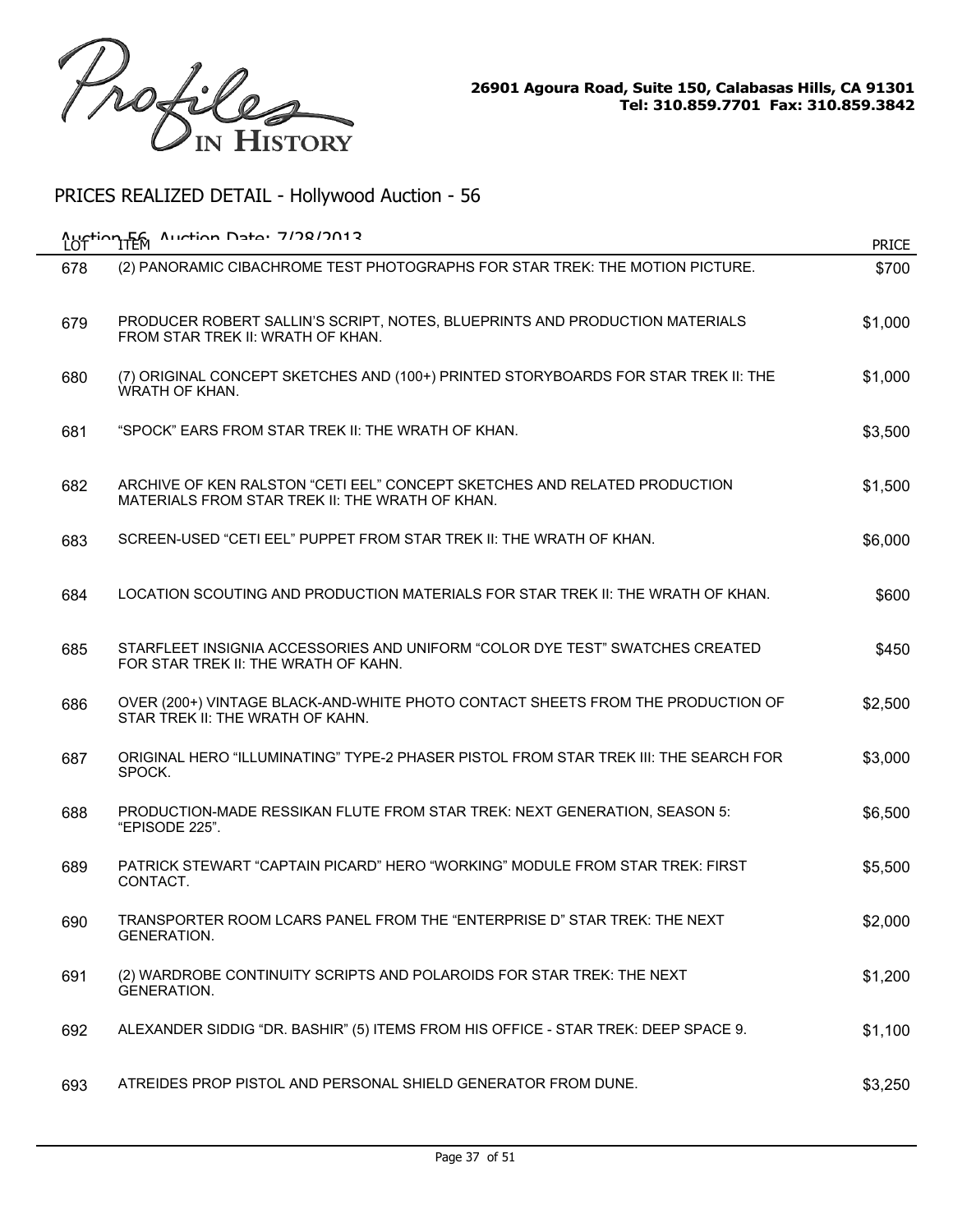Profiles IN HISTORY

26901 Agoura Road, Suite 150, Calabasas Hills, CA 91301
Tel: 310.859.7701 Fax: 310.859.3842

## PRICES REALIZED DETAIL - Hollywood Auction - 56

Auction 56 Auction Date: 7/28/2013

| LOT | ITEM | PRICE |
|---|---|---|
| 678 | (2) PANORAMIC CIBACHROME TEST PHOTOGRAPHS FOR STAR TREK: THE MOTION PICTURE. | $700 |
| 679 | PRODUCER ROBERT SALLIN'S SCRIPT, NOTES, BLUEPRINTS AND PRODUCTION MATERIALS FROM STAR TREK II: WRATH OF KHAN. | $1,000 |
| 680 | (7) ORIGINAL CONCEPT SKETCHES AND (100+) PRINTED STORYBOARDS FOR STAR TREK II: THE WRATH OF KHAN. | $1,000 |
| 681 | "SPOCK" EARS FROM STAR TREK II: THE WRATH OF KHAN. | $3,500 |
| 682 | ARCHIVE OF KEN RALSTON "CETI EEL" CONCEPT SKETCHES AND RELATED PRODUCTION MATERIALS FROM STAR TREK II: THE WRATH OF KHAN. | $1,500 |
| 683 | SCREEN-USED "CETI EEL" PUPPET FROM STAR TREK II: THE WRATH OF KHAN. | $6,000 |
| 684 | LOCATION SCOUTING AND PRODUCTION MATERIALS FOR STAR TREK II: THE WRATH OF KHAN. | $600 |
| 685 | STARFLEET INSIGNIA ACCESSORIES AND UNIFORM "COLOR DYE TEST" SWATCHES CREATED FOR STAR TREK II: THE WRATH OF KAHN. | $450 |
| 686 | OVER (200+) VINTAGE BLACK-AND-WHITE PHOTO CONTACT SHEETS FROM THE PRODUCTION OF STAR TREK II: THE WRATH OF KAHN. | $2,500 |
| 687 | ORIGINAL HERO "ILLUMINATING" TYPE-2 PHASER PISTOL FROM STAR TREK III: THE SEARCH FOR SPOCK. | $3,000 |
| 688 | PRODUCTION-MADE RESSIKAN FLUTE FROM STAR TREK: NEXT GENERATION, SEASON 5: "EPISODE 225". | $6,500 |
| 689 | PATRICK STEWART "CAPTAIN PICARD" HERO "WORKING" MODULE FROM STAR TREK: FIRST CONTACT. | $5,500 |
| 690 | TRANSPORTER ROOM LCARS PANEL FROM THE "ENTERPRISE D" STAR TREK: THE NEXT GENERATION. | $2,000 |
| 691 | (2) WARDROBE CONTINUITY SCRIPTS AND POLAROIDS FOR STAR TREK: THE NEXT GENERATION. | $1,200 |
| 692 | ALEXANDER SIDDIG "DR. BASHIR" (5) ITEMS FROM HIS OFFICE - STAR TREK: DEEP SPACE 9. | $1,100 |
| 693 | ATREIDES PROP PISTOL AND PERSONAL SHIELD GENERATOR FROM DUNE. | $3,250 |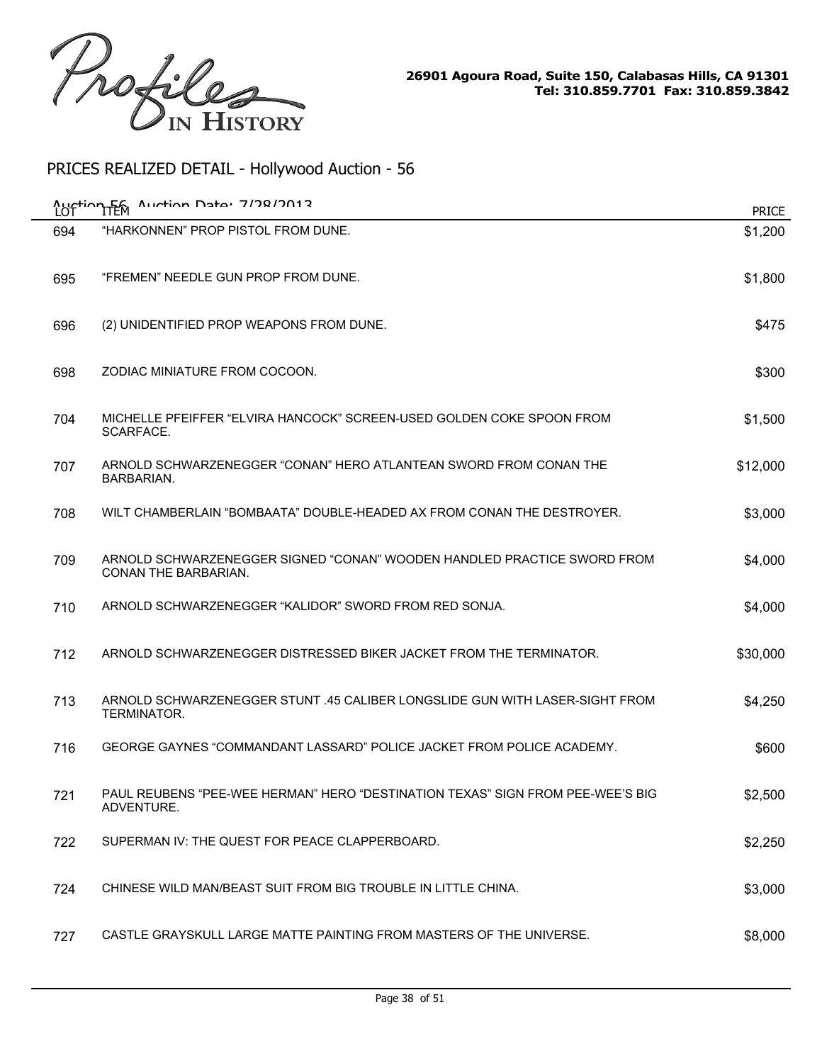Profiles IN HISTORY

26901 Agoura Road, Suite 150, Calabasas Hills, CA 91301
Tel: 310.859.7701 Fax: 310.859.3842

## PRICES REALIZED DETAIL - Hollywood Auction - 56

Auction 56 Auction Date: 7/28/2013

| LOT | ITEM | PRICE |
|---|---|---|
| 694 | "HARKONNEN" PROP PISTOL FROM DUNE. | $1,200 |
| 695 | "FREMEN" NEEDLE GUN PROP FROM DUNE. | $1,800 |
| 696 | (2) UNIDENTIFIED PROP WEAPONS FROM DUNE. | $475 |
| 698 | ZODIAC MINIATURE FROM COCOON. | $300 |
| 704 | MICHELLE PFEIFFER "ELVIRA HANCOCK" SCREEN-USED GOLDEN COKE SPOON FROM SCARFACE. | $1,500 |
| 707 | ARNOLD SCHWARZENEGGER "CONAN" HERO ATLANTEAN SWORD FROM CONAN THE BARBARIAN. | $12,000 |
| 708 | WILT CHAMBERLAIN "BOMBAATA" DOUBLE-HEADED AX FROM CONAN THE DESTROYER. | $3,000 |
| 709 | ARNOLD SCHWARZENEGGER SIGNED "CONAN" WOODEN HANDLED PRACTICE SWORD FROM CONAN THE BARBARIAN. | $4,000 |
| 710 | ARNOLD SCHWARZENEGGER "KALIDOR" SWORD FROM RED SONJA. | $4,000 |
| 712 | ARNOLD SCHWARZENEGGER DISTRESSED BIKER JACKET FROM THE TERMINATOR. | $30,000 |
| 713 | ARNOLD SCHWARZENEGGER STUNT .45 CALIBER LONGSLIDE GUN WITH LASER-SIGHT FROM TERMINATOR. | $4,250 |
| 716 | GEORGE GAYNES "COMMANDANT LASSARD" POLICE JACKET FROM POLICE ACADEMY. | $600 |
| 721 | PAUL REUBENS "PEE-WEE HERMAN" HERO "DESTINATION TEXAS" SIGN FROM PEE-WEE'S BIG ADVENTURE. | $2,500 |
| 722 | SUPERMAN IV: THE QUEST FOR PEACE CLAPPERBOARD. | $2,250 |
| 724 | CHINESE WILD MAN/BEAST SUIT FROM BIG TROUBLE IN LITTLE CHINA. | $3,000 |
| 727 | CASTLE GRAYSKULL LARGE MATTE PAINTING FROM MASTERS OF THE UNIVERSE. | $8,000 |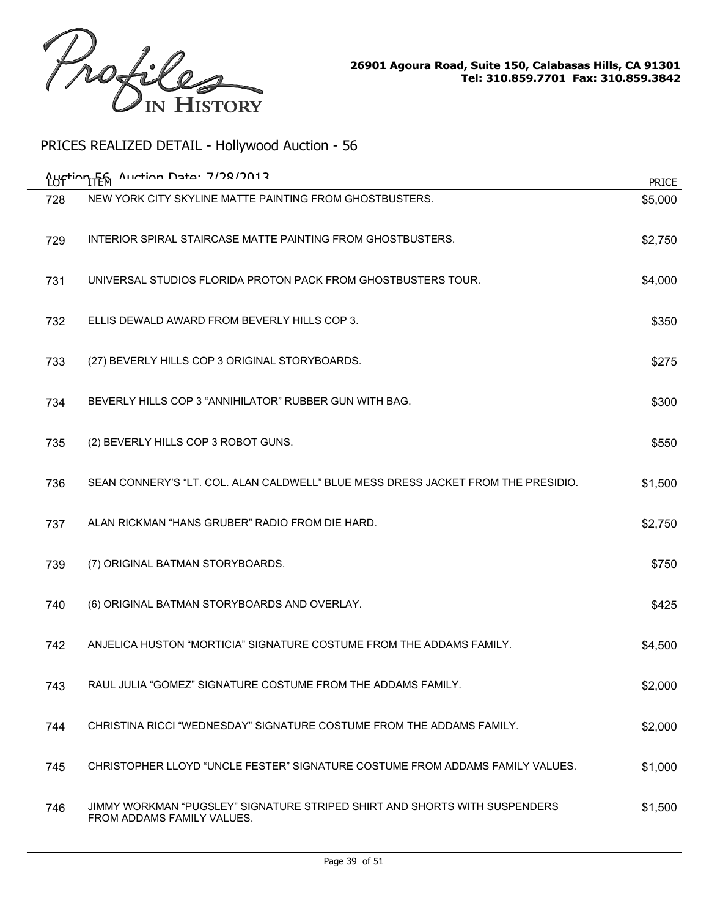Profiles IN HISTORY

26901 Agoura Road, Suite 150, Calabasas Hills, CA 91301
Tel: 310.859.7701 Fax: 310.859.3842

## PRICES REALIZED DETAIL - Hollywood Auction - 56

Auction 56 Auction Date: 7/28/2013

| LOT | ITEM | PRICE |
| --- | --- | --- |
| 728 | NEW YORK CITY SKYLINE MATTE PAINTING FROM GHOSTBUSTERS. | $5,000 |
| 729 | INTERIOR SPIRAL STAIRCASE MATTE PAINTING FROM GHOSTBUSTERS. | $2,750 |
| 731 | UNIVERSAL STUDIOS FLORIDA PROTON PACK FROM GHOSTBUSTERS TOUR. | $4,000 |
| 732 | ELLIS DEWALD AWARD FROM BEVERLY HILLS COP 3. | $350 |
| 733 | (27) BEVERLY HILLS COP 3 ORIGINAL STORYBOARDS. | $275 |
| 734 | BEVERLY HILLS COP 3 "ANNIHILATOR" RUBBER GUN WITH BAG. | $300 |
| 735 | (2) BEVERLY HILLS COP 3 ROBOT GUNS. | $550 |
| 736 | SEAN CONNERY'S "LT. COL. ALAN CALDWELL" BLUE MESS DRESS JACKET FROM THE PRESIDIO. | $1,500 |
| 737 | ALAN RICKMAN "HANS GRUBER" RADIO FROM DIE HARD. | $2,750 |
| 739 | (7) ORIGINAL BATMAN STORYBOARDS. | $750 |
| 740 | (6) ORIGINAL BATMAN STORYBOARDS AND OVERLAY. | $425 |
| 742 | ANJELICA HUSTON "MORTICIA" SIGNATURE COSTUME FROM THE ADDAMS FAMILY. | $4,500 |
| 743 | RAUL JULIA "GOMEZ" SIGNATURE COSTUME FROM THE ADDAMS FAMILY. | $2,000 |
| 744 | CHRISTINA RICCI "WEDNESDAY" SIGNATURE COSTUME FROM THE ADDAMS FAMILY. | $2,000 |
| 745 | CHRISTOPHER LLOYD "UNCLE FESTER" SIGNATURE COSTUME FROM ADDAMS FAMILY VALUES. | $1,000 |
| 746 | JIMMY WORKMAN "PUGSLEY" SIGNATURE STRIPED SHIRT AND SHORTS WITH SUSPENDERS FROM ADDAMS FAMILY VALUES. | $1,500 |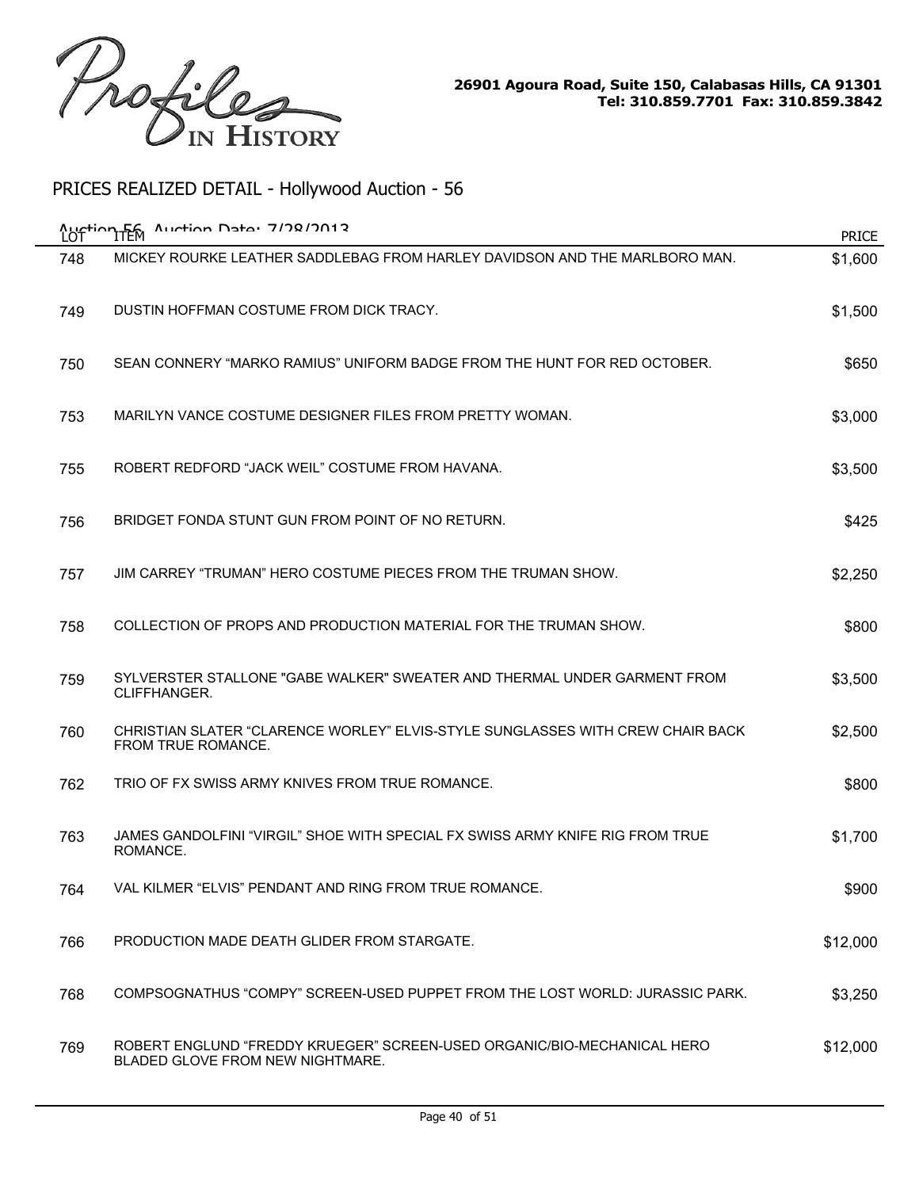Profiles IN HISTORY

26901 Agoura Road, Suite 150, Calabasas Hills, CA 91301
Tel: 310.859.7701 Fax: 310.859.3842

## PRICES REALIZED DETAIL - Hollywood Auction - 56

Auction 56 Auction Date: 7/28/2013

| LOT | ITEM | PRICE |
|---|---|---|
| 748 | MICKEY ROURKE LEATHER SADDLEBAG FROM HARLEY DAVIDSON AND THE MARLBORO MAN. | $1,600 |
| 749 | DUSTIN HOFFMAN COSTUME FROM DICK TRACY. | $1,500 |
| 750 | SEAN CONNERY "MARKO RAMIUS" UNIFORM BADGE FROM THE HUNT FOR RED OCTOBER. | $650 |
| 753 | MARILYN VANCE COSTUME DESIGNER FILES FROM PRETTY WOMAN. | $3,000 |
| 755 | ROBERT REDFORD "JACK WEIL" COSTUME FROM HAVANA. | $3,500 |
| 756 | BRIDGET FONDA STUNT GUN FROM POINT OF NO RETURN. | $425 |
| 757 | JIM CARREY "TRUMAN" HERO COSTUME PIECES FROM THE TRUMAN SHOW. | $2,250 |
| 758 | COLLECTION OF PROPS AND PRODUCTION MATERIAL FOR THE TRUMAN SHOW. | $800 |
| 759 | SYLVERSTER STALLONE "GABE WALKER" SWEATER AND THERMAL UNDER GARMENT FROM CLIFFHANGER. | $3,500 |
| 760 | CHRISTIAN SLATER "CLARENCE WORLEY" ELVIS-STYLE SUNGLASSES WITH CREW CHAIR BACK FROM TRUE ROMANCE. | $2,500 |
| 762 | TRIO OF FX SWISS ARMY KNIVES FROM TRUE ROMANCE. | $800 |
| 763 | JAMES GANDOLFINI "VIRGIL" SHOE WITH SPECIAL FX SWISS ARMY KNIFE RIG FROM TRUE ROMANCE. | $1,700 |
| 764 | VAL KILMER "ELVIS" PENDANT AND RING FROM TRUE ROMANCE. | $900 |
| 766 | PRODUCTION MADE DEATH GLIDER FROM STARGATE. | $12,000 |
| 768 | COMPSOGNATHUS "COMPY" SCREEN-USED PUPPET FROM THE LOST WORLD: JURASSIC PARK. | $3,250 |
| 769 | ROBERT ENGLUND "FREDDY KRUEGER" SCREEN-USED ORGANIC/BIO-MECHANICAL HERO BLADED GLOVE FROM NEW NIGHTMARE. | $12,000 |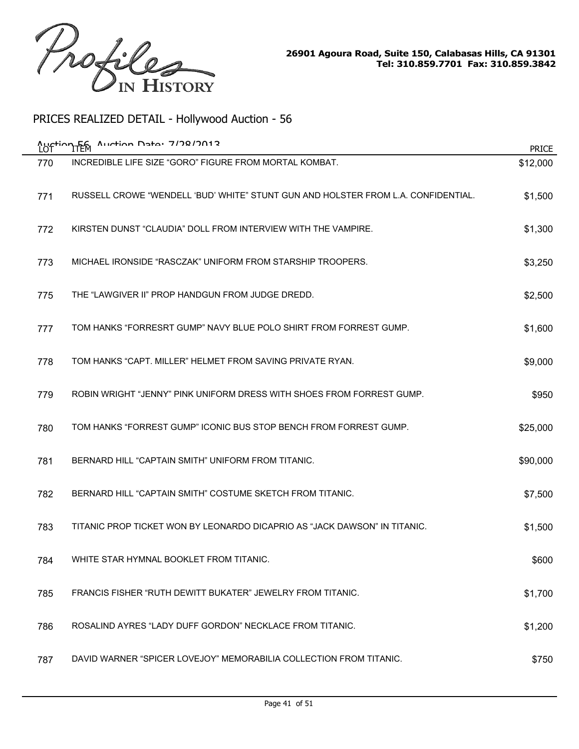Profiles IN HISTORY

26901 Agoura Road, Suite 150, Calabasas Hills, CA 91301
Tel: 310.859.7701 Fax: 310.859.3842

## PRICES REALIZED DETAIL - Hollywood Auction - 56

Auction 56 Auction Date: 7/28/2013

| LOT | ITEM | PRICE |
|---|---|---|
| 770 | INCREDIBLE LIFE SIZE “GORO” FIGURE FROM MORTAL KOMBAT. | $12,000 |
| 771 | RUSSELL CROWE “WENDELL ‘BUD’ WHITE” STUNT GUN AND HOLSTER FROM L.A. CONFIDENTIAL. | $1,500 |
| 772 | KIRSTEN DUNST “CLAUDIA” DOLL FROM INTERVIEW WITH THE VAMPIRE. | $1,300 |
| 773 | MICHAEL IRONSIDE “RASCZAK” UNIFORM FROM STARSHIP TROOPERS. | $3,250 |
| 775 | THE “LAWGIVER II” PROP HANDGUN FROM JUDGE DREDD. | $2,500 |
| 777 | TOM HANKS “FORRESRT GUMP” NAVY BLUE POLO SHIRT FROM FORREST GUMP. | $1,600 |
| 778 | TOM HANKS “CAPT. MILLER” HELMET FROM SAVING PRIVATE RYAN. | $9,000 |
| 779 | ROBIN WRIGHT “JENNY” PINK UNIFORM DRESS WITH SHOES FROM FORREST GUMP. | $950 |
| 780 | TOM HANKS “FORREST GUMP” ICONIC BUS STOP BENCH FROM FORREST GUMP. | $25,000 |
| 781 | BERNARD HILL “CAPTAIN SMITH” UNIFORM FROM TITANIC. | $90,000 |
| 782 | BERNARD HILL “CAPTAIN SMITH” COSTUME SKETCH FROM TITANIC. | $7,500 |
| 783 | TITANIC PROP TICKET WON BY LEONARDO DICAPRIO AS “JACK DAWSON” IN TITANIC. | $1,500 |
| 784 | WHITE STAR HYMNAL BOOKLET FROM TITANIC. | $600 |
| 785 | FRANCIS FISHER “RUTH DEWITT BUKATER” JEWELRY FROM TITANIC. | $1,700 |
| 786 | ROSALIND AYRES “LADY DUFF GORDON” NECKLACE FROM TITANIC. | $1,200 |
| 787 | DAVID WARNER “SPICER LOVEJOY” MEMORABILIA COLLECTION FROM TITANIC. | $750 |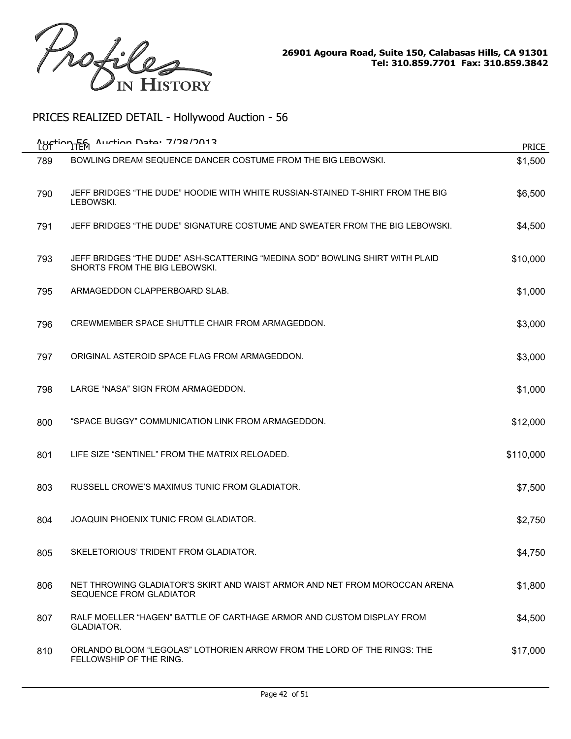## PRICES REALIZED DETAIL - Hollywood Auction - 56

Auction 56 Auction Date: 7/28/2013

| LOT | ITEM | PRICE |
|---|---|---|
| 789 | BOWLING DREAM SEQUENCE DANCER COSTUME FROM THE BIG LEBOWSKI. | $1,500 |
| 790 | JEFF BRIDGES "THE DUDE" HOODIE WITH WHITE RUSSIAN-STAINED T-SHIRT FROM THE BIG LEBOWSKI. | $6,500 |
| 791 | JEFF BRIDGES "THE DUDE" SIGNATURE COSTUME AND SWEATER FROM THE BIG LEBOWSKI. | $4,500 |
| 793 | JEFF BRIDGES "THE DUDE" ASH-SCATTERING "MEDINA SOD" BOWLING SHIRT WITH PLAID SHORTS FROM THE BIG LEBOWSKI. | $10,000 |
| 795 | ARMAGEDDON CLAPPERBOARD SLAB. | $1,000 |
| 796 | CREWMEMBER SPACE SHUTTLE CHAIR FROM ARMAGEDDON. | $3,000 |
| 797 | ORIGINAL ASTEROID SPACE FLAG FROM ARMAGEDDON. | $3,000 |
| 798 | LARGE "NASA" SIGN FROM ARMAGEDDON. | $1,000 |
| 800 | "SPACE BUGGY" COMMUNICATION LINK FROM ARMAGEDDON. | $12,000 |
| 801 | LIFE SIZE "SENTINEL" FROM THE MATRIX RELOADED. | $110,000 |
| 803 | RUSSELL CROWE'S MAXIMUS TUNIC FROM GLADIATOR. | $7,500 |
| 804 | JOAQUIN PHOENIX TUNIC FROM GLADIATOR. | $2,750 |
| 805 | SKELETORIOUS' TRIDENT FROM GLADIATOR. | $4,750 |
| 806 | NET THROWING GLADIATOR'S SKIRT AND WAIST ARMOR AND NET FROM MOROCCAN ARENA SEQUENCE FROM GLADIATOR | $1,800 |
| 807 | RALF MOELLER "HAGEN" BATTLE OF CARTHAGE ARMOR AND CUSTOM DISPLAY FROM GLADIATOR. | $4,500 |
| 810 | ORLANDO BLOOM "LEGOLAS" LOTHORIEN ARROW FROM THE LORD OF THE RINGS: THE FELLOWSHIP OF THE RING. | $17,000 |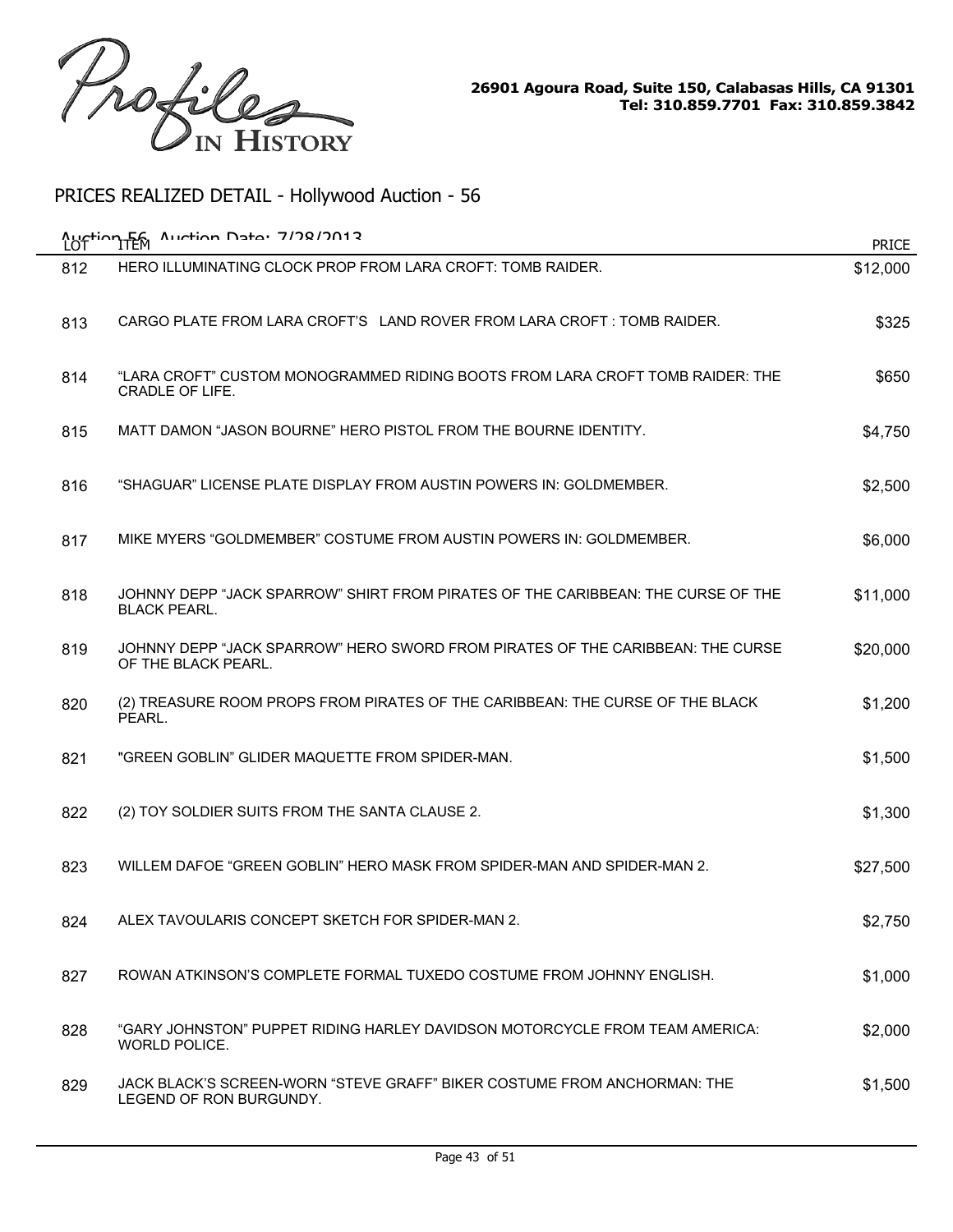Profiles IN HISTORY

**26901 Agoura Road, Suite 150, Calabasas Hills, CA 91301**
**Tel: 310.859.7701 Fax: 310.859.3842**

## PRICES REALIZED DETAIL - Hollywood Auction - 56

Auction 56 Auction Date: 7/28/2013

| LOT | ITEM | PRICE |
|---|---|---|
| 812 | HERO ILLUMINATING CLOCK PROP FROM LARA CROFT: TOMB RAIDER. | $12,000 |
| 813 | CARGO PLATE FROM LARA CROFT'S LAND ROVER FROM LARA CROFT : TOMB RAIDER. | $325 |
| 814 | "LARA CROFT" CUSTOM MONOGRAMMED RIDING BOOTS FROM LARA CROFT TOMB RAIDER: THE CRADLE OF LIFE. | $650 |
| 815 | MATT DAMON "JASON BOURNE" HERO PISTOL FROM THE BOURNE IDENTITY. | $4,750 |
| 816 | "SHAGUAR" LICENSE PLATE DISPLAY FROM AUSTIN POWERS IN: GOLDMEMBER. | $2,500 |
| 817 | MIKE MYERS "GOLDMEMBER" COSTUME FROM AUSTIN POWERS IN: GOLDMEMBER. | $6,000 |
| 818 | JOHNNY DEPP "JACK SPARROW" SHIRT FROM PIRATES OF THE CARIBBEAN: THE CURSE OF THE BLACK PEARL. | $11,000 |
| 819 | JOHNNY DEPP "JACK SPARROW" HERO SWORD FROM PIRATES OF THE CARIBBEAN: THE CURSE OF THE BLACK PEARL. | $20,000 |
| 820 | (2) TREASURE ROOM PROPS FROM PIRATES OF THE CARIBBEAN: THE CURSE OF THE BLACK PEARL. | $1,200 |
| 821 | "GREEN GOBLIN" GLIDER MAQUETTE FROM SPIDER-MAN. | $1,500 |
| 822 | (2) TOY SOLDIER SUITS FROM THE SANTA CLAUSE 2. | $1,300 |
| 823 | WILLEM DAFOE "GREEN GOBLIN" HERO MASK FROM SPIDER-MAN AND SPIDER-MAN 2. | $27,500 |
| 824 | ALEX TAVOULARIS CONCEPT SKETCH FOR SPIDER-MAN 2. | $2,750 |
| 827 | ROWAN ATKINSON'S COMPLETE FORMAL TUXEDO COSTUME FROM JOHNNY ENGLISH. | $1,000 |
| 828 | "GARY JOHNSTON" PUPPET RIDING HARLEY DAVIDSON MOTORCYCLE FROM TEAM AMERICA: WORLD POLICE. | $2,000 |
| 829 | JACK BLACK'S SCREEN-WORN "STEVE GRAFF" BIKER COSTUME FROM ANCHORMAN: THE LEGEND OF RON BURGUNDY. | $1,500 |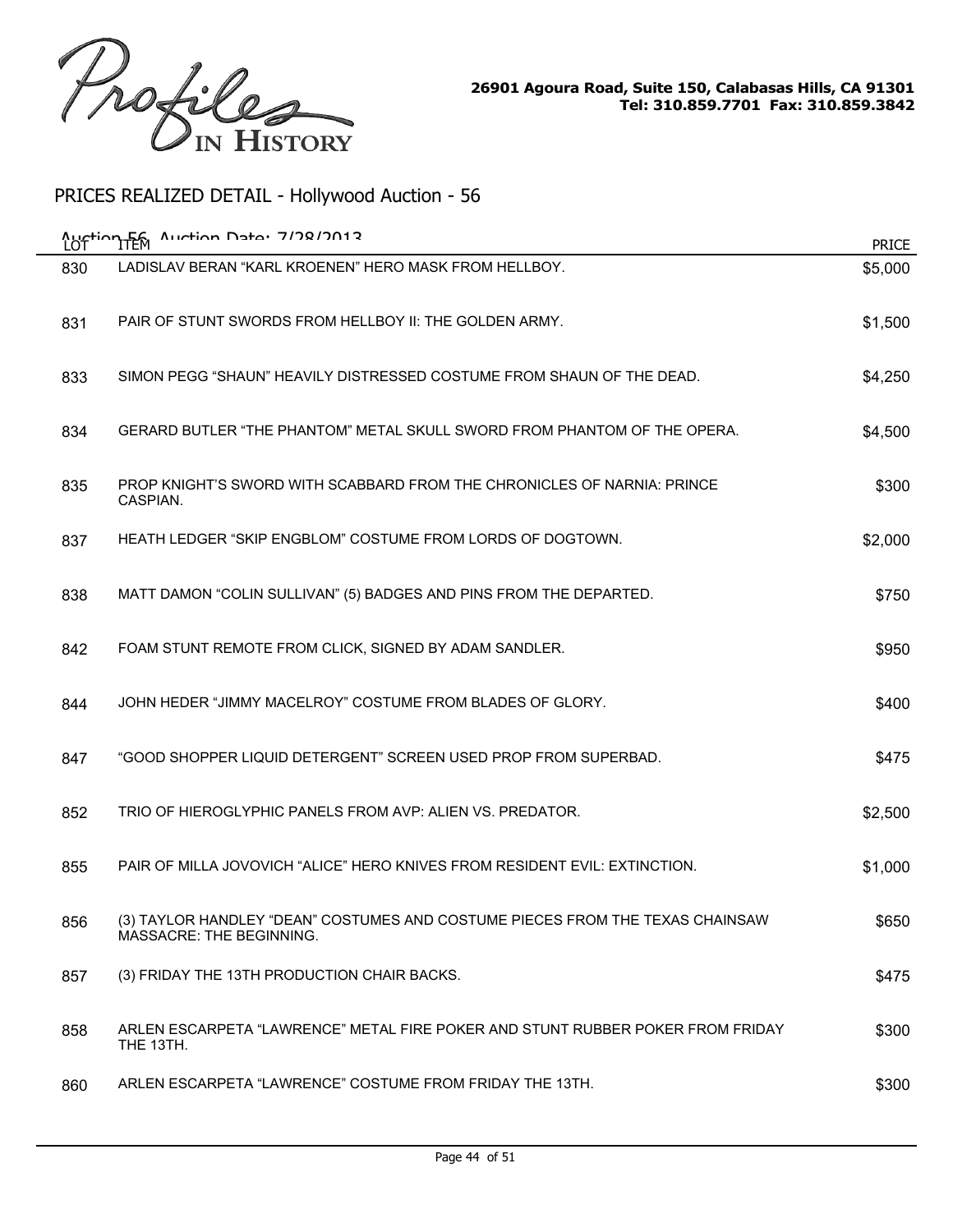Profiles IN HISTORY

**26901 Agoura Road, Suite 150, Calabasas Hills, CA 91301**
**Tel: 310.859.7701 Fax: 310.859.3842**

## PRICES REALIZED DETAIL - Hollywood Auction - 56

Auction 56 Auction Date: 7/28/2013

| LOT | ITEM | PRICE |
|---|---|---|
| 830 | LADISLAV BERAN "KARL KROENEN" HERO MASK FROM HELLBOY. | $5,000 |
| 831 | PAIR OF STUNT SWORDS FROM HELLBOY II: THE GOLDEN ARMY. | $1,500 |
| 833 | SIMON PEGG "SHAUN" HEAVILY DISTRESSED COSTUME FROM SHAUN OF THE DEAD. | $4,250 |
| 834 | GERARD BUTLER "THE PHANTOM" METAL SKULL SWORD FROM PHANTOM OF THE OPERA. | $4,500 |
| 835 | PROP KNIGHT'S SWORD WITH SCABBARD FROM THE CHRONICLES OF NARNIA: PRINCE CASPIAN. | $300 |
| 837 | HEATH LEDGER "SKIP ENGBLOM" COSTUME FROM LORDS OF DOGTOWN. | $2,000 |
| 838 | MATT DAMON "COLIN SULLIVAN" (5) BADGES AND PINS FROM THE DEPARTED. | $750 |
| 842 | FOAM STUNT REMOTE FROM CLICK, SIGNED BY ADAM SANDLER. | $950 |
| 844 | JOHN HEDER "JIMMY MACELROY" COSTUME FROM BLADES OF GLORY. | $400 |
| 847 | "GOOD SHOPPER LIQUID DETERGENT" SCREEN USED PROP FROM SUPERBAD. | $475 |
| 852 | TRIO OF HIEROGLYPHIC PANELS FROM AVP: ALIEN VS. PREDATOR. | $2,500 |
| 855 | PAIR OF MILLA JOVOVICH "ALICE" HERO KNIVES FROM RESIDENT EVIL: EXTINCTION. | $1,000 |
| 856 | (3) TAYLOR HANDLEY "DEAN" COSTUMES AND COSTUME PIECES FROM THE TEXAS CHAINSAW MASSACRE: THE BEGINNING. | $650 |
| 857 | (3) FRIDAY THE 13TH PRODUCTION CHAIR BACKS. | $475 |
| 858 | ARLEN ESCARPETA "LAWRENCE" METAL FIRE POKER AND STUNT RUBBER POKER FROM FRIDAY THE 13TH. | $300 |
| 860 | ARLEN ESCARPETA "LAWRENCE" COSTUME FROM FRIDAY THE 13TH. | $300 |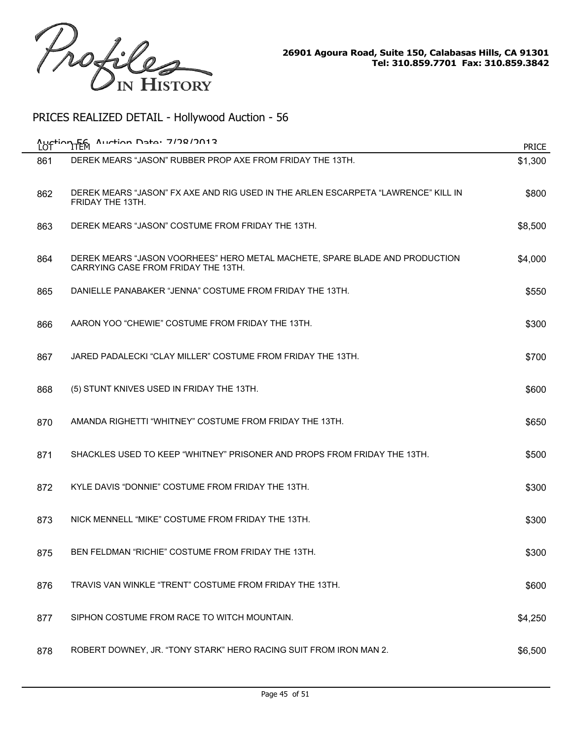Profiles IN HISTORY

26901 Agoura Road, Suite 150, Calabasas Hills, CA 91301
Tel: 310.859.7701 Fax: 310.859.3842

## PRICES REALIZED DETAIL - Hollywood Auction - 56

Auction 56 Auction Date: 7/28/2013

| LOT | ITEM | PRICE |
|---|---|---|
| 861 | DEREK MEARS "JASON" RUBBER PROP AXE FROM FRIDAY THE 13TH. | $1,300 |
| 862 | DEREK MEARS "JASON" FX AXE AND RIG USED IN THE ARLEN ESCARPETA "LAWRENCE" KILL IN FRIDAY THE 13TH. | $800 |
| 863 | DEREK MEARS "JASON" COSTUME FROM FRIDAY THE 13TH. | $8,500 |
| 864 | DEREK MEARS "JASON VOORHEES" HERO METAL MACHETE, SPARE BLADE AND PRODUCTION CARRYING CASE FROM FRIDAY THE 13TH. | $4,000 |
| 865 | DANIELLE PANABAKER "JENNA" COSTUME FROM FRIDAY THE 13TH. | $550 |
| 866 | AARON YOO "CHEWIE" COSTUME FROM FRIDAY THE 13TH. | $300 |
| 867 | JARED PADALECKI "CLAY MILLER" COSTUME FROM FRIDAY THE 13TH. | $700 |
| 868 | (5) STUNT KNIVES USED IN FRIDAY THE 13TH. | $600 |
| 870 | AMANDA RIGHETTI "WHITNEY" COSTUME FROM FRIDAY THE 13TH. | $650 |
| 871 | SHACKLES USED TO KEEP "WHITNEY" PRISONER AND PROPS FROM FRIDAY THE 13TH. | $500 |
| 872 | KYLE DAVIS "DONNIE" COSTUME FROM FRIDAY THE 13TH. | $300 |
| 873 | NICK MENNELL "MIKE" COSTUME FROM FRIDAY THE 13TH. | $300 |
| 875 | BEN FELDMAN "RICHIE" COSTUME FROM FRIDAY THE 13TH. | $300 |
| 876 | TRAVIS VAN WINKLE "TRENT" COSTUME FROM FRIDAY THE 13TH. | $600 |
| 877 | SIPHON COSTUME FROM RACE TO WITCH MOUNTAIN. | $4,250 |
| 878 | ROBERT DOWNEY, JR. "TONY STARK" HERO RACING SUIT FROM IRON MAN 2. | $6,500 |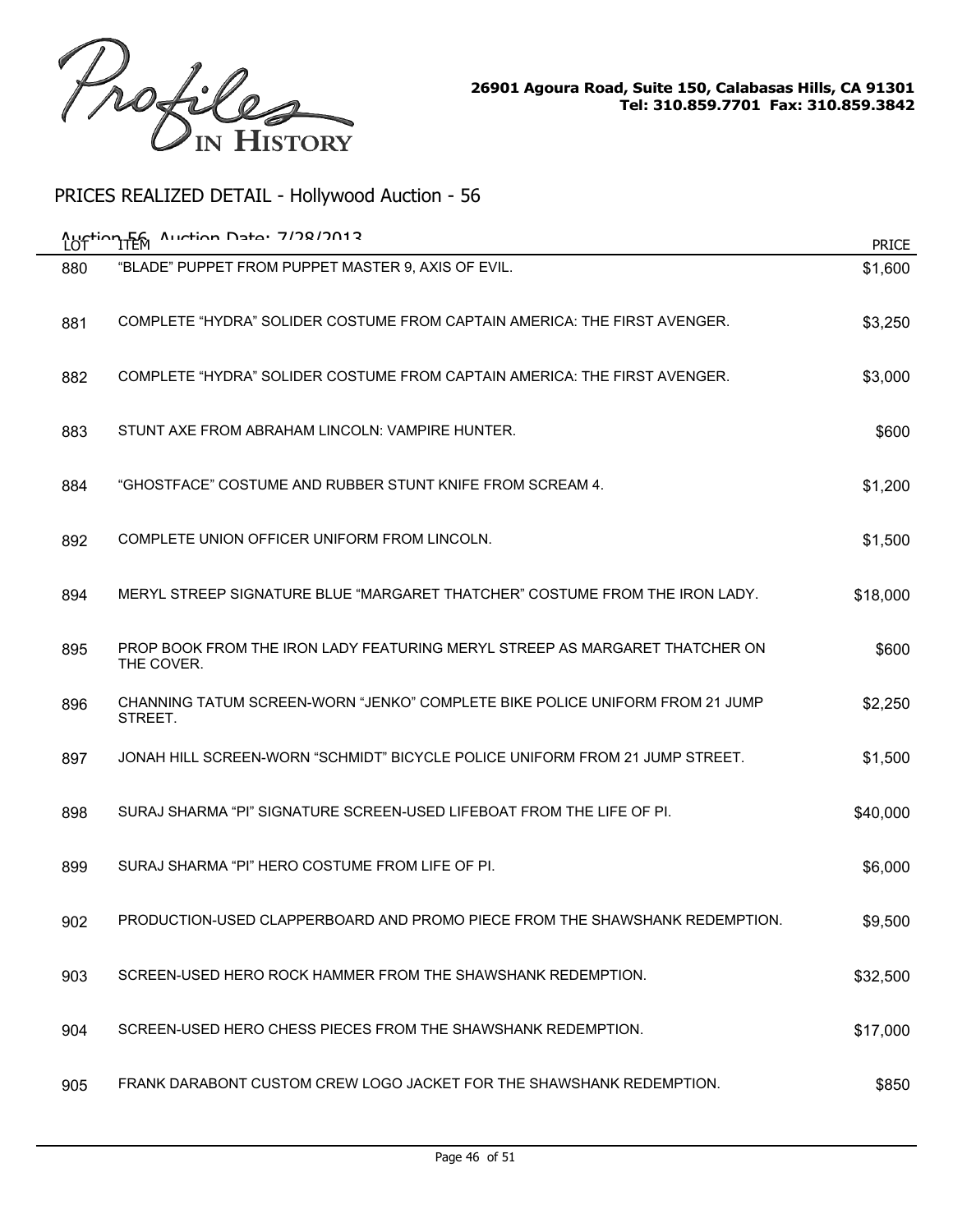Profiles IN HISTORY

26901 Agoura Road, Suite 150, Calabasas Hills, CA 91301
Tel: 310.859.7701 Fax: 310.859.3842

## PRICES REALIZED DETAIL - Hollywood Auction - 56

Auction 56 Auction Date: 7/28/2013

| LOT | ITEM | PRICE |
|---|---|---|
| 880 | "BLADE" PUPPET FROM PUPPET MASTER 9, AXIS OF EVIL. | $1,600 |
| 881 | COMPLETE "HYDRA" SOLIDER COSTUME FROM CAPTAIN AMERICA: THE FIRST AVENGER. | $3,250 |
| 882 | COMPLETE "HYDRA" SOLIDER COSTUME FROM CAPTAIN AMERICA: THE FIRST AVENGER. | $3,000 |
| 883 | STUNT AXE FROM ABRAHAM LINCOLN: VAMPIRE HUNTER. | $600 |
| 884 | "GHOSTFACE" COSTUME AND RUBBER STUNT KNIFE FROM SCREAM 4. | $1,200 |
| 892 | COMPLETE UNION OFFICER UNIFORM FROM LINCOLN. | $1,500 |
| 894 | MERYL STREEP SIGNATURE BLUE "MARGARET THATCHER" COSTUME FROM THE IRON LADY. | $18,000 |
| 895 | PROP BOOK FROM THE IRON LADY FEATURING MERYL STREEP AS MARGARET THATCHER ON THE COVER. | $600 |
| 896 | CHANNING TATUM SCREEN-WORN "JENKO" COMPLETE BIKE POLICE UNIFORM FROM 21 JUMP STREET. | $2,250 |
| 897 | JONAH HILL SCREEN-WORN "SCHMIDT" BICYCLE POLICE UNIFORM FROM 21 JUMP STREET. | $1,500 |
| 898 | SURAJ SHARMA "PI" SIGNATURE SCREEN-USED LIFEBOAT FROM THE LIFE OF PI. | $40,000 |
| 899 | SURAJ SHARMA "PI" HERO COSTUME FROM LIFE OF PI. | $6,000 |
| 902 | PRODUCTION-USED CLAPPERBOARD AND PROMO PIECE FROM THE SHAWSHANK REDEMPTION. | $9,500 |
| 903 | SCREEN-USED HERO ROCK HAMMER FROM THE SHAWSHANK REDEMPTION. | $32,500 |
| 904 | SCREEN-USED HERO CHESS PIECES FROM THE SHAWSHANK REDEMPTION. | $17,000 |
| 905 | FRANK DARABONT CUSTOM CREW LOGO JACKET FOR THE SHAWSHANK REDEMPTION. | $850 |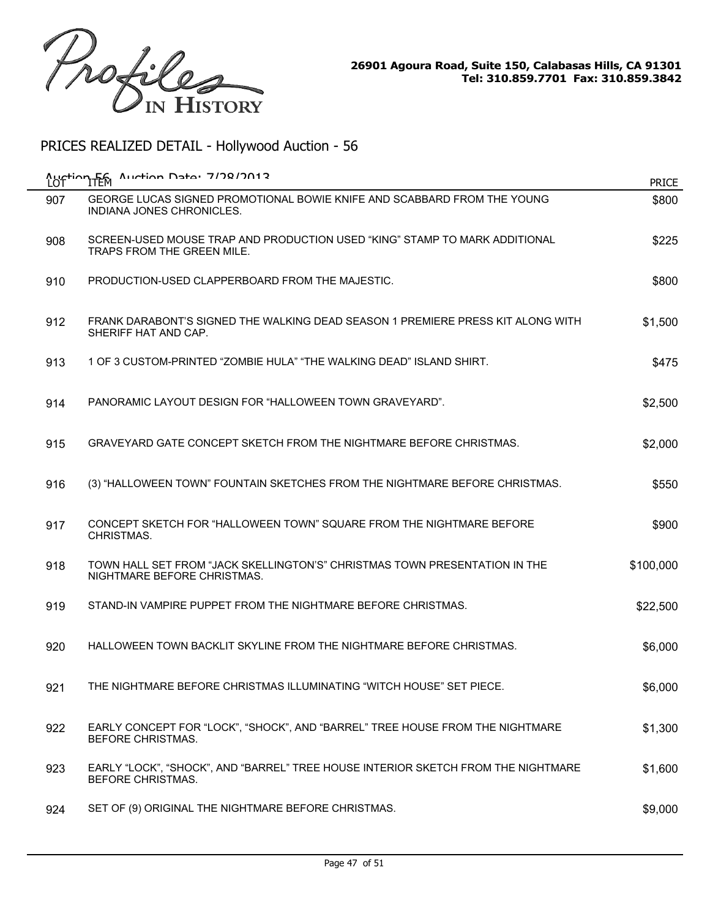Profiles IN HISTORY

26901 Agoura Road, Suite 150, Calabasas Hills, CA 91301
Tel: 310.859.7701 Fax: 310.859.3842

## PRICES REALIZED DETAIL - Hollywood Auction - 56

Auction 56 Auction Date: 7/28/2013

| LOT | ITEM | PRICE |
|---|---|---|
| 907 | GEORGE LUCAS SIGNED PROMOTIONAL BOWIE KNIFE AND SCABBARD FROM THE YOUNG INDIANA JONES CHRONICLES. | $800 |
| 908 | SCREEN-USED MOUSE TRAP AND PRODUCTION USED "KING" STAMP TO MARK ADDITIONAL TRAPS FROM THE GREEN MILE. | $225 |
| 910 | PRODUCTION-USED CLAPPERBOARD FROM THE MAJESTIC. | $800 |
| 912 | FRANK DARABONT'S SIGNED THE WALKING DEAD SEASON 1 PREMIERE PRESS KIT ALONG WITH SHERIFF HAT AND CAP. | $1,500 |
| 913 | 1 OF 3 CUSTOM-PRINTED "ZOMBIE HULA" "THE WALKING DEAD" ISLAND SHIRT. | $475 |
| 914 | PANORAMIC LAYOUT DESIGN FOR "HALLOWEEN TOWN GRAVEYARD". | $2,500 |
| 915 | GRAVEYARD GATE CONCEPT SKETCH FROM THE NIGHTMARE BEFORE CHRISTMAS. | $2,000 |
| 916 | (3) "HALLOWEEN TOWN" FOUNTAIN SKETCHES FROM THE NIGHTMARE BEFORE CHRISTMAS. | $550 |
| 917 | CONCEPT SKETCH FOR "HALLOWEEN TOWN" SQUARE FROM THE NIGHTMARE BEFORE CHRISTMAS. | $900 |
| 918 | TOWN HALL SET FROM "JACK SKELLINGTON'S" CHRISTMAS TOWN PRESENTATION IN THE NIGHTMARE BEFORE CHRISTMAS. | $100,000 |
| 919 | STAND-IN VAMPIRE PUPPET FROM THE NIGHTMARE BEFORE CHRISTMAS. | $22,500 |
| 920 | HALLOWEEN TOWN BACKLIT SKYLINE FROM THE NIGHTMARE BEFORE CHRISTMAS. | $6,000 |
| 921 | THE NIGHTMARE BEFORE CHRISTMAS ILLUMINATING "WITCH HOUSE" SET PIECE. | $6,000 |
| 922 | EARLY CONCEPT FOR "LOCK", "SHOCK", AND "BARREL" TREE HOUSE FROM THE NIGHTMARE BEFORE CHRISTMAS. | $1,300 |
| 923 | EARLY "LOCK", "SHOCK", AND "BARREL" TREE HOUSE INTERIOR SKETCH FROM THE NIGHTMARE BEFORE CHRISTMAS. | $1,600 |
| 924 | SET OF (9) ORIGINAL THE NIGHTMARE BEFORE CHRISTMAS. | $9,000 |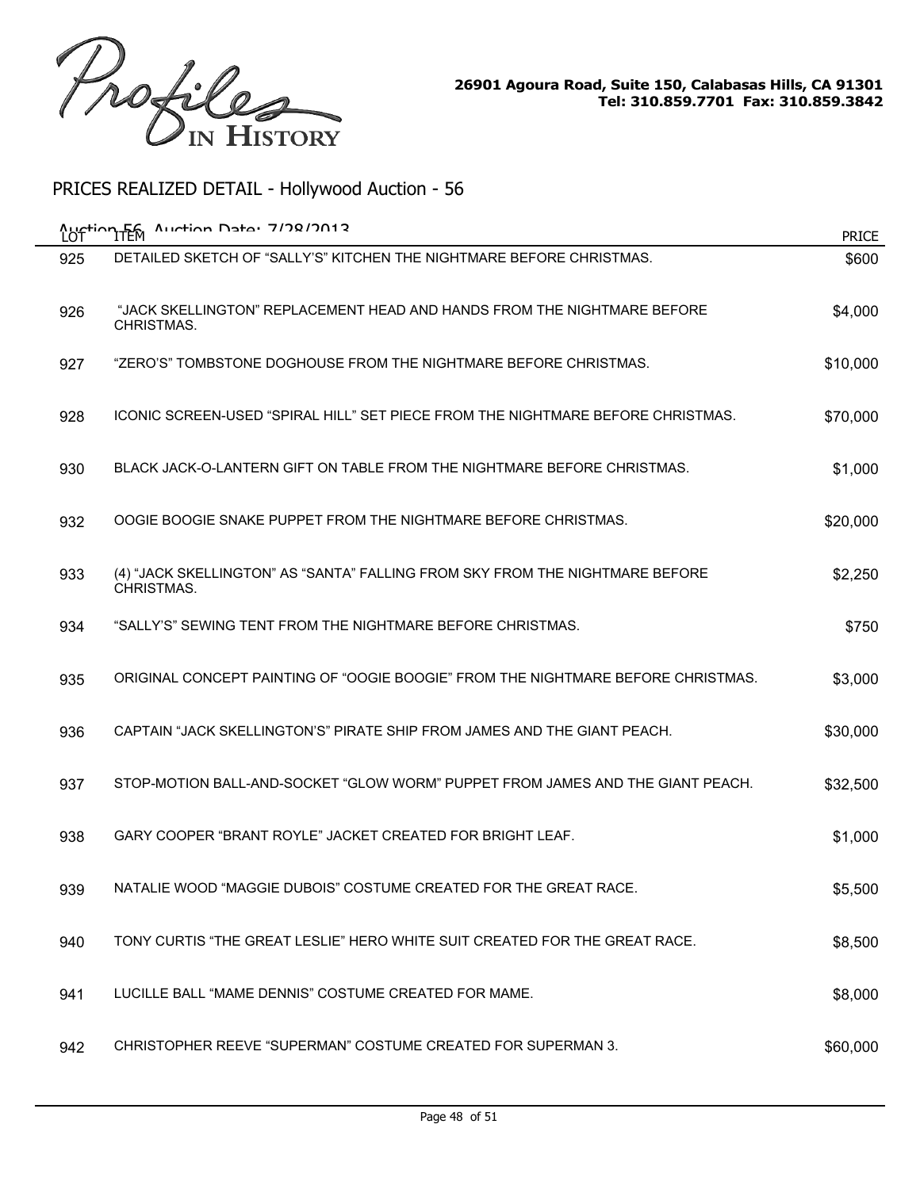Profiles IN HISTORY

26901 Agoura Road, Suite 150, Calabasas Hills, CA 91301
Tel: 310.859.7701 Fax: 310.859.3842

## PRICES REALIZED DETAIL - Hollywood Auction - 56

Auction 56 Auction Date: 7/28/2013

| LOT | ITEM | PRICE |
|---|---|---|
| 925 | DETAILED SKETCH OF "SALLY'S" KITCHEN THE NIGHTMARE BEFORE CHRISTMAS. | $600 |
| 926 | "JACK SKELLINGTON" REPLACEMENT HEAD AND HANDS FROM THE NIGHTMARE BEFORE CHRISTMAS. | $4,000 |
| 927 | "ZERO'S" TOMBSTONE DOGHOUSE FROM THE NIGHTMARE BEFORE CHRISTMAS. | $10,000 |
| 928 | ICONIC SCREEN-USED "SPIRAL HILL" SET PIECE FROM THE NIGHTMARE BEFORE CHRISTMAS. | $70,000 |
| 930 | BLACK JACK-O-LANTERN GIFT ON TABLE FROM THE NIGHTMARE BEFORE CHRISTMAS. | $1,000 |
| 932 | OOGIE BOOGIE SNAKE PUPPET FROM THE NIGHTMARE BEFORE CHRISTMAS. | $20,000 |
| 933 | (4) "JACK SKELLINGTON" AS "SANTA" FALLING FROM SKY FROM THE NIGHTMARE BEFORE CHRISTMAS. | $2,250 |
| 934 | "SALLY'S" SEWING TENT FROM THE NIGHTMARE BEFORE CHRISTMAS. | $750 |
| 935 | ORIGINAL CONCEPT PAINTING OF "OOGIE BOOGIE" FROM THE NIGHTMARE BEFORE CHRISTMAS. | $3,000 |
| 936 | CAPTAIN "JACK SKELLINGTON'S" PIRATE SHIP FROM JAMES AND THE GIANT PEACH. | $30,000 |
| 937 | STOP-MOTION BALL-AND-SOCKET "GLOW WORM" PUPPET FROM JAMES AND THE GIANT PEACH. | $32,500 |
| 938 | GARY COOPER "BRANT ROYLE" JACKET CREATED FOR BRIGHT LEAF. | $1,000 |
| 939 | NATALIE WOOD "MAGGIE DUBOIS" COSTUME CREATED FOR THE GREAT RACE. | $5,500 |
| 940 | TONY CURTIS "THE GREAT LESLIE" HERO WHITE SUIT CREATED FOR THE GREAT RACE. | $8,500 |
| 941 | LUCILLE BALL "MAME DENNIS" COSTUME CREATED FOR MAME. | $8,000 |
| 942 | CHRISTOPHER REEVE "SUPERMAN" COSTUME CREATED FOR SUPERMAN 3. | $60,000 |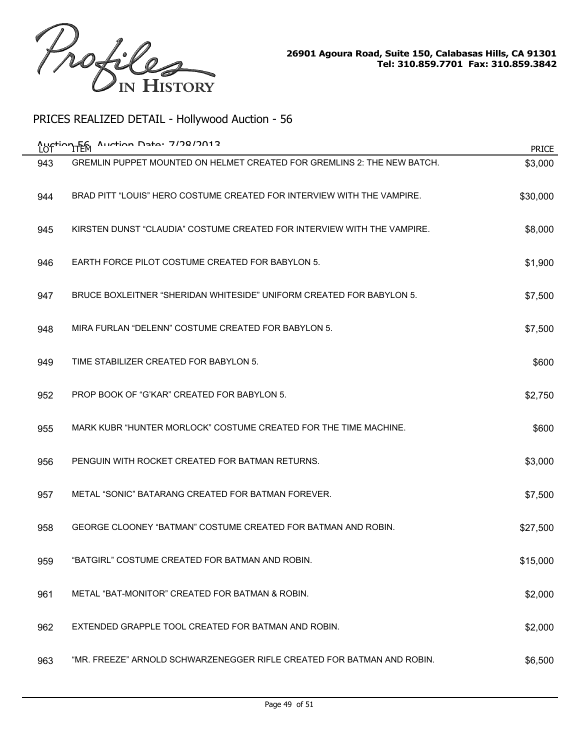Profiles IN HISTORY

26901 Agoura Road, Suite 150, Calabasas Hills, CA 91301
Tel: 310.859.7701 Fax: 310.859.3842

## PRICES REALIZED DETAIL - Hollywood Auction - 56

Auction 56 Auction Date: 7/28/2013

| LOT | ITEM | PRICE |
|---|---|---|
| 943 | GREMLIN PUPPET MOUNTED ON HELMET CREATED FOR GREMLINS 2: THE NEW BATCH. | $3,000 |
| 944 | BRAD PITT “LOUIS” HERO COSTUME CREATED FOR INTERVIEW WITH THE VAMPIRE. | $30,000 |
| 945 | KIRSTEN DUNST “CLAUDIA” COSTUME CREATED FOR INTERVIEW WITH THE VAMPIRE. | $8,000 |
| 946 | EARTH FORCE PILOT COSTUME CREATED FOR BABYLON 5. | $1,900 |
| 947 | BRUCE BOXLEITNER “SHERIDAN WHITESIDE” UNIFORM CREATED FOR BABYLON 5. | $7,500 |
| 948 | MIRA FURLAN “DELENN” COSTUME CREATED FOR BABYLON 5. | $7,500 |
| 949 | TIME STABILIZER CREATED FOR BABYLON 5. | $600 |
| 952 | PROP BOOK OF “G’KAR” CREATED FOR BABYLON 5. | $2,750 |
| 955 | MARK KUBR “HUNTER MORLOCK” COSTUME CREATED FOR THE TIME MACHINE. | $600 |
| 956 | PENGUIN WITH ROCKET CREATED FOR BATMAN RETURNS. | $3,000 |
| 957 | METAL “SONIC” BATARANG CREATED FOR BATMAN FOREVER. | $7,500 |
| 958 | GEORGE CLOONEY “BATMAN” COSTUME CREATED FOR BATMAN AND ROBIN. | $27,500 |
| 959 | “BATGIRL” COSTUME CREATED FOR BATMAN AND ROBIN. | $15,000 |
| 961 | METAL “BAT-MONITOR” CREATED FOR BATMAN & ROBIN. | $2,000 |
| 962 | EXTENDED GRAPPLE TOOL CREATED FOR BATMAN AND ROBIN. | $2,000 |
| 963 | “MR. FREEZE” ARNOLD SCHWARZENEGGER RIFLE CREATED FOR BATMAN AND ROBIN. | $6,500 |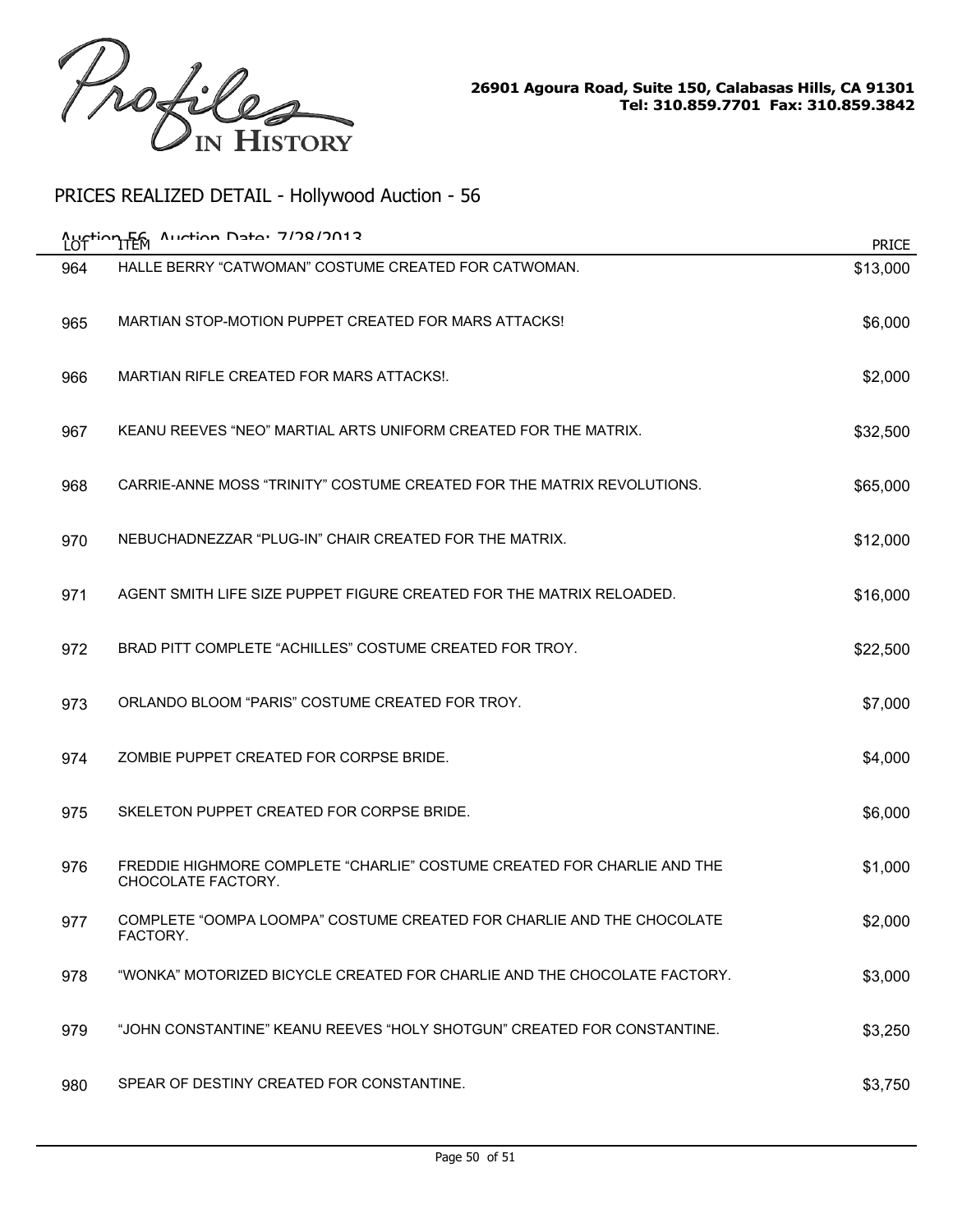Profiles IN HISTORY

26901 Agoura Road, Suite 150, Calabasas Hills, CA 91301
Tel: 310.859.7701 Fax: 310.859.3842

## PRICES REALIZED DETAIL - Hollywood Auction - 56

Auction 56 Auction Date: 7/28/2013

| LOT | ITEM | PRICE |
|---|---|---|
| 964 | HALLE BERRY “CATWOMAN” COSTUME CREATED FOR CATWOMAN. | $13,000 |
| 965 | MARTIAN STOP-MOTION PUPPET CREATED FOR MARS ATTACKS! | $6,000 |
| 966 | MARTIAN RIFLE CREATED FOR MARS ATTACKS!. | $2,000 |
| 967 | KEANU REEVES “NEO” MARTIAL ARTS UNIFORM CREATED FOR THE MATRIX. | $32,500 |
| 968 | CARRIE-ANNE MOSS “TRINITY” COSTUME CREATED FOR THE MATRIX REVOLUTIONS. | $65,000 |
| 970 | NEBUCHADNEZZAR “PLUG-IN” CHAIR CREATED FOR THE MATRIX. | $12,000 |
| 971 | AGENT SMITH LIFE SIZE PUPPET FIGURE CREATED FOR THE MATRIX RELOADED. | $16,000 |
| 972 | BRAD PITT COMPLETE “ACHILLES” COSTUME CREATED FOR TROY. | $22,500 |
| 973 | ORLANDO BLOOM “PARIS” COSTUME CREATED FOR TROY. | $7,000 |
| 974 | ZOMBIE PUPPET CREATED FOR CORPSE BRIDE. | $4,000 |
| 975 | SKELETON PUPPET CREATED FOR CORPSE BRIDE. | $6,000 |
| 976 | FREDDIE HIGHMORE COMPLETE “CHARLIE” COSTUME CREATED FOR CHARLIE AND THE CHOCOLATE FACTORY. | $1,000 |
| 977 | COMPLETE “OOMPA LOOMPA” COSTUME CREATED FOR CHARLIE AND THE CHOCOLATE FACTORY. | $2,000 |
| 978 | “WONKA” MOTORIZED BICYCLE CREATED FOR CHARLIE AND THE CHOCOLATE FACTORY. | $3,000 |
| 979 | “JOHN CONSTANTINE” KEANU REEVES “HOLY SHOTGUN” CREATED FOR CONSTANTINE. | $3,250 |
| 980 | SPEAR OF DESTINY CREATED FOR CONSTANTINE. | $3,750 |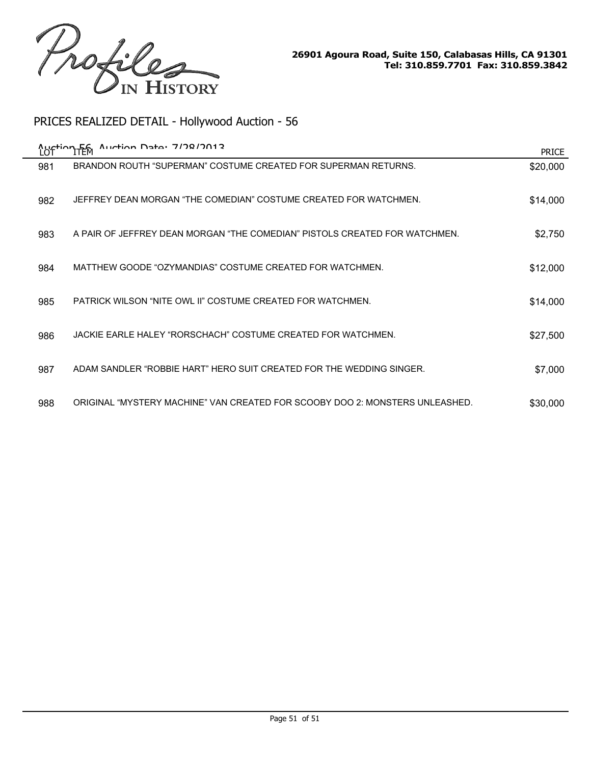Profiles IN HISTORY

26901 Agoura Road, Suite 150, Calabasas Hills, CA 91301
Tel: 310.859.7701 Fax: 310.859.3842

# PRICES REALIZED DETAIL - Hollywood Auction - 56

Auction 56 Auction Date: 7/28/2013

| LOT | ITEM | PRICE |
|---|---|---|
| 981 | BRANDON ROUTH "SUPERMAN" COSTUME CREATED FOR SUPERMAN RETURNS. | $20,000 |
| 982 | JEFFREY DEAN MORGAN "THE COMEDIAN" COSTUME CREATED FOR WATCHMEN. | $14,000 |
| 983 | A PAIR OF JEFFREY DEAN MORGAN "THE COMEDIAN" PISTOLS CREATED FOR WATCHMEN. | $2,750 |
| 984 | MATTHEW GOODE "OZYMANDIAS" COSTUME CREATED FOR WATCHMEN. | $12,000 |
| 985 | PATRICK WILSON "NITE OWL II" COSTUME CREATED FOR WATCHMEN. | $14,000 |
| 986 | JACKIE EARLE HALEY "RORSCHACH" COSTUME CREATED FOR WATCHMEN. | $27,500 |
| 987 | ADAM SANDLER "ROBBIE HART" HERO SUIT CREATED FOR THE WEDDING SINGER. | $7,000 |
| 988 | ORIGINAL "MYSTERY MACHINE" VAN CREATED FOR SCOOBY DOO 2: MONSTERS UNLEASHED. | $30,000 |